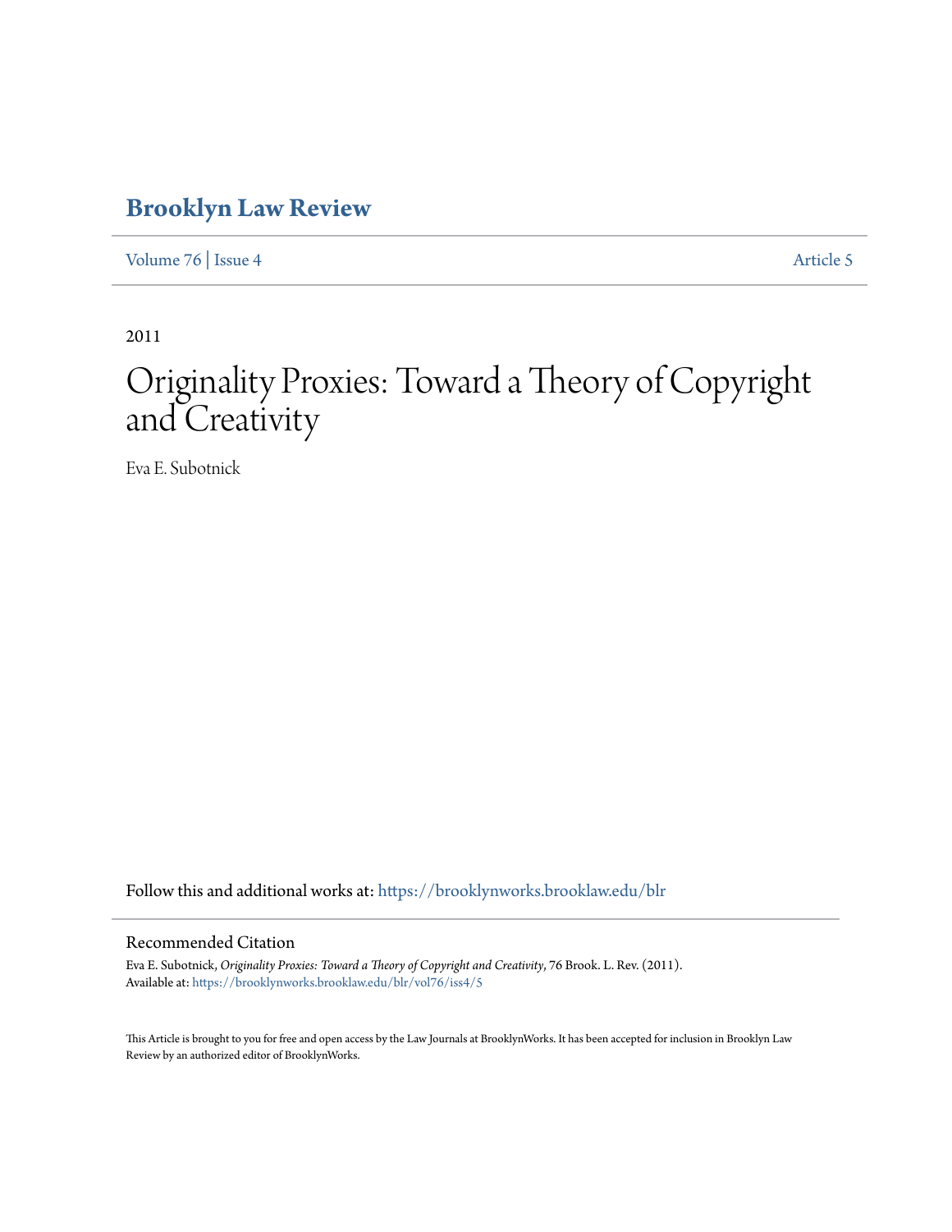# Brooklyn Law Review

Volume 76 | Issue 4 Article 5

2011

# Originality Proxies: Toward a Theory of Copyright and Creativity

Eva E. Subotnick

Follow this and additional works at: https://brooklynworks.brooklaw.edu/blr

## Recommended Citation

Eva E. Subotnick, *Originality Proxies: Toward a Theory of Copyright and Creativity*, 76 Brook. L. Rev. (2011).
Available at: https://brooklynworks.brooklaw.edu/blr/vol76/iss4/5

This Article is brought to you for free and open access by the Law Journals at BrooklynWorks. It has been accepted for inclusion in Brooklyn Law Review by an authorized editor of BrooklynWorks.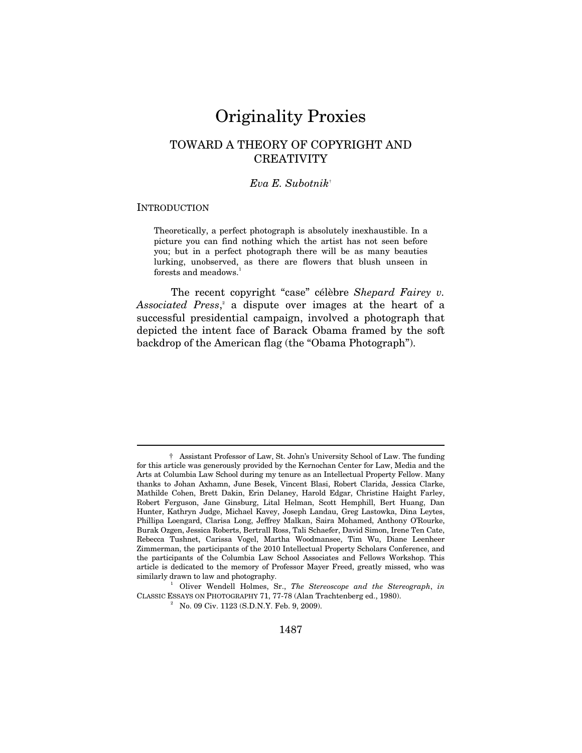# Originality Proxies

## TOWARD A THEORY OF COPYRIGHT AND CREATIVITY

*Eva E. Subotnik*[†]

### INTRODUCTION

> Theoretically, a perfect photograph is absolutely inexhaustible. In a picture you can find nothing which the artist has not seen before you; but in a perfect photograph there will be as many beauties lurking, unobserved, as there are flowers that blush unseen in forests and meadows.[1]

The recent copyright "case" célèbre *Shepard Fairey v. Associated Press*,[2] a dispute over images at the heart of a successful presidential campaign, involved a photograph that depicted the intent face of Barack Obama framed by the soft backdrop of the American flag (the "Obama Photograph").

---

† Assistant Professor of Law, St. John's University School of Law. The funding for this article was generously provided by the Kernochan Center for Law, Media and the Arts at Columbia Law School during my tenure as an Intellectual Property Fellow. Many thanks to Johan Axhamn, June Besek, Vincent Blasi, Robert Clarida, Jessica Clarke, Mathilde Cohen, Brett Dakin, Erin Delaney, Harold Edgar, Christine Haight Farley, Robert Ferguson, Jane Ginsburg, Lital Helman, Scott Hemphill, Bert Huang, Dan Hunter, Kathryn Judge, Michael Kavey, Joseph Landau, Greg Lastowka, Dina Leytes, Phillipa Loengard, Clarisa Long, Jeffrey Malkan, Saira Mohamed, Anthony O'Rourke, Burak Ozgen, Jessica Roberts, Bertrall Ross, Tali Schaefer, David Simon, Irene Ten Cate, Rebecca Tushnet, Carissa Vogel, Martha Woodmansee, Tim Wu, Diane Leenheer Zimmerman, the participants of the 2010 Intellectual Property Scholars Conference, and the participants of the Columbia Law School Associates and Fellows Workshop. This article is dedicated to the memory of Professor Mayer Freed, greatly missed, who was similarly drawn to law and photography.

[1] Oliver Wendell Holmes, Sr., *The Stereoscope and the Stereograph*, *in* CLASSIC ESSAYS ON PHOTOGRAPHY 71, 77-78 (Alan Trachtenberg ed., 1980).

[2] No. 09 Civ. 1123 (S.D.N.Y. Feb. 9, 2009).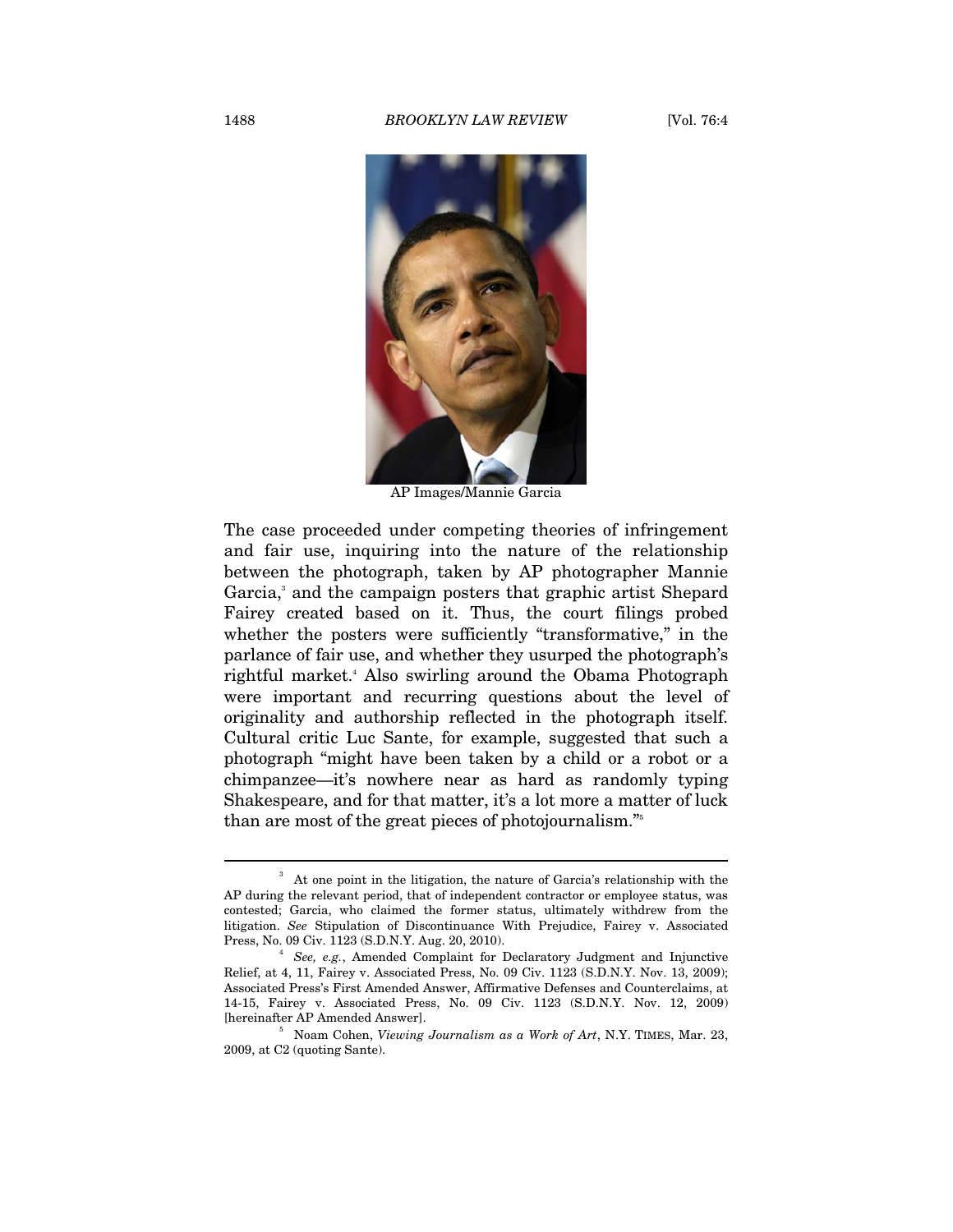AP Images/Mannie Garcia

The case proceeded under competing theories of infringement and fair use, inquiring into the nature of the relationship between the photograph, taken by AP photographer Mannie Garcia,[3] and the campaign posters that graphic artist Shepard Fairey created based on it. Thus, the court filings probed whether the posters were sufficiently "transformative," in the parlance of fair use, and whether they usurped the photograph's rightful market.[4] Also swirling around the Obama Photograph were important and recurring questions about the level of originality and authorship reflected in the photograph itself. Cultural critic Luc Sante, for example, suggested that such a photograph "might have been taken by a child or a robot or a chimpanzee—it's nowhere near as hard as randomly typing Shakespeare, and for that matter, it's a lot more a matter of luck than are most of the great pieces of photojournalism."[5]

---

[3] At one point in the litigation, the nature of Garcia's relationship with the AP during the relevant period, that of independent contractor or employee status, was contested; Garcia, who claimed the former status, ultimately withdrew from the litigation. *See* Stipulation of Discontinuance With Prejudice, Fairey v. Associated Press, No. 09 Civ. 1123 (S.D.N.Y. Aug. 20, 2010).

[4] *See, e.g.*, Amended Complaint for Declaratory Judgment and Injunctive Relief, at 4, 11, Fairey v. Associated Press, No. 09 Civ. 1123 (S.D.N.Y. Nov. 13, 2009); Associated Press's First Amended Answer, Affirmative Defenses and Counterclaims, at 14-15, Fairey v. Associated Press, No. 09 Civ. 1123 (S.D.N.Y. Nov. 12, 2009) [hereinafter AP Amended Answer].

[5] Noam Cohen, *Viewing Journalism as a Work of Art*, N.Y. TIMES, Mar. 23, 2009, at C2 (quoting Sante).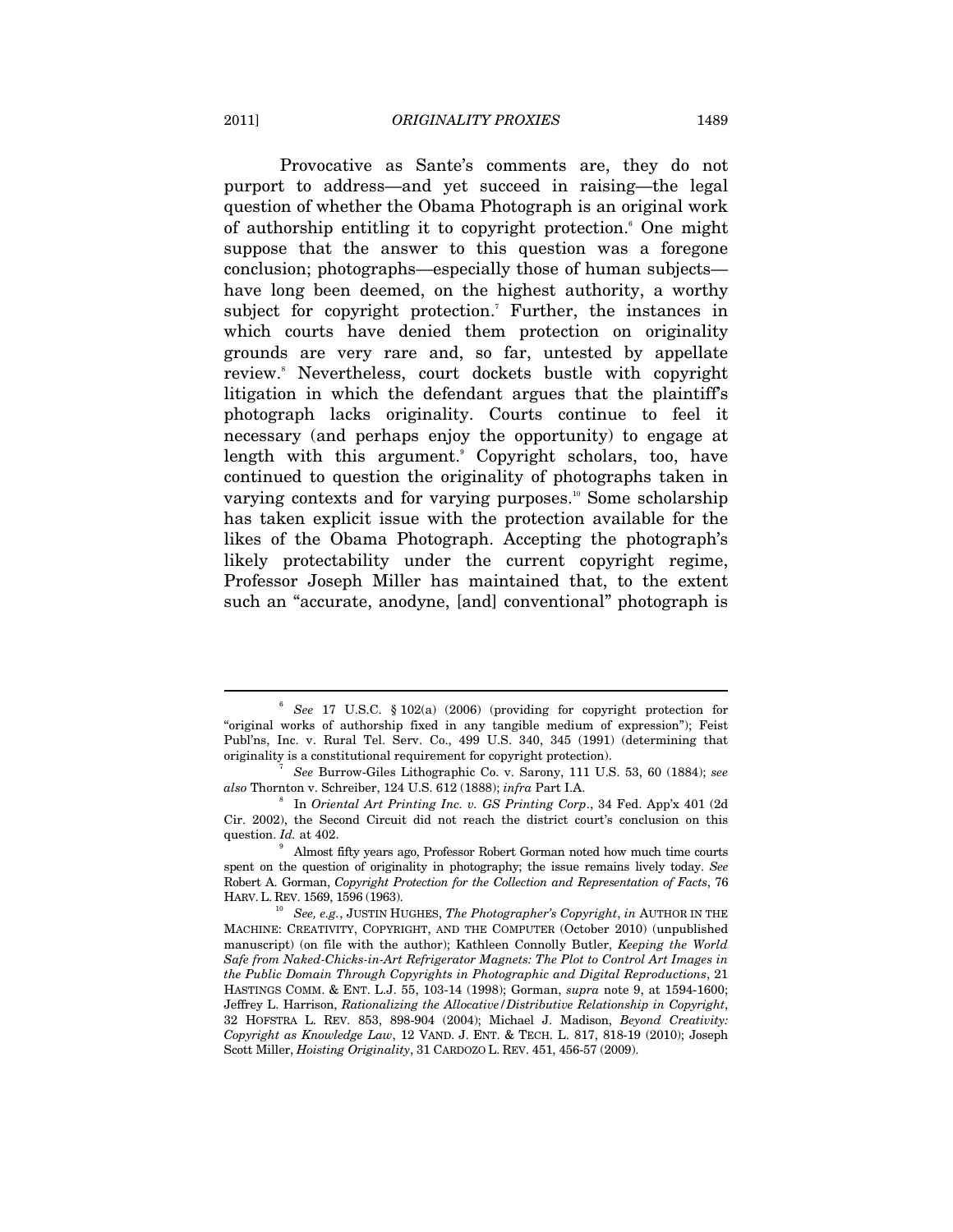Provocative as Sante's comments are, they do not purport to address—and yet succeed in raising—the legal question of whether the Obama Photograph is an original work of authorship entitling it to copyright protection.[6] One might suppose that the answer to this question was a foregone conclusion; photographs—especially those of human subjects—have long been deemed, on the highest authority, a worthy subject for copyright protection.[7] Further, the instances in which courts have denied them protection on originality grounds are very rare and, so far, untested by appellate review.[8] Nevertheless, court dockets bustle with copyright litigation in which the defendant argues that the plaintiff's photograph lacks originality. Courts continue to feel it necessary (and perhaps enjoy the opportunity) to engage at length with this argument.[9] Copyright scholars, too, have continued to question the originality of photographs taken in varying contexts and for varying purposes.[10] Some scholarship has taken explicit issue with the protection available for the likes of the Obama Photograph. Accepting the photograph's likely protectability under the current copyright regime, Professor Joseph Miller has maintained that, to the extent such an "accurate, anodyne, [and] conventional" photograph is

---

[6] *See* 17 U.S.C. § 102(a) (2006) (providing for copyright protection for "original works of authorship fixed in any tangible medium of expression"); Feist Publ'ns, Inc. v. Rural Tel. Serv. Co., 499 U.S. 340, 345 (1991) (determining that originality is a constitutional requirement for copyright protection).

[7] *See* Burrow-Giles Lithographic Co. v. Sarony, 111 U.S. 53, 60 (1884); *see also* Thornton v. Schreiber, 124 U.S. 612 (1888); *infra* Part I.A.

[8] In *Oriental Art Printing Inc. v. GS Printing Corp*., 34 Fed. App'x 401 (2d Cir. 2002), the Second Circuit did not reach the district court's conclusion on this question. *Id.* at 402.

[9] Almost fifty years ago, Professor Robert Gorman noted how much time courts spent on the question of originality in photography; the issue remains lively today. *See* Robert A. Gorman, *Copyright Protection for the Collection and Representation of Facts*, 76 HARV. L. REV. 1569, 1596 (1963).

[10] *See, e.g.*, JUSTIN HUGHES, *The Photographer's Copyright*, *in* AUTHOR IN THE MACHINE: CREATIVITY, COPYRIGHT, AND THE COMPUTER (October 2010) (unpublished manuscript) (on file with the author); Kathleen Connolly Butler, *Keeping the World Safe from Naked-Chicks-in-Art Refrigerator Magnets: The Plot to Control Art Images in the Public Domain Through Copyrights in Photographic and Digital Reproductions*, 21 HASTINGS COMM. & ENT. L.J. 55, 103-14 (1998); Gorman, *supra* note 9, at 1594-1600; Jeffrey L. Harrison, *Rationalizing the Allocative/Distributive Relationship in Copyright*, 32 HOFSTRA L. REV. 853, 898-904 (2004); Michael J. Madison, *Beyond Creativity: Copyright as Knowledge Law*, 12 VAND. J. ENT. & TECH. L. 817, 818-19 (2010); Joseph Scott Miller, *Hoisting Originality*, 31 CARDOZO L. REV. 451, 456-57 (2009).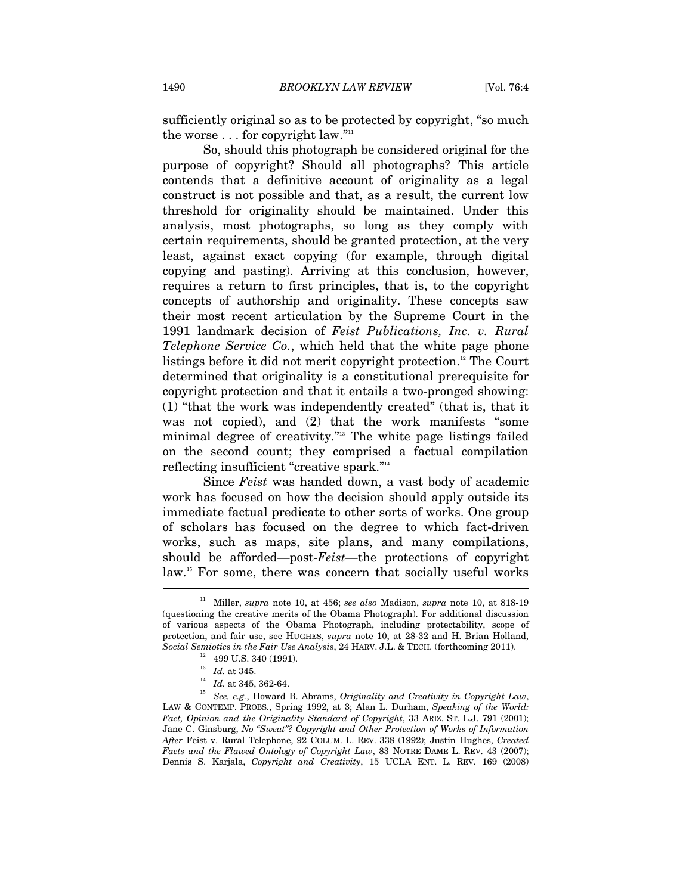sufficiently original so as to be protected by copyright, "so much the worse . . . for copyright law."[11]

So, should this photograph be considered original for the purpose of copyright? Should all photographs? This article contends that a definitive account of originality as a legal construct is not possible and that, as a result, the current low threshold for originality should be maintained. Under this analysis, most photographs, so long as they comply with certain requirements, should be granted protection, at the very least, against exact copying (for example, through digital copying and pasting). Arriving at this conclusion, however, requires a return to first principles, that is, to the copyright concepts of authorship and originality. These concepts saw their most recent articulation by the Supreme Court in the 1991 landmark decision of *Feist Publications, Inc. v. Rural Telephone Service Co.*, which held that the white page phone listings before it did not merit copyright protection.[12] The Court determined that originality is a constitutional prerequisite for copyright protection and that it entails a two-pronged showing: (1) "that the work was independently created" (that is, that it was not copied), and (2) that the work manifests "some minimal degree of creativity."[13] The white page listings failed on the second count; they comprised a factual compilation reflecting insufficient "creative spark."[14]

Since *Feist* was handed down, a vast body of academic work has focused on how the decision should apply outside its immediate factual predicate to other sorts of works. One group of scholars has focused on the degree to which fact-driven works, such as maps, site plans, and many compilations, should be afforded—post-*Feist*—the protections of copyright law.[15] For some, there was concern that socially useful works

---

[11] Miller, *supra* note 10, at 456; *see also* Madison, *supra* note 10, at 818-19 (questioning the creative merits of the Obama Photograph). For additional discussion of various aspects of the Obama Photograph, including protectability, scope of protection, and fair use, see HUGHES, *supra* note 10, at 28-32 and H. Brian Holland, *Social Semiotics in the Fair Use Analysis*, 24 HARV. J.L. & TECH. (forthcoming 2011).

[12] 499 U.S. 340 (1991).

[13] *Id.* at 345.

[14] *Id.* at 345, 362-64.

[15] *See, e.g.*, Howard B. Abrams, *Originality and Creativity in Copyright Law*, LAW & CONTEMP. PROBS., Spring 1992, at 3; Alan L. Durham, *Speaking of the World: Fact, Opinion and the Originality Standard of Copyright*, 33 ARIZ. ST. L.J. 791 (2001); Jane C. Ginsburg, *No "Sweat"? Copyright and Other Protection of Works of Information After* Feist v. Rural Telephone, 92 COLUM. L. REV. 338 (1992); Justin Hughes, *Created Facts and the Flawed Ontology of Copyright Law*, 83 NOTRE DAME L. REV. 43 (2007); Dennis S. Karjala, *Copyright and Creativity*, 15 UCLA ENT. L. REV. 169 (2008)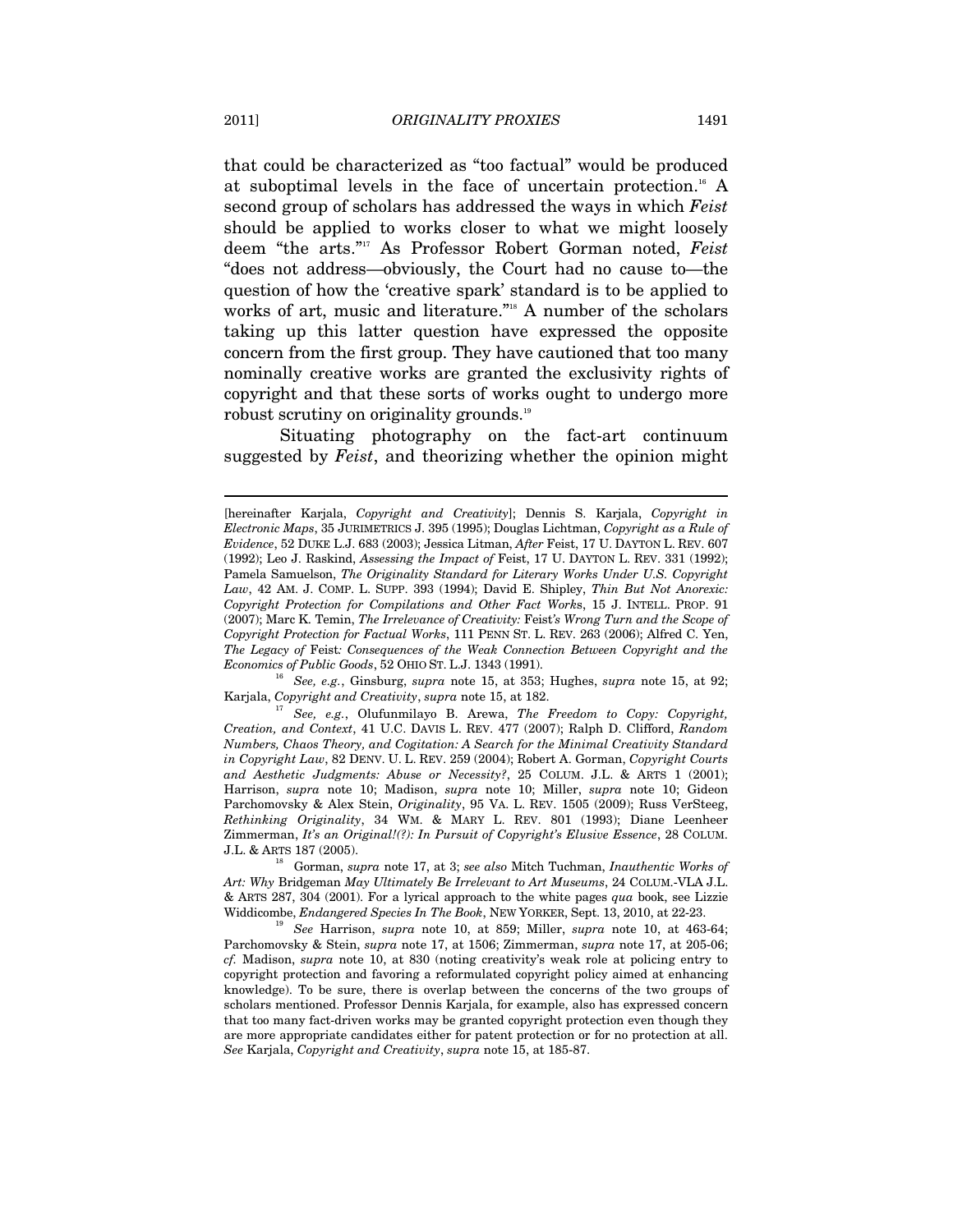that could be characterized as "too factual" would be produced at suboptimal levels in the face of uncertain protection.[16] A second group of scholars has addressed the ways in which *Feist* should be applied to works closer to what we might loosely deem "the arts."[17] As Professor Robert Gorman noted, *Feist* "does not address—obviously, the Court had no cause to—the question of how the 'creative spark' standard is to be applied to works of art, music and literature."[18] A number of the scholars taking up this latter question have expressed the opposite concern from the first group. They have cautioned that too many nominally creative works are granted the exclusivity rights of copyright and that these sorts of works ought to undergo more robust scrutiny on originality grounds.[19]

Situating photography on the fact-art continuum suggested by *Feist*, and theorizing whether the opinion might

---

[hereinafter Karjala, *Copyright and Creativity*]; Dennis S. Karjala, *Copyright in Electronic Maps*, 35 JURIMETRICS J. 395 (1995); Douglas Lichtman, *Copyright as a Rule of Evidence*, 52 DUKE L.J. 683 (2003); Jessica Litman, *After* Feist, 17 U. DAYTON L. REV. 607 (1992); Leo J. Raskind, *Assessing the Impact of* Feist, 17 U. DAYTON L. REV. 331 (1992); Pamela Samuelson, *The Originality Standard for Literary Works Under U.S. Copyright Law*, 42 AM. J. COMP. L. SUPP. 393 (1994); David E. Shipley, *Thin But Not Anorexic: Copyright Protection for Compilations and Other Fact Works*, 15 J. INTELL. PROP. 91 (2007); Marc K. Temin, *The Irrelevance of Creativity:* Feist*'s Wrong Turn and the Scope of Copyright Protection for Factual Works*, 111 PENN ST. L. REV. 263 (2006); Alfred C. Yen, *The Legacy of* Feist*: Consequences of the Weak Connection Between Copyright and the Economics of Public Goods*, 52 OHIO ST. L.J. 1343 (1991).

[16] *See, e.g.*, Ginsburg, *supra* note 15, at 353; Hughes, *supra* note 15, at 92; Karjala, *Copyright and Creativity*, *supra* note 15, at 182.

[17] *See, e.g.*, Olufunmilayo B. Arewa, *The Freedom to Copy: Copyright, Creation, and Context*, 41 U.C. DAVIS L. REV. 477 (2007); Ralph D. Clifford, *Random Numbers, Chaos Theory, and Cogitation: A Search for the Minimal Creativity Standard in Copyright Law*, 82 DENV. U. L. REV. 259 (2004); Robert A. Gorman, *Copyright Courts and Aesthetic Judgments: Abuse or Necessity?*, 25 COLUM. J.L. & ARTS 1 (2001); Harrison, *supra* note 10; Madison, *supra* note 10; Miller, *supra* note 10; Gideon Parchomovsky & Alex Stein, *Originality*, 95 VA. L. REV. 1505 (2009); Russ VerSteeg, *Rethinking Originality*, 34 WM. & MARY L. REV. 801 (1993); Diane Leenheer Zimmerman, *It's an Original!(?): In Pursuit of Copyright's Elusive Essence*, 28 COLUM. J.L. & ARTS 187 (2005).

[18] Gorman, *supra* note 17, at 3; *see also* Mitch Tuchman, *Inauthentic Works of Art: Why* Bridgeman *May Ultimately Be Irrelevant to Art Museums*, 24 COLUM.-VLA J.L. & ARTS 287, 304 (2001). For a lyrical approach to the white pages *qua* book, see Lizzie Widdicombe, *Endangered Species In The Book*, NEW YORKER, Sept. 13, 2010, at 22-23.

[19] *See* Harrison, *supra* note 10, at 859; Miller, *supra* note 10, at 463-64; Parchomovsky & Stein, *supra* note 17, at 1506; Zimmerman, *supra* note 17, at 205-06; *cf.* Madison, *supra* note 10, at 830 (noting creativity's weak role at policing entry to copyright protection and favoring a reformulated copyright policy aimed at enhancing knowledge). To be sure, there is overlap between the concerns of the two groups of scholars mentioned. Professor Dennis Karjala, for example, also has expressed concern that too many fact-driven works may be granted copyright protection even though they are more appropriate candidates either for patent protection or for no protection at all. *See* Karjala, *Copyright and Creativity*, *supra* note 15, at 185-87.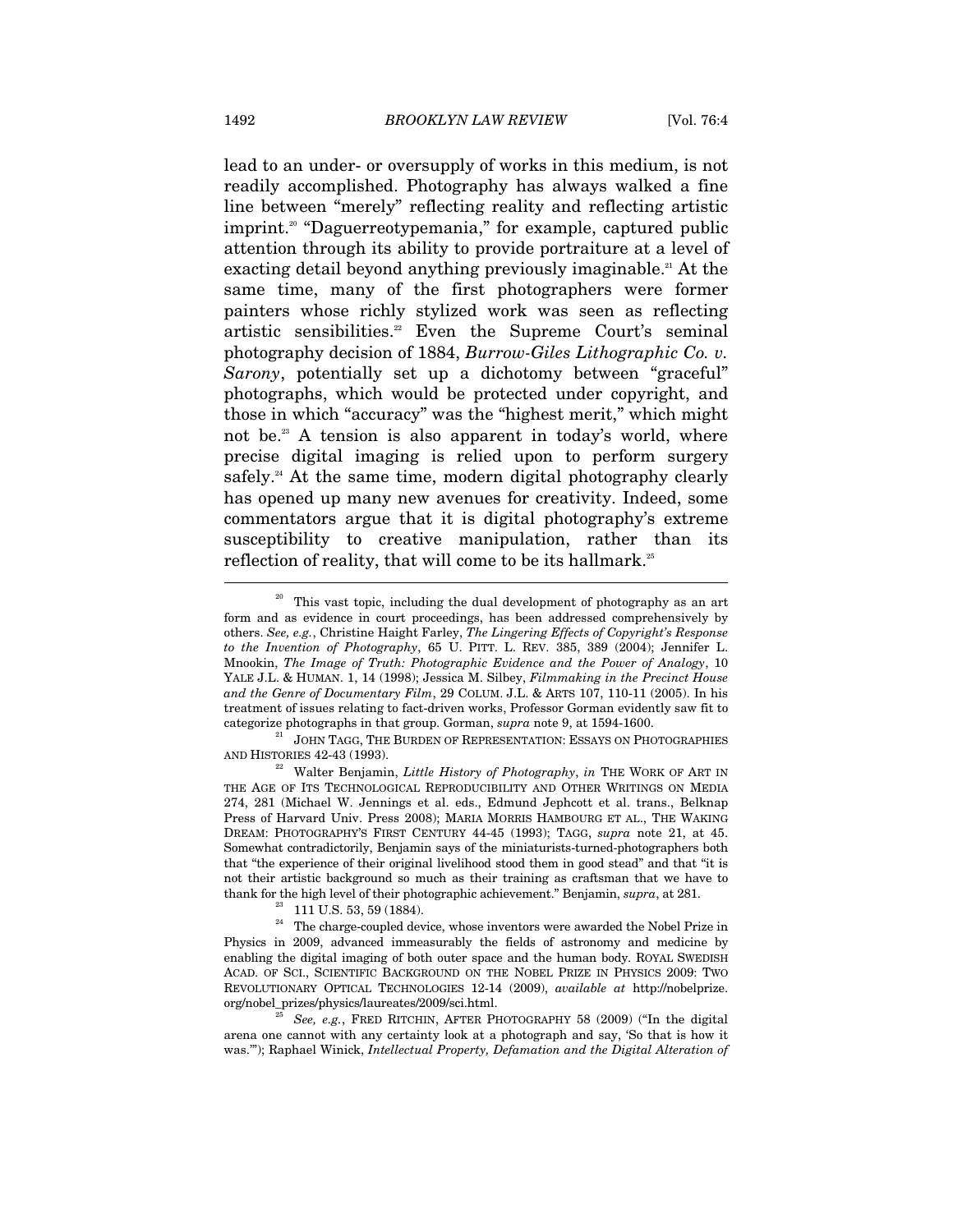lead to an under- or oversupply of works in this medium, is not readily accomplished. Photography has always walked a fine line between "merely" reflecting reality and reflecting artistic imprint.[20] "Daguerreotypemania," for example, captured public attention through its ability to provide portraiture at a level of exacting detail beyond anything previously imaginable.[21] At the same time, many of the first photographers were former painters whose richly stylized work was seen as reflecting artistic sensibilities.[22] Even the Supreme Court's seminal photography decision of 1884, *Burrow-Giles Lithographic Co. v. Sarony*, potentially set up a dichotomy between "graceful" photographs, which would be protected under copyright, and those in which "accuracy" was the "highest merit," which might not be.[23] A tension is also apparent in today's world, where precise digital imaging is relied upon to perform surgery safely.[24] At the same time, modern digital photography clearly has opened up many new avenues for creativity. Indeed, some commentators argue that it is digital photography's extreme susceptibility to creative manipulation, rather than its reflection of reality, that will come to be its hallmark.[25]

---

[20] This vast topic, including the dual development of photography as an art form and as evidence in court proceedings, has been addressed comprehensively by others. *See, e.g.*, Christine Haight Farley, *The Lingering Effects of Copyright's Response to the Invention of Photography*, 65 U. PITT. L. REV. 385, 389 (2004); Jennifer L. Mnookin, *The Image of Truth: Photographic Evidence and the Power of Analogy*, 10 YALE J.L. & HUMAN. 1, 14 (1998); Jessica M. Silbey, *Filmmaking in the Precinct House and the Genre of Documentary Film*, 29 COLUM. J.L. & ARTS 107, 110-11 (2005). In his treatment of issues relating to fact-driven works, Professor Gorman evidently saw fit to categorize photographs in that group. Gorman, *supra* note 9, at 1594-1600.

[21] JOHN TAGG, THE BURDEN OF REPRESENTATION: ESSAYS ON PHOTOGRAPHIES AND HISTORIES 42-43 (1993).

[22] Walter Benjamin, *Little History of Photography*, *in* THE WORK OF ART IN THE AGE OF ITS TECHNOLOGICAL REPRODUCIBILITY AND OTHER WRITINGS ON MEDIA 274, 281 (Michael W. Jennings et al. eds., Edmund Jephcott et al. trans., Belknap Press of Harvard Univ. Press 2008); MARIA MORRIS HAMBOURG ET AL., THE WAKING DREAM: PHOTOGRAPHY'S FIRST CENTURY 44-45 (1993); TAGG, *supra* note 21, at 45. Somewhat contradictorily, Benjamin says of the miniaturists-turned-photographers both that "the experience of their original livelihood stood them in good stead" and that "it is not their artistic background so much as their training as craftsman that we have to thank for the high level of their photographic achievement." Benjamin, *supra*, at 281.

[23] 111 U.S. 53, 59 (1884).

[24] The charge-coupled device, whose inventors were awarded the Nobel Prize in Physics in 2009, advanced immeasurably the fields of astronomy and medicine by enabling the digital imaging of both outer space and the human body. ROYAL SWEDISH ACAD. OF SCI., SCIENTIFIC BACKGROUND ON THE NOBEL PRIZE IN PHYSICS 2009: TWO REVOLUTIONARY OPTICAL TECHNOLOGIES 12-14 (2009), *available at* http://nobelprize.org/nobel_prizes/physics/laureates/2009/sci.html.

[25] *See, e.g.*, FRED RITCHIN, AFTER PHOTOGRAPHY 58 (2009) ("In the digital arena one cannot with any certainty look at a photograph and say, 'So that is how it was.'"); Raphael Winick, *Intellectual Property, Defamation and the Digital Alteration of*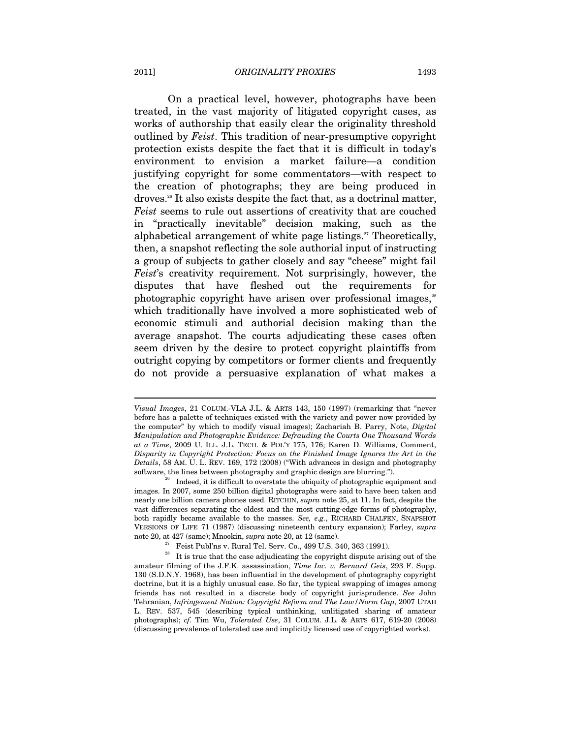On a practical level, however, photographs have been treated, in the vast majority of litigated copyright cases, as works of authorship that easily clear the originality threshold outlined by *Feist*. This tradition of near-presumptive copyright protection exists despite the fact that it is difficult in today's environment to envision a market failure—a condition justifying copyright for some commentators—with respect to the creation of photographs; they are being produced in droves.[26] It also exists despite the fact that, as a doctrinal matter, *Feist* seems to rule out assertions of creativity that are couched in "practically inevitable" decision making, such as the alphabetical arrangement of white page listings.[27] Theoretically, then, a snapshot reflecting the sole authorial input of instructing a group of subjects to gather closely and say "cheese" might fail *Feist*'s creativity requirement. Not surprisingly, however, the disputes that have fleshed out the requirements for photographic copyright have arisen over professional images,[28] which traditionally have involved a more sophisticated web of economic stimuli and authorial decision making than the average snapshot. The courts adjudicating these cases often seem driven by the desire to protect copyright plaintiffs from outright copying by competitors or former clients and frequently do not provide a persuasive explanation of what makes a

---

*Visual Images*, 21 COLUM.-VLA J.L. & ARTS 143, 150 (1997) (remarking that "never before has a palette of techniques existed with the variety and power now provided by the computer" by which to modify visual images); Zachariah B. Parry, Note, *Digital Manipulation and Photographic Evidence: Defrauding the Courts One Thousand Words at a Time*, 2009 U. ILL. J.L. TECH. & POL'Y 175, 176; Karen D. Williams, Comment, *Disparity in Copyright Protection: Focus on the Finished Image Ignores the Art in the Details*, 58 AM. U. L. REV. 169, 172 (2008) ("With advances in design and photography software, the lines between photography and graphic design are blurring.").

[26] Indeed, it is difficult to overstate the ubiquity of photographic equipment and images. In 2007, some 250 billion digital photographs were said to have been taken and nearly one billion camera phones used. RITCHIN, *supra* note 25, at 11. In fact, despite the vast differences separating the oldest and the most cutting-edge forms of photography, both rapidly became available to the masses. *See, e.g.*, RICHARD CHALFEN, SNAPSHOT VERSIONS OF LIFE 71 (1987) (discussing nineteenth century expansion); Farley, *supra* note 20, at 427 (same); Mnookin, *supra* note 20, at 12 (same).

[27] Feist Publ'ns v. Rural Tel. Serv. Co., 499 U.S. 340, 363 (1991).

[28] It is true that the case adjudicating the copyright dispute arising out of the amateur filming of the J.F.K. assassination, *Time Inc. v. Bernard Geis*, 293 F. Supp. 130 (S.D.N.Y. 1968), has been influential in the development of photography copyright doctrine, but it is a highly unusual case. So far, the typical swapping of images among friends has not resulted in a discrete body of copyright jurisprudence. *See* John Tehranian, *Infringement Nation: Copyright Reform and The Law/Norm Gap*, 2007 UTAH L. REV. 537, 545 (describing typical unthinking, unlitigated sharing of amateur photographs); *cf.* Tim Wu, *Tolerated Use*, 31 COLUM. J.L. & ARTS 617, 619-20 (2008) (discussing prevalence of tolerated use and implicitly licensed use of copyrighted works).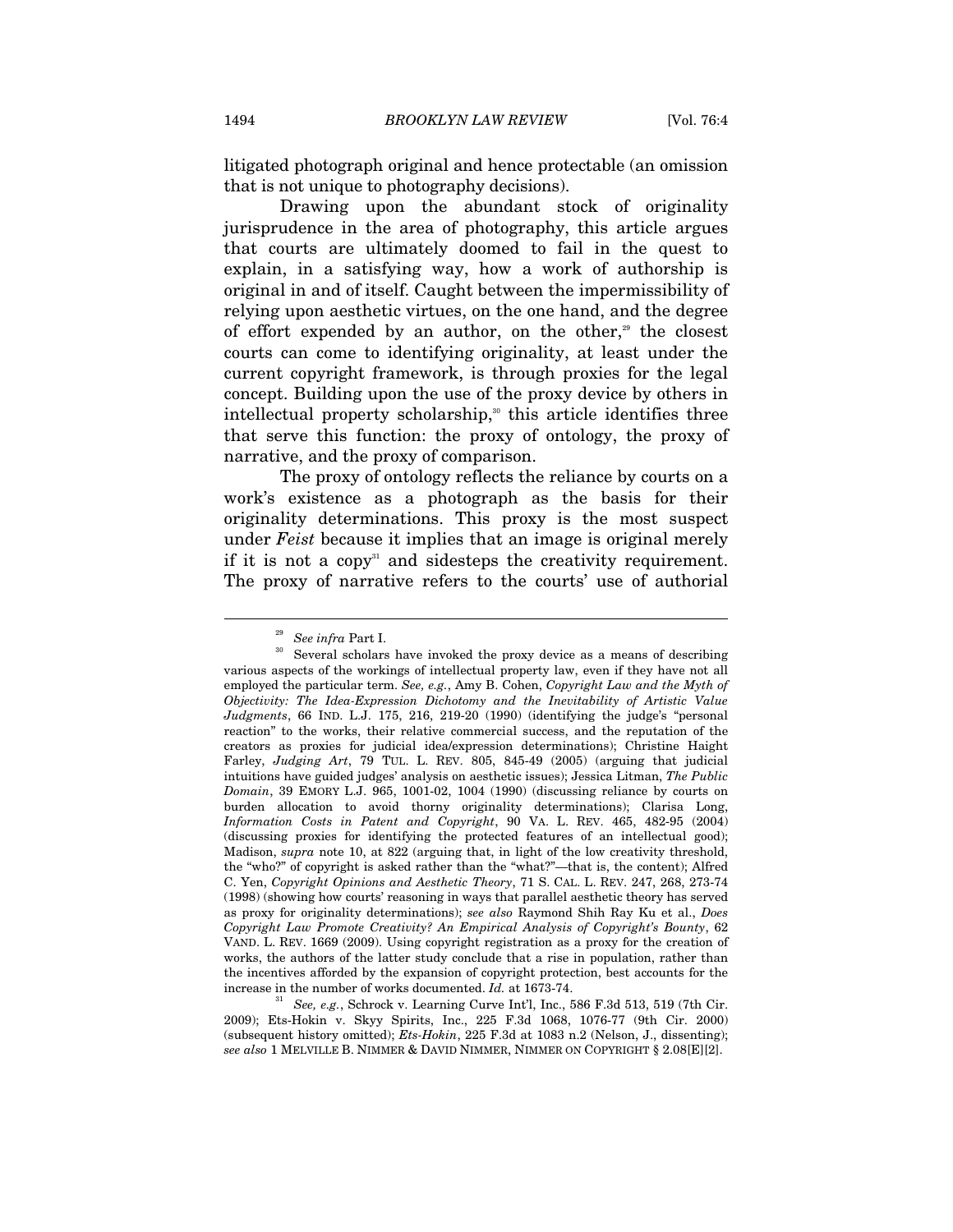litigated photograph original and hence protectable (an omission that is not unique to photography decisions).

Drawing upon the abundant stock of originality jurisprudence in the area of photography, this article argues that courts are ultimately doomed to fail in the quest to explain, in a satisfying way, how a work of authorship is original in and of itself. Caught between the impermissibility of relying upon aesthetic virtues, on the one hand, and the degree of effort expended by an author, on the other,[29] the closest courts can come to identifying originality, at least under the current copyright framework, is through proxies for the legal concept. Building upon the use of the proxy device by others in intellectual property scholarship,[30] this article identifies three that serve this function: the proxy of ontology, the proxy of narrative, and the proxy of comparison.

The proxy of ontology reflects the reliance by courts on a work's existence as a photograph as the basis for their originality determinations. This proxy is the most suspect under *Feist* because it implies that an image is original merely if it is not a copy[31] and sidesteps the creativity requirement. The proxy of narrative refers to the courts' use of authorial

---

[29] *See infra* Part I.

[30] Several scholars have invoked the proxy device as a means of describing various aspects of the workings of intellectual property law, even if they have not all employed the particular term. *See, e.g.*, Amy B. Cohen, *Copyright Law and the Myth of Objectivity: The Idea-Expression Dichotomy and the Inevitability of Artistic Value Judgments*, 66 IND. L.J. 175, 216, 219-20 (1990) (identifying the judge's "personal reaction" to the works, their relative commercial success, and the reputation of the creators as proxies for judicial idea/expression determinations); Christine Haight Farley, *Judging Art*, 79 TUL. L. REV. 805, 845-49 (2005) (arguing that judicial intuitions have guided judges' analysis on aesthetic issues); Jessica Litman, *The Public Domain*, 39 EMORY L.J. 965, 1001-02, 1004 (1990) (discussing reliance by courts on burden allocation to avoid thorny originality determinations); Clarisa Long, *Information Costs in Patent and Copyright*, 90 VA. L. REV. 465, 482-95 (2004) (discussing proxies for identifying the protected features of an intellectual good); Madison, *supra* note 10, at 822 (arguing that, in light of the low creativity threshold, the "who?" of copyright is asked rather than the "what?"—that is, the content); Alfred C. Yen, *Copyright Opinions and Aesthetic Theory*, 71 S. CAL. L. REV. 247, 268, 273-74 (1998) (showing how courts' reasoning in ways that parallel aesthetic theory has served as proxy for originality determinations); *see also* Raymond Shih Ray Ku et al., *Does Copyright Law Promote Creativity? An Empirical Analysis of Copyright's Bounty*, 62 VAND. L. REV. 1669 (2009). Using copyright registration as a proxy for the creation of works, the authors of the latter study conclude that a rise in population, rather than the incentives afforded by the expansion of copyright protection, best accounts for the increase in the number of works documented. *Id.* at 1673-74.

[31] *See, e.g.*, Schrock v. Learning Curve Int'l, Inc., 586 F.3d 513, 519 (7th Cir. 2009); Ets-Hokin v. Skyy Spirits, Inc., 225 F.3d 1068, 1076-77 (9th Cir. 2000) (subsequent history omitted); *Ets-Hokin*, 225 F.3d at 1083 n.2 (Nelson, J., dissenting); *see also* 1 MELVILLE B. NIMMER & DAVID NIMMER, NIMMER ON COPYRIGHT § 2.08[E][2].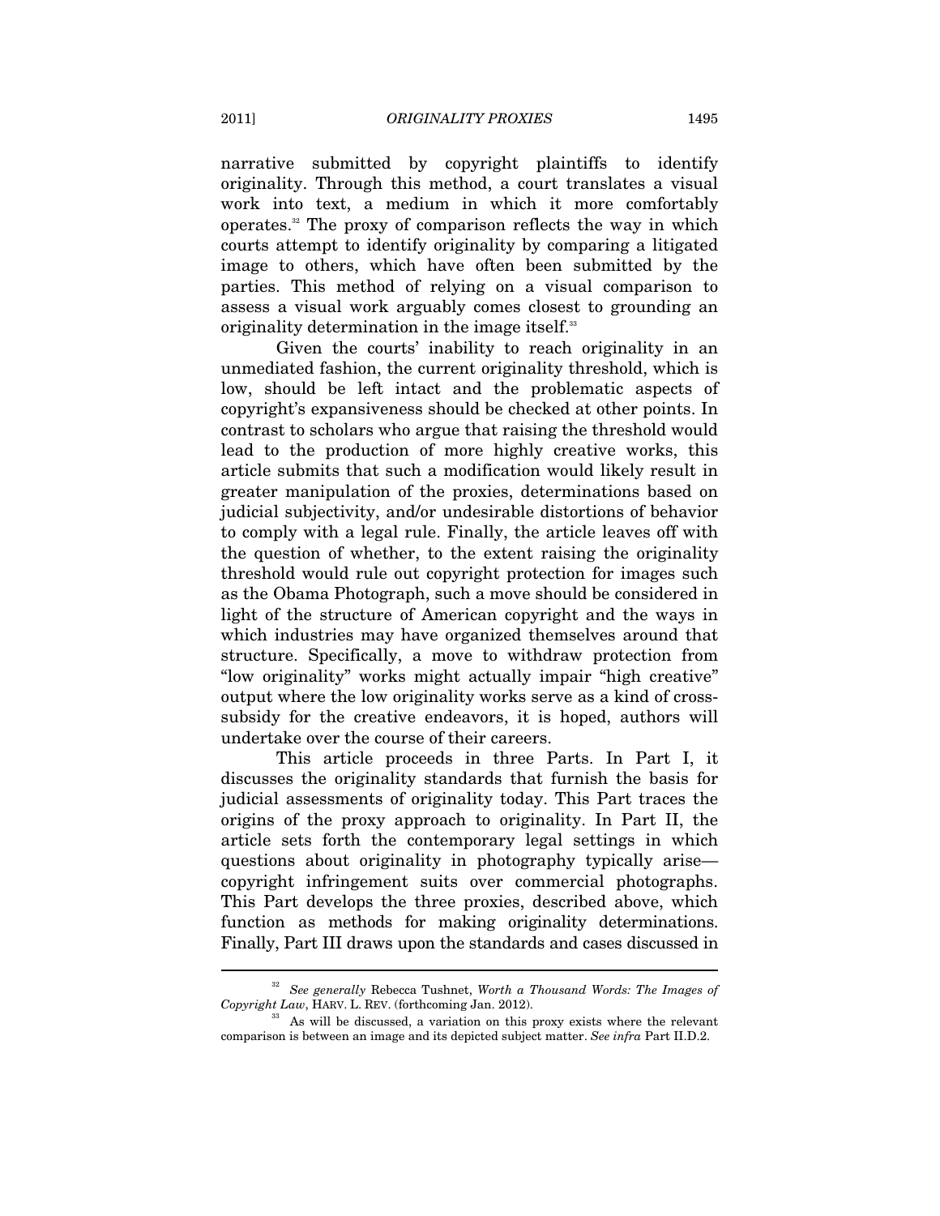narrative submitted by copyright plaintiffs to identify originality. Through this method, a court translates a visual work into text, a medium in which it more comfortably operates.[32] The proxy of comparison reflects the way in which courts attempt to identify originality by comparing a litigated image to others, which have often been submitted by the parties. This method of relying on a visual comparison to assess a visual work arguably comes closest to grounding an originality determination in the image itself.[33]

Given the courts' inability to reach originality in an unmediated fashion, the current originality threshold, which is low, should be left intact and the problematic aspects of copyright's expansiveness should be checked at other points. In contrast to scholars who argue that raising the threshold would lead to the production of more highly creative works, this article submits that such a modification would likely result in greater manipulation of the proxies, determinations based on judicial subjectivity, and/or undesirable distortions of behavior to comply with a legal rule. Finally, the article leaves off with the question of whether, to the extent raising the originality threshold would rule out copyright protection for images such as the Obama Photograph, such a move should be considered in light of the structure of American copyright and the ways in which industries may have organized themselves around that structure. Specifically, a move to withdraw protection from "low originality" works might actually impair "high creative" output where the low originality works serve as a kind of cross-subsidy for the creative endeavors, it is hoped, authors will undertake over the course of their careers.

This article proceeds in three Parts. In Part I, it discusses the originality standards that furnish the basis for judicial assessments of originality today. This Part traces the origins of the proxy approach to originality. In Part II, the article sets forth the contemporary legal settings in which questions about originality in photography typically arise—copyright infringement suits over commercial photographs. This Part develops the three proxies, described above, which function as methods for making originality determinations. Finally, Part III draws upon the standards and cases discussed in

---

[32] *See generally* Rebecca Tushnet, *Worth a Thousand Words: The Images of Copyright Law*, HARV. L. REV. (forthcoming Jan. 2012).

[33] As will be discussed, a variation on this proxy exists where the relevant comparison is between an image and its depicted subject matter. *See infra* Part II.D.2.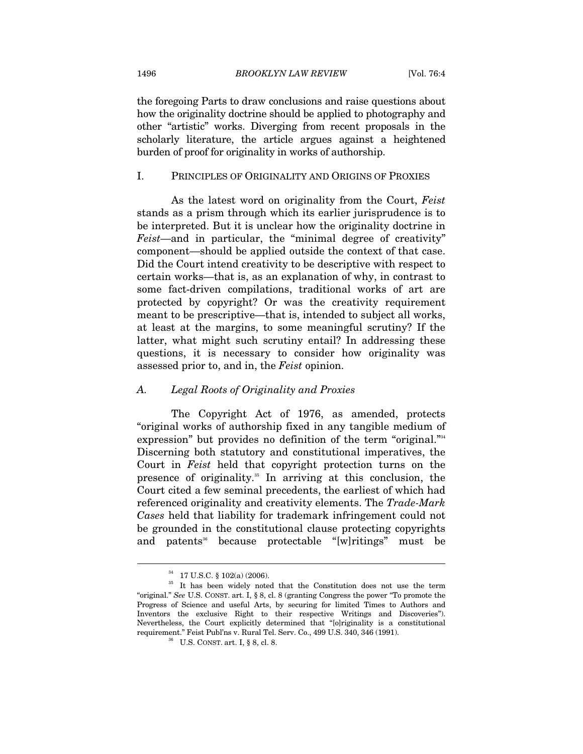the foregoing Parts to draw conclusions and raise questions about how the originality doctrine should be applied to photography and other "artistic" works. Diverging from recent proposals in the scholarly literature, the article argues against a heightened burden of proof for originality in works of authorship.

## I. PRINCIPLES OF ORIGINALITY AND ORIGINS OF PROXIES

As the latest word on originality from the Court, *Feist* stands as a prism through which its earlier jurisprudence is to be interpreted. But it is unclear how the originality doctrine in *Feist*—and in particular, the "minimal degree of creativity" component—should be applied outside the context of that case. Did the Court intend creativity to be descriptive with respect to certain works—that is, as an explanation of why, in contrast to some fact-driven compilations, traditional works of art are protected by copyright? Or was the creativity requirement meant to be prescriptive—that is, intended to subject all works, at least at the margins, to some meaningful scrutiny? If the latter, what might such scrutiny entail? In addressing these questions, it is necessary to consider how originality was assessed prior to, and in, the *Feist* opinion.

### A. *Legal Roots of Originality and Proxies*

The Copyright Act of 1976, as amended, protects "original works of authorship fixed in any tangible medium of expression" but provides no definition of the term "original."[34] Discerning both statutory and constitutional imperatives, the Court in *Feist* held that copyright protection turns on the presence of originality.[35] In arriving at this conclusion, the Court cited a few seminal precedents, the earliest of which had referenced originality and creativity elements. The *Trade-Mark Cases* held that liability for trademark infringement could not be grounded in the constitutional clause protecting copyrights and patents[36] because protectable "[w]ritings" must be

---

[34] 17 U.S.C. § 102(a) (2006).

[35] It has been widely noted that the Constitution does not use the term "original." *See* U.S. CONST. art. I, § 8, cl. 8 (granting Congress the power "To promote the Progress of Science and useful Arts, by securing for limited Times to Authors and Inventors the exclusive Right to their respective Writings and Discoveries"). Nevertheless, the Court explicitly determined that "[o]riginality is a constitutional requirement." Feist Publ'ns v. Rural Tel. Serv. Co., 499 U.S. 340, 346 (1991).

[36] U.S. CONST. art. I, § 8, cl. 8.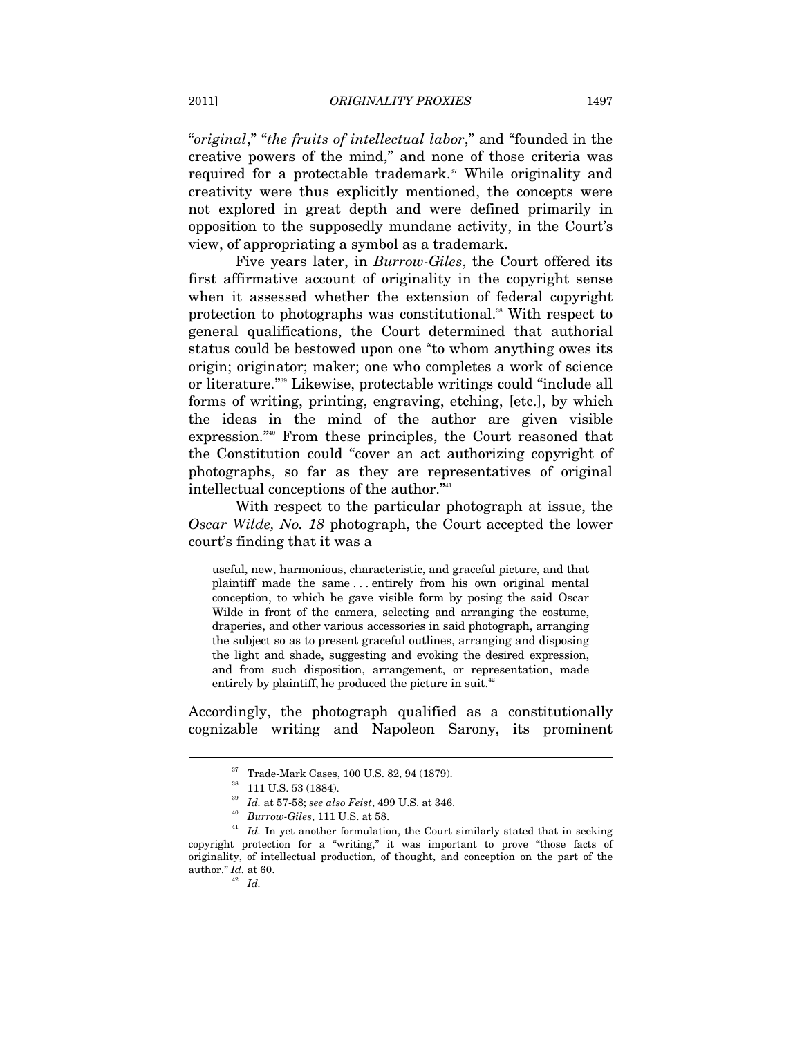"*original*," "*the fruits of intellectual labor*," and "founded in the creative powers of the mind," and none of those criteria was required for a protectable trademark.[37] While originality and creativity were thus explicitly mentioned, the concepts were not explored in great depth and were defined primarily in opposition to the supposedly mundane activity, in the Court's view, of appropriating a symbol as a trademark.

Five years later, in *Burrow-Giles*, the Court offered its first affirmative account of originality in the copyright sense when it assessed whether the extension of federal copyright protection to photographs was constitutional.[38] With respect to general qualifications, the Court determined that authorial status could be bestowed upon one "to whom anything owes its origin; originator; maker; one who completes a work of science or literature."[39] Likewise, protectable writings could "include all forms of writing, printing, engraving, etching, [etc.], by which the ideas in the mind of the author are given visible expression."[40] From these principles, the Court reasoned that the Constitution could "cover an act authorizing copyright of photographs, so far as they are representatives of original intellectual conceptions of the author."[41]

With respect to the particular photograph at issue, the *Oscar Wilde, No. 18* photograph, the Court accepted the lower court's finding that it was a

> useful, new, harmonious, characteristic, and graceful picture, and that plaintiff made the same . . . entirely from his own original mental conception, to which he gave visible form by posing the said Oscar Wilde in front of the camera, selecting and arranging the costume, draperies, and other various accessories in said photograph, arranging the subject so as to present graceful outlines, arranging and disposing the light and shade, suggesting and evoking the desired expression, and from such disposition, arrangement, or representation, made entirely by plaintiff, he produced the picture in suit.[42]

Accordingly, the photograph qualified as a constitutionally cognizable writing and Napoleon Sarony, its prominent

---

[37] Trade-Mark Cases, 100 U.S. 82, 94 (1879).

[38] 111 U.S. 53 (1884).

[39] *Id.* at 57-58; *see also Feist*, 499 U.S. at 346.

[40] *Burrow-Giles*, 111 U.S. at 58.

[41] *Id.* In yet another formulation, the Court similarly stated that in seeking copyright protection for a "writing," it was important to prove "those facts of originality, of intellectual production, of thought, and conception on the part of the author." *Id.* at 60.

[42] *Id.*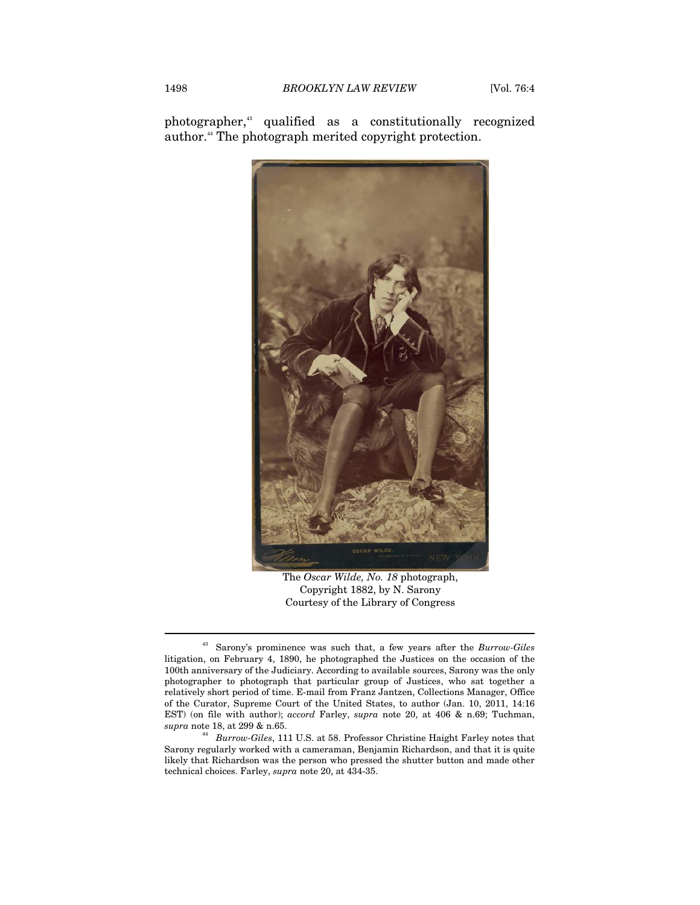photographer,[43] qualified as a constitutionally recognized author.[44] The photograph merited copyright protection.

The *Oscar Wilde, No. 18* photograph,
Copyright 1882, by N. Sarony
Courtesy of the Library of Congress

[43] Sarony's prominence was such that, a few years after the *Burrow-Giles* litigation, on February 4, 1890, he photographed the Justices on the occasion of the 100th anniversary of the Judiciary. According to available sources, Sarony was the only photographer to photograph that particular group of Justices, who sat together a relatively short period of time. E-mail from Franz Jantzen, Collections Manager, Office of the Curator, Supreme Court of the United States, to author (Jan. 10, 2011, 14:16 EST) (on file with author); *accord* Farley, *supra* note 20, at 406 & n.69; Tuchman, *supra* note 18, at 299 & n.65.

[44] *Burrow-Giles*, 111 U.S. at 58. Professor Christine Haight Farley notes that Sarony regularly worked with a cameraman, Benjamin Richardson, and that it is quite likely that Richardson was the person who pressed the shutter button and made other technical choices. Farley, *supra* note 20, at 434-35.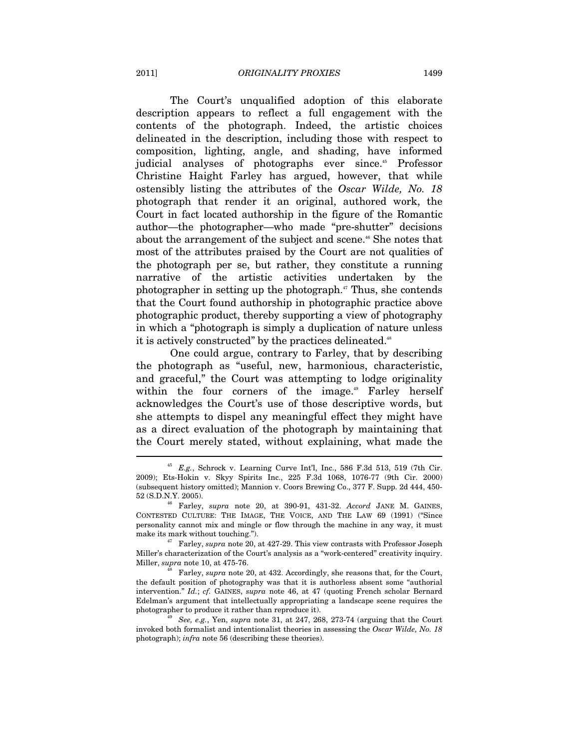The Court's unqualified adoption of this elaborate description appears to reflect a full engagement with the contents of the photograph. Indeed, the artistic choices delineated in the description, including those with respect to composition, lighting, angle, and shading, have informed judicial analyses of photographs ever since.[45] Professor Christine Haight Farley has argued, however, that while ostensibly listing the attributes of the *Oscar Wilde, No. 18* photograph that render it an original, authored work, the Court in fact located authorship in the figure of the Romantic author—the photographer—who made "pre-shutter" decisions about the arrangement of the subject and scene.[46] She notes that most of the attributes praised by the Court are not qualities of the photograph per se, but rather, they constitute a running narrative of the artistic activities undertaken by the photographer in setting up the photograph.[47] Thus, she contends that the Court found authorship in photographic practice above photographic product, thereby supporting a view of photography in which a "photograph is simply a duplication of nature unless it is actively constructed" by the practices delineated.[48]

One could argue, contrary to Farley, that by describing the photograph as "useful, new, harmonious, characteristic, and graceful," the Court was attempting to lodge originality within the four corners of the image.[49] Farley herself acknowledges the Court's use of those descriptive words, but she attempts to dispel any meaningful effect they might have as a direct evaluation of the photograph by maintaining that the Court merely stated, without explaining, what made the

---

[45] *E.g.*, Schrock v. Learning Curve Int'l, Inc., 586 F.3d 513, 519 (7th Cir. 2009); Ets-Hokin v. Skyy Spirits Inc., 225 F.3d 1068, 1076-77 (9th Cir. 2000) (subsequent history omitted); Mannion v. Coors Brewing Co., 377 F. Supp. 2d 444, 450-52 (S.D.N.Y. 2005).

[46] Farley, *supra* note 20, at 390-91, 431-32. *Accord* JANE M. GAINES, CONTESTED CULTURE: THE IMAGE, THE VOICE, AND THE LAW 69 (1991) ("Since personality cannot mix and mingle or flow through the machine in any way, it must make its mark without touching.").

[47] Farley, *supra* note 20, at 427-29. This view contrasts with Professor Joseph Miller's characterization of the Court's analysis as a "work-centered" creativity inquiry. Miller, *supra* note 10, at 475-76.

[48] Farley, *supra* note 20, at 432. Accordingly, she reasons that, for the Court, the default position of photography was that it is authorless absent some "authorial intervention." *Id.*; *cf.* GAINES, *supra* note 46, at 47 (quoting French scholar Bernard Edelman's argument that intellectually appropriating a landscape scene requires the photographer to produce it rather than reproduce it).

[49] *See, e.g.*, Yen, *supra* note 31, at 247, 268, 273-74 (arguing that the Court invoked both formalist and intentionalist theories in assessing the *Oscar Wilde, No. 18* photograph); *infra* note 56 (describing these theories).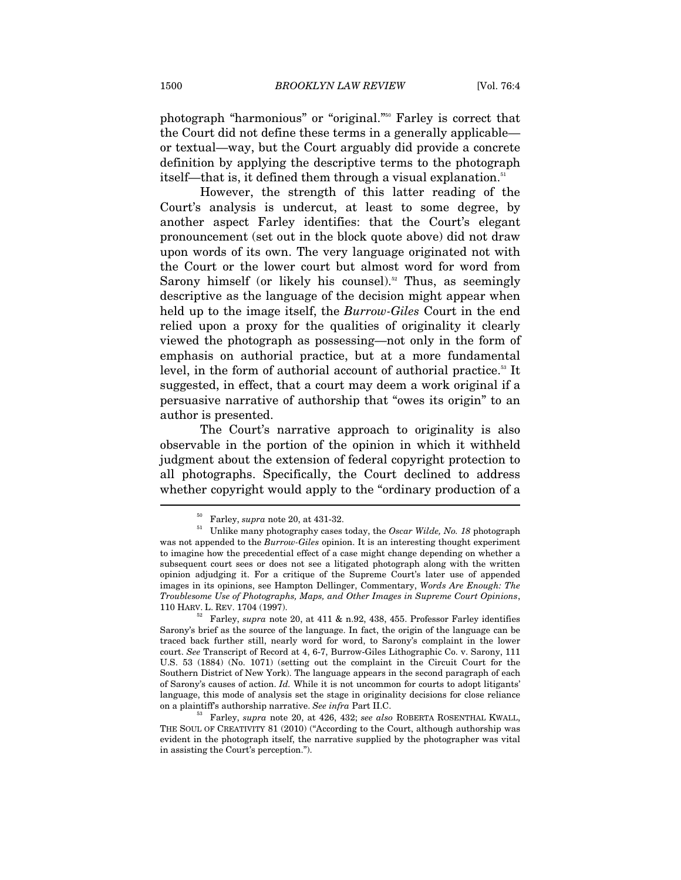photograph "harmonious" or "original."[50] Farley is correct that the Court did not define these terms in a generally applicable—or textual—way, but the Court arguably did provide a concrete definition by applying the descriptive terms to the photograph itself—that is, it defined them through a visual explanation.[51]

However, the strength of this latter reading of the Court's analysis is undercut, at least to some degree, by another aspect Farley identifies: that the Court's elegant pronouncement (set out in the block quote above) did not draw upon words of its own. The very language originated not with the Court or the lower court but almost word for word from Sarony himself (or likely his counsel).[52] Thus, as seemingly descriptive as the language of the decision might appear when held up to the image itself, the *Burrow-Giles* Court in the end relied upon a proxy for the qualities of originality it clearly viewed the photograph as possessing—not only in the form of emphasis on authorial practice, but at a more fundamental level, in the form of authorial account of authorial practice.[53] It suggested, in effect, that a court may deem a work original if a persuasive narrative of authorship that "owes its origin" to an author is presented.

The Court's narrative approach to originality is also observable in the portion of the opinion in which it withheld judgment about the extension of federal copyright protection to all photographs. Specifically, the Court declined to address whether copyright would apply to the "ordinary production of a

---

[50] Farley, *supra* note 20, at 431-32.

[51] Unlike many photography cases today, the *Oscar Wilde, No. 18* photograph was not appended to the *Burrow-Giles* opinion. It is an interesting thought experiment to imagine how the precedential effect of a case might change depending on whether a subsequent court sees or does not see a litigated photograph along with the written opinion adjudging it. For a critique of the Supreme Court's later use of appended images in its opinions, see Hampton Dellinger, Commentary, *Words Are Enough: The Troublesome Use of Photographs, Maps, and Other Images in Supreme Court Opinions*, 110 HARV. L. REV. 1704 (1997).

[52] Farley, *supra* note 20, at 411 & n.92, 438, 455. Professor Farley identifies Sarony's brief as the source of the language. In fact, the origin of the language can be traced back further still, nearly word for word, to Sarony's complaint in the lower court. *See* Transcript of Record at 4, 6-7, Burrow-Giles Lithographic Co. v. Sarony, 111 U.S. 53 (1884) (No. 1071) (setting out the complaint in the Circuit Court for the Southern District of New York). The language appears in the second paragraph of each of Sarony's causes of action. *Id.* While it is not uncommon for courts to adopt litigants' language, this mode of analysis set the stage in originality decisions for close reliance on a plaintiff's authorship narrative. *See infra* Part II.C.

[53] Farley, *supra* note 20, at 426, 432; *see also* ROBERTA ROSENTHAL KWALL, THE SOUL OF CREATIVITY 81 (2010) ("According to the Court, although authorship was evident in the photograph itself, the narrative supplied by the photographer was vital in assisting the Court's perception.").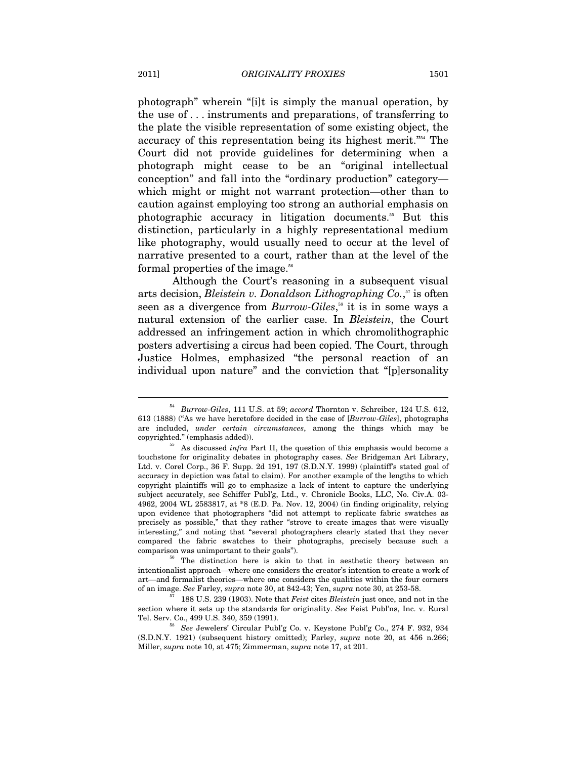photograph" wherein "[i]t is simply the manual operation, by the use of . . . instruments and preparations, of transferring to the plate the visible representation of some existing object, the accuracy of this representation being its highest merit."[54] The Court did not provide guidelines for determining when a photograph might cease to be an "original intellectual conception" and fall into the "ordinary production" category—which might or might not warrant protection—other than to caution against employing too strong an authorial emphasis on photographic accuracy in litigation documents.[55] But this distinction, particularly in a highly representational medium like photography, would usually need to occur at the level of narrative presented to a court, rather than at the level of the formal properties of the image.[56]

Although the Court's reasoning in a subsequent visual arts decision, *Bleistein v. Donaldson Lithographing Co.*,[57] is often seen as a divergence from *Burrow-Giles*,[58] it is in some ways a natural extension of the earlier case. In *Bleistein*, the Court addressed an infringement action in which chromolithographic posters advertising a circus had been copied. The Court, through Justice Holmes, emphasized "the personal reaction of an individual upon nature" and the conviction that "[p]ersonality

---

[54] *Burrow-Giles*, 111 U.S. at 59; *accord* Thornton v. Schreiber, 124 U.S. 612, 613 (1888) ("As we have heretofore decided in the case of [*Burrow-Giles*], photographs are included, *under certain circumstances*, among the things which may be copyrighted." (emphasis added)).

[55] As discussed *infra* Part II, the question of this emphasis would become a touchstone for originality debates in photography cases. *See* Bridgeman Art Library, Ltd. v. Corel Corp., 36 F. Supp. 2d 191, 197 (S.D.N.Y. 1999) (plaintiff's stated goal of accuracy in depiction was fatal to claim). For another example of the lengths to which copyright plaintiffs will go to emphasize a lack of intent to capture the underlying subject accurately, see Schiffer Publ'g, Ltd., v. Chronicle Books, LLC, No. Civ.A. 03-4962, 2004 WL 2583817, at *8 (E.D. Pa. Nov. 12, 2004) (in finding originality, relying upon evidence that photographers "did not attempt to replicate fabric swatches as precisely as possible," that they rather "strove to create images that were visually interesting," and noting that "several photographers clearly stated that they never compared the fabric swatches to their photographs, precisely because such a comparison was unimportant to their goals").

[56] The distinction here is akin to that in aesthetic theory between an intentionalist approach—where one considers the creator's intention to create a work of art—and formalist theories—where one considers the qualities within the four corners of an image. *See* Farley, *supra* note 30, at 842-43; Yen, *supra* note 30, at 253-58.

[57] 188 U.S. 239 (1903). Note that *Feist* cites *Bleistein* just once, and not in the section where it sets up the standards for originality. *See* Feist Publ'ns, Inc. v. Rural Tel. Serv. Co., 499 U.S. 340, 359 (1991).

[58] *See* Jewelers' Circular Publ'g Co. v. Keystone Publ'g Co., 274 F. 932, 934 (S.D.N.Y. 1921) (subsequent history omitted); Farley, *supra* note 20, at 456 n.266; Miller, *supra* note 10, at 475; Zimmerman, *supra* note 17, at 201.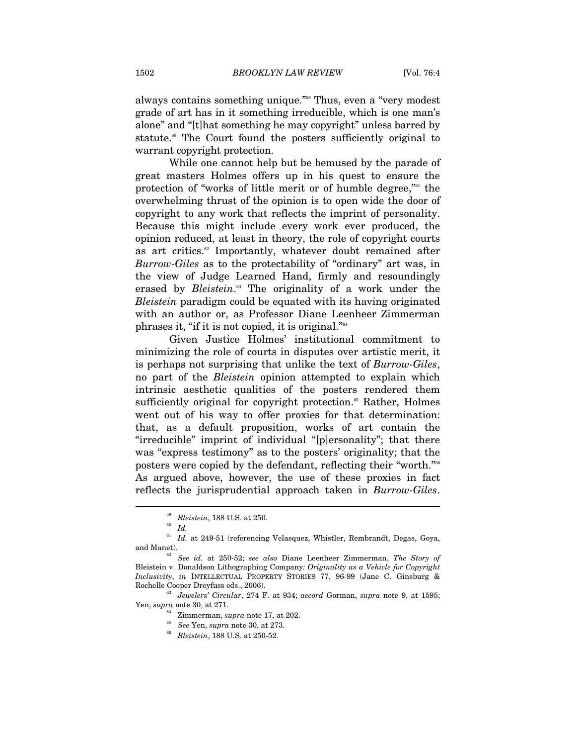always contains something unique."[59] Thus, even a "very modest grade of art has in it something irreducible, which is one man's alone" and "[t]hat something he may copyright" unless barred by statute.[60] The Court found the posters sufficiently original to warrant copyright protection.

While one cannot help but be bemused by the parade of great masters Holmes offers up in his quest to ensure the protection of "works of little merit or of humble degree,"[61] the overwhelming thrust of the opinion is to open wide the door of copyright to any work that reflects the imprint of personality. Because this might include every work ever produced, the opinion reduced, at least in theory, the role of copyright courts as art critics.[62] Importantly, whatever doubt remained after *Burrow-Giles* as to the protectability of "ordinary" art was, in the view of Judge Learned Hand, firmly and resoundingly erased by *Bleistein*.[63] The originality of a work under the *Bleistein* paradigm could be equated with its having originated with an author or, as Professor Diane Leenheer Zimmerman phrases it, "if it is not copied, it is original."[64]

Given Justice Holmes' institutional commitment to minimizing the role of courts in disputes over artistic merit, it is perhaps not surprising that unlike the text of *Burrow-Giles*, no part of the *Bleistein* opinion attempted to explain which intrinsic aesthetic qualities of the posters rendered them sufficiently original for copyright protection.[65] Rather, Holmes went out of his way to offer proxies for that determination: that, as a default proposition, works of art contain the "irreducible" imprint of individual "[p]ersonality"; that there was "express testimony" as to the posters' originality; that the posters were copied by the defendant, reflecting their "worth."[66] As argued above, however, the use of these proxies in fact reflects the jurisprudential approach taken in *Burrow-Giles*.

---

[59] *Bleistein*, 188 U.S. at 250.

[60] *Id.*

[61] *Id.* at 249-51 (referencing Velasquez, Whistler, Rembrandt, Degas, Goya, and Manet).

[62] *See id.* at 250-52; *see also* Diane Leenheer Zimmerman, *The Story of* Bleistein v. Donaldson Lithographing Company*: Originality as a Vehicle for Copyright Inclusivity*, *in* INTELLECTUAL PROPERTY STORIES 77, 96-99 (Jane C. Ginsburg & Rochelle Cooper Dreyfuss eds., 2006).

[63] *Jewelers' Circular*, 274 F. at 934; *accord* Gorman, *supra* note 9, at 1595; Yen, *supra* note 30, at 271.

[64] Zimmerman, *supra* note 17, at 202.

[65] *See* Yen, *supra* note 30, at 273.

[66] *Bleistein*, 188 U.S. at 250-52.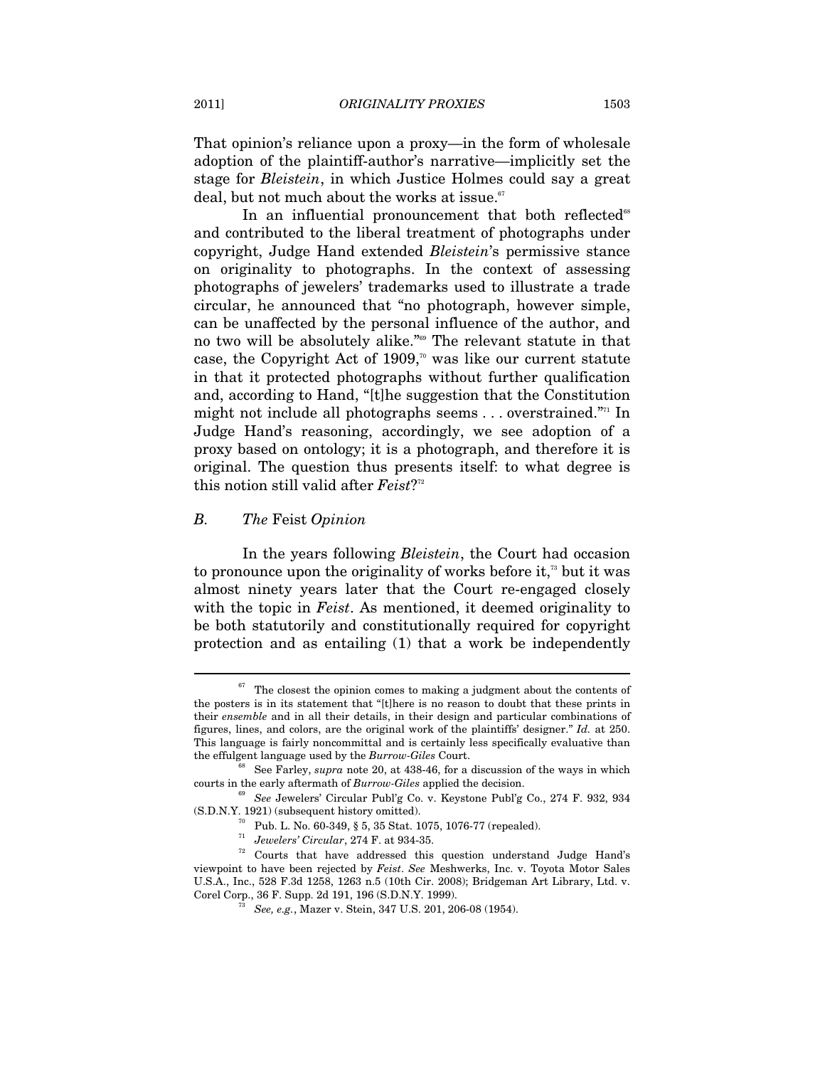That opinion's reliance upon a proxy—in the form of wholesale adoption of the plaintiff-author's narrative—implicitly set the stage for *Bleistein*, in which Justice Holmes could say a great deal, but not much about the works at issue.[67]

In an influential pronouncement that both reflected[68] and contributed to the liberal treatment of photographs under copyright, Judge Hand extended *Bleistein*'s permissive stance on originality to photographs. In the context of assessing photographs of jewelers' trademarks used to illustrate a trade circular, he announced that "no photograph, however simple, can be unaffected by the personal influence of the author, and no two will be absolutely alike."[69] The relevant statute in that case, the Copyright Act of 1909,[70] was like our current statute in that it protected photographs without further qualification and, according to Hand, "[t]he suggestion that the Constitution might not include all photographs seems . . . overstrained."[71] In Judge Hand's reasoning, accordingly, we see adoption of a proxy based on ontology; it is a photograph, and therefore it is original. The question thus presents itself: to what degree is this notion still valid after *Feist*?[72]

### *B. The* Feist *Opinion*

In the years following *Bleistein*, the Court had occasion to pronounce upon the originality of works before it,[73] but it was almost ninety years later that the Court re-engaged closely with the topic in *Feist*. As mentioned, it deemed originality to be both statutorily and constitutionally required for copyright protection and as entailing (1) that a work be independently

---

[67] The closest the opinion comes to making a judgment about the contents of the posters is in its statement that "[t]here is no reason to doubt that these prints in their *ensemble* and in all their details, in their design and particular combinations of figures, lines, and colors, are the original work of the plaintiffs' designer." *Id.* at 250. This language is fairly noncommittal and is certainly less specifically evaluative than the effulgent language used by the *Burrow-Giles* Court.

[68] See Farley, *supra* note 20, at 438-46, for a discussion of the ways in which courts in the early aftermath of *Burrow-Giles* applied the decision.

[69] *See* Jewelers' Circular Publ'g Co. v. Keystone Publ'g Co., 274 F. 932, 934 (S.D.N.Y. 1921) (subsequent history omitted).

[70] Pub. L. No. 60-349, § 5, 35 Stat. 1075, 1076-77 (repealed).

[71] *Jewelers' Circular*, 274 F. at 934-35.

[72] Courts that have addressed this question understand Judge Hand's viewpoint to have been rejected by *Feist*. *See* Meshwerks, Inc. v. Toyota Motor Sales U.S.A., Inc., 528 F.3d 1258, 1263 n.5 (10th Cir. 2008); Bridgeman Art Library, Ltd. v. Corel Corp., 36 F. Supp. 2d 191, 196 (S.D.N.Y. 1999).

[73] *See, e.g.*, Mazer v. Stein, 347 U.S. 201, 206-08 (1954).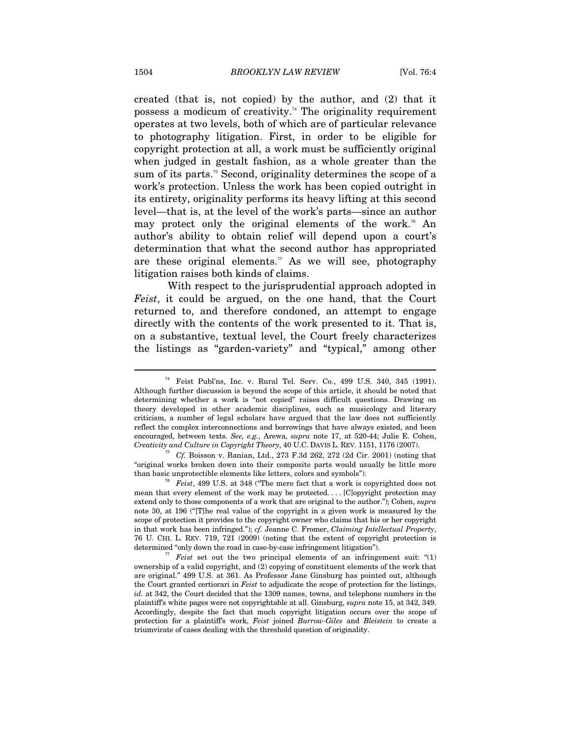created (that is, not copied) by the author, and (2) that it possess a modicum of creativity.[74] The originality requirement operates at two levels, both of which are of particular relevance to photography litigation. First, in order to be eligible for copyright protection at all, a work must be sufficiently original when judged in gestalt fashion, as a whole greater than the sum of its parts.[75] Second, originality determines the scope of a work's protection. Unless the work has been copied outright in its entirety, originality performs its heavy lifting at this second level—that is, at the level of the work's parts—since an author may protect only the original elements of the work.[76] An author's ability to obtain relief will depend upon a court's determination that what the second author has appropriated are these original elements.[77] As we will see, photography litigation raises both kinds of claims.

With respect to the jurisprudential approach adopted in *Feist*, it could be argued, on the one hand, that the Court returned to, and therefore condoned, an attempt to engage directly with the contents of the work presented to it. That is, on a substantive, textual level, the Court freely characterizes the listings as "garden-variety" and "typical," among other

---

[74] Feist Publ'ns, Inc. v. Rural Tel. Serv. Co., 499 U.S. 340, 345 (1991). Although further discussion is beyond the scope of this article, it should be noted that determining whether a work is "not copied" raises difficult questions. Drawing on theory developed in other academic disciplines, such as musicology and literary criticism, a number of legal scholars have argued that the law does not sufficiently reflect the complex interconnections and borrowings that have always existed, and been encouraged, between texts. *See, e.g.*, Arewa, *supra* note 17, at 520-44; Julie E. Cohen, *Creativity and Culture in Copyright Theory*, 40 U.C. DAVIS L. REV. 1151, 1176 (2007).

[75] *Cf.* Boisson v. Banian, Ltd., 273 F.3d 262, 272 (2d Cir. 2001) (noting that "original works broken down into their composite parts would usually be little more than basic unprotectible elements like letters, colors and symbols").

[76] *Feist*, 499 U.S. at 348 ("The mere fact that a work is copyrighted does not mean that every element of the work may be protected. . . . [C]opyright protection may extend only to those components of a work that are original to the author."); Cohen, *supra* note 30, at 196 ("[T]he real value of the copyright in a given work is measured by the scope of protection it provides to the copyright owner who claims that his or her copyright in that work has been infringed."); *cf.* Jeanne C. Fromer, *Claiming Intellectual Property*, 76 U. CHI. L. REV. 719, 721 (2009) (noting that the extent of copyright protection is determined "only down the road in case-by-case infringement litigation").

[77] *Feist* set out the two principal elements of an infringement suit: "(1) ownership of a valid copyright, and (2) copying of constituent elements of the work that are original." 499 U.S. at 361. As Professor Jane Ginsburg has pointed out, although the Court granted certiorari in *Feist* to adjudicate the scope of protection for the listings, *id.* at 342, the Court decided that the 1309 names, towns, and telephone numbers in the plaintiff's white pages were not copyrightable at all. Ginsburg, *supra* note 15, at 342, 349. Accordingly, despite the fact that much copyright litigation occurs over the scope of protection for a plaintiff's work, *Feist* joined *Burrow-Giles* and *Bleistein* to create a triumvirate of cases dealing with the threshold question of originality.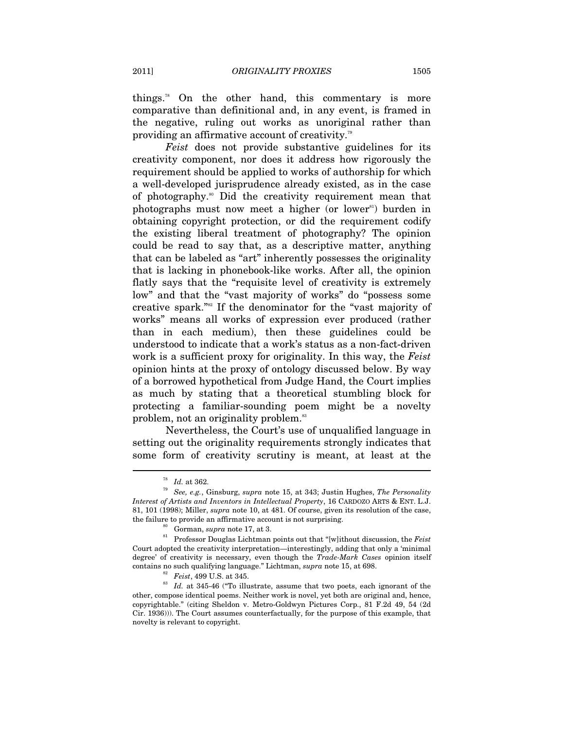things.[78] On the other hand, this commentary is more comparative than definitional and, in any event, is framed in the negative, ruling out works as unoriginal rather than providing an affirmative account of creativity.[79]

*Feist* does not provide substantive guidelines for its creativity component, nor does it address how rigorously the requirement should be applied to works of authorship for which a well-developed jurisprudence already existed, as in the case of photography.[80] Did the creativity requirement mean that photographs must now meet a higher (or lower[81]) burden in obtaining copyright protection, or did the requirement codify the existing liberal treatment of photography? The opinion could be read to say that, as a descriptive matter, anything that can be labeled as "art" inherently possesses the originality that is lacking in phonebook-like works. After all, the opinion flatly says that the "requisite level of creativity is extremely low" and that the "vast majority of works" do "possess some creative spark."[82] If the denominator for the "vast majority of works" means all works of expression ever produced (rather than in each medium), then these guidelines could be understood to indicate that a work's status as a non-fact-driven work is a sufficient proxy for originality. In this way, the *Feist* opinion hints at the proxy of ontology discussed below. By way of a borrowed hypothetical from Judge Hand, the Court implies as much by stating that a theoretical stumbling block for protecting a familiar-sounding poem might be a novelty problem, not an originality problem.[83]

Nevertheless, the Court's use of unqualified language in setting out the originality requirements strongly indicates that some form of creativity scrutiny is meant, at least at the

---

[78] *Id.* at 362.

[79] *See, e.g.*, Ginsburg, *supra* note 15, at 343; Justin Hughes, *The Personality Interest of Artists and Inventors in Intellectual Property*, 16 CARDOZO ARTS & ENT. L.J. 81, 101 (1998); Miller, *supra* note 10, at 481. Of course, given its resolution of the case, the failure to provide an affirmative account is not surprising.

[80] Gorman, *supra* note 17, at 3.

[81] Professor Douglas Lichtman points out that "[w]ithout discussion, the *Feist* Court adopted the creativity interpretation—interestingly, adding that only a 'minimal degree' of creativity is necessary, even though the *Trade-Mark Cases* opinion itself contains no such qualifying language." Lichtman, *supra* note 15, at 698.

[82] *Feist*, 499 U.S. at 345.

[83] *Id.* at 345-46 ("To illustrate, assume that two poets, each ignorant of the other, compose identical poems. Neither work is novel, yet both are original and, hence, copyrightable." (citing Sheldon v. Metro-Goldwyn Pictures Corp., 81 F.2d 49, 54 (2d Cir. 1936))). The Court assumes counterfactually, for the purpose of this example, that novelty is relevant to copyright.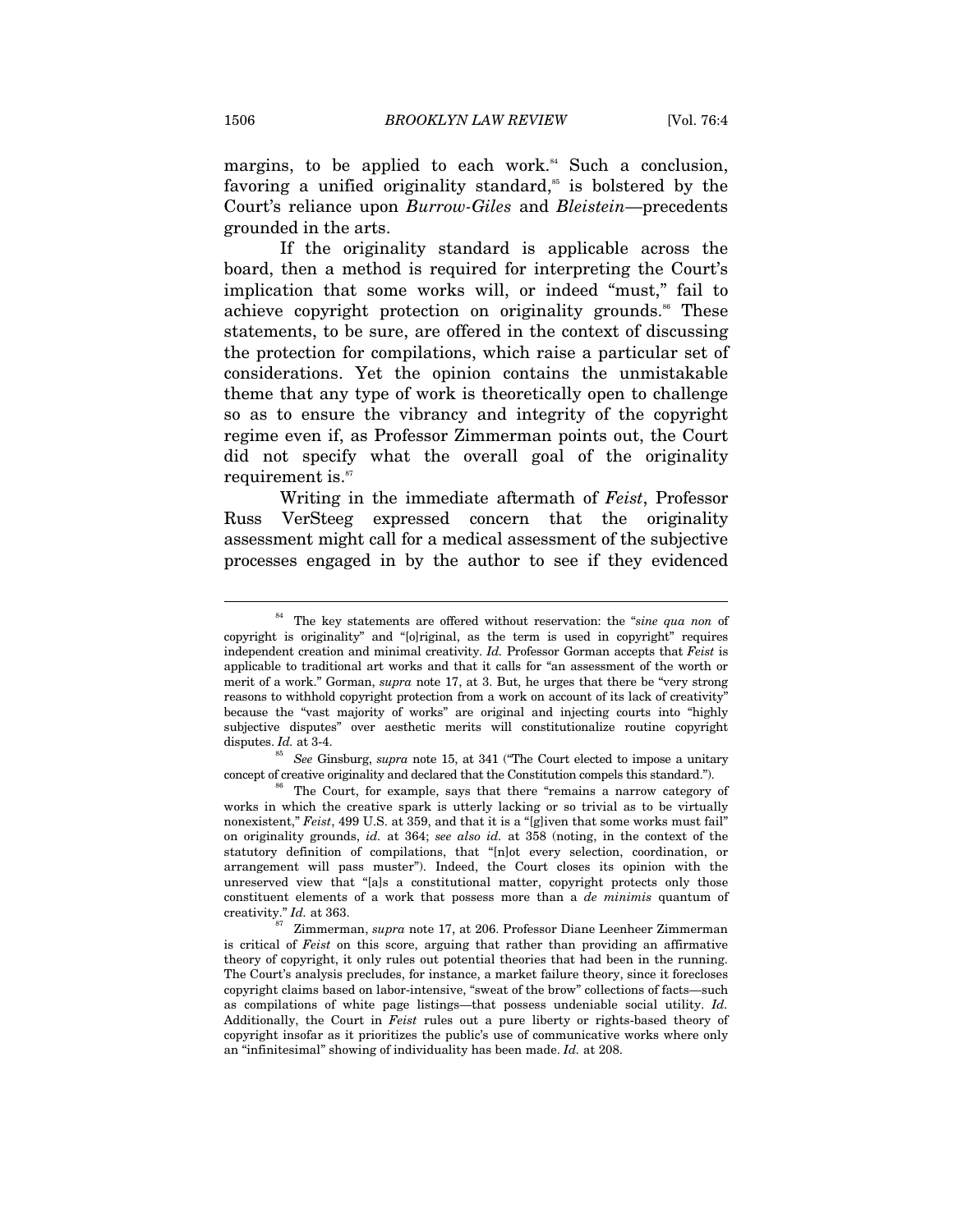margins, to be applied to each work.[84] Such a conclusion, favoring a unified originality standard,[85] is bolstered by the Court's reliance upon *Burrow-Giles* and *Bleistein*—precedents grounded in the arts.

If the originality standard is applicable across the board, then a method is required for interpreting the Court's implication that some works will, or indeed "must," fail to achieve copyright protection on originality grounds.[86] These statements, to be sure, are offered in the context of discussing the protection for compilations, which raise a particular set of considerations. Yet the opinion contains the unmistakable theme that any type of work is theoretically open to challenge so as to ensure the vibrancy and integrity of the copyright regime even if, as Professor Zimmerman points out, the Court did not specify what the overall goal of the originality requirement is.[87]

Writing in the immediate aftermath of *Feist*, Professor Russ VerSteeg expressed concern that the originality assessment might call for a medical assessment of the subjective processes engaged in by the author to see if they evidenced

---

[84] The key statements are offered without reservation: the "*sine qua non* of copyright is originality" and "[o]riginal, as the term is used in copyright" requires independent creation and minimal creativity. *Id.* Professor Gorman accepts that *Feist* is applicable to traditional art works and that it calls for "an assessment of the worth or merit of a work." Gorman, *supra* note 17, at 3. But, he urges that there be "very strong reasons to withhold copyright protection from a work on account of its lack of creativity" because the "vast majority of works" are original and injecting courts into "highly subjective disputes" over aesthetic merits will constitutionalize routine copyright disputes. *Id.* at 3-4.

[85] *See* Ginsburg, *supra* note 15, at 341 ("The Court elected to impose a unitary concept of creative originality and declared that the Constitution compels this standard.").

[86] The Court, for example, says that there "remains a narrow category of works in which the creative spark is utterly lacking or so trivial as to be virtually nonexistent," *Feist*, 499 U.S. at 359, and that it is a "[g]iven that some works must fail" on originality grounds, *id.* at 364; *see also id.* at 358 (noting, in the context of the statutory definition of compilations, that "[n]ot every selection, coordination, or arrangement will pass muster"). Indeed, the Court closes its opinion with the unreserved view that "[a]s a constitutional matter, copyright protects only those constituent elements of a work that possess more than a *de minimis* quantum of creativity." *Id.* at 363.

[87] Zimmerman, *supra* note 17, at 206. Professor Diane Leenheer Zimmerman is critical of *Feist* on this score, arguing that rather than providing an affirmative theory of copyright, it only rules out potential theories that had been in the running. The Court's analysis precludes, for instance, a market failure theory, since it forecloses copyright claims based on labor-intensive, "sweat of the brow" collections of facts—such as compilations of white page listings—that possess undeniable social utility. *Id.* Additionally, the Court in *Feist* rules out a pure liberty or rights-based theory of copyright insofar as it prioritizes the public's use of communicative works where only an "infinitesimal" showing of individuality has been made. *Id.* at 208.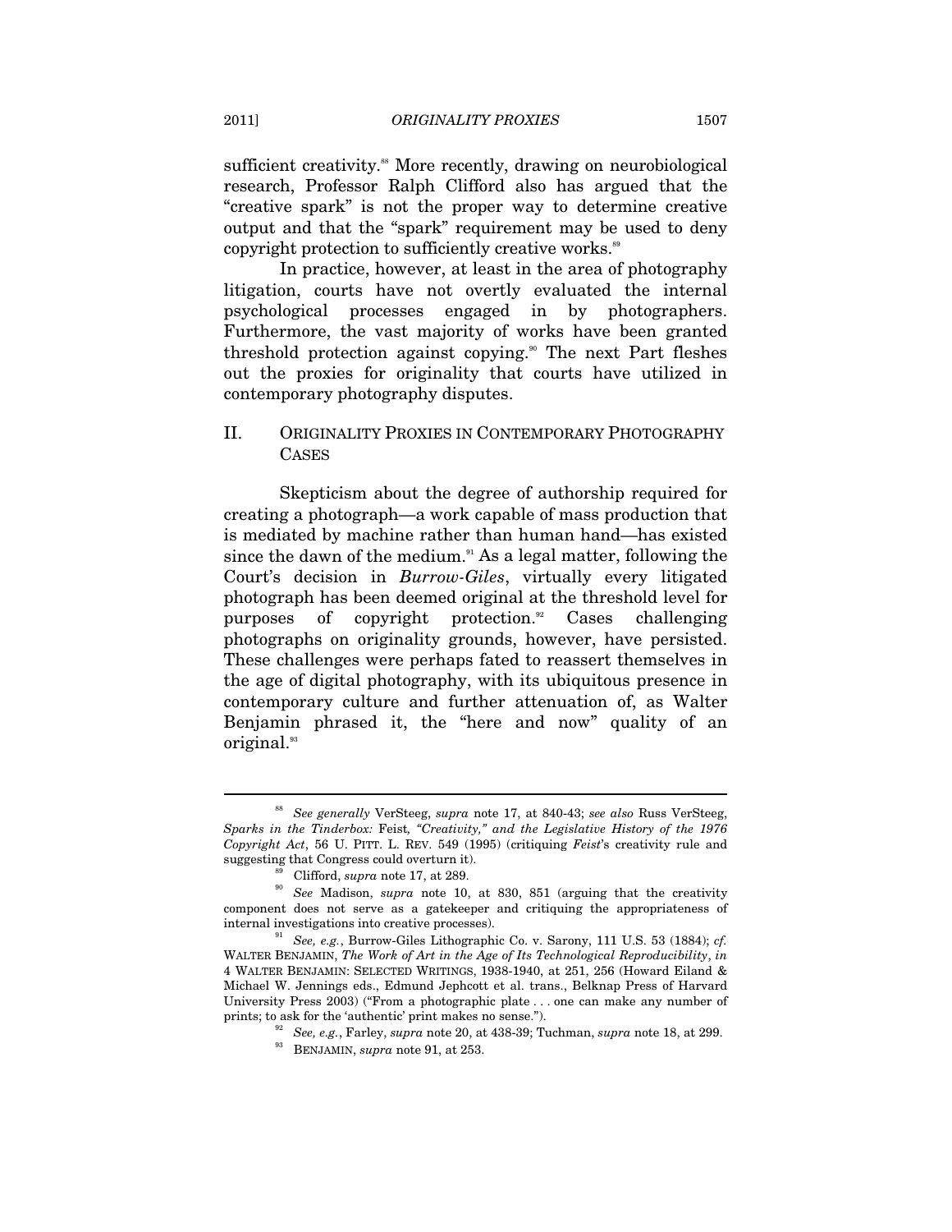sufficient creativity.[88] More recently, drawing on neurobiological research, Professor Ralph Clifford also has argued that the "creative spark" is not the proper way to determine creative output and that the "spark" requirement may be used to deny copyright protection to sufficiently creative works.[89]

In practice, however, at least in the area of photography litigation, courts have not overtly evaluated the internal psychological processes engaged in by photographers. Furthermore, the vast majority of works have been granted threshold protection against copying.[90] The next Part fleshes out the proxies for originality that courts have utilized in contemporary photography disputes.

## II. ORIGINALITY PROXIES IN CONTEMPORARY PHOTOGRAPHY CASES

Skepticism about the degree of authorship required for creating a photograph—a work capable of mass production that is mediated by machine rather than human hand—has existed since the dawn of the medium.[91] As a legal matter, following the Court's decision in *Burrow-Giles*, virtually every litigated photograph has been deemed original at the threshold level for purposes of copyright protection.[92] Cases challenging photographs on originality grounds, however, have persisted. These challenges were perhaps fated to reassert themselves in the age of digital photography, with its ubiquitous presence in contemporary culture and further attenuation of, as Walter Benjamin phrased it, the "here and now" quality of an original.[93]

---

[88] *See generally* VerSteeg, *supra* note 17, at 840-43; *see also* Russ VerSteeg, *Sparks in the Tinderbox:* Feist*, "Creativity," and the Legislative History of the 1976 Copyright Act*, 56 U. PITT. L. REV. 549 (1995) (critiquing *Feist*'s creativity rule and suggesting that Congress could overturn it).

[89] Clifford, *supra* note 17, at 289.

[90] *See* Madison, *supra* note 10, at 830, 851 (arguing that the creativity component does not serve as a gatekeeper and critiquing the appropriateness of internal investigations into creative processes).

[91] *See, e.g.*, Burrow-Giles Lithographic Co. v. Sarony, 111 U.S. 53 (1884); *cf.* WALTER BENJAMIN, *The Work of Art in the Age of Its Technological Reproducibility*, *in* 4 WALTER BENJAMIN: SELECTED WRITINGS, 1938-1940, at 251, 256 (Howard Eiland & Michael W. Jennings eds., Edmund Jephcott et al. trans., Belknap Press of Harvard University Press 2003) ("From a photographic plate . . . one can make any number of prints; to ask for the 'authentic' print makes no sense.").

[92] *See, e.g.*, Farley, *supra* note 20, at 438-39; Tuchman, *supra* note 18, at 299.

[93] BENJAMIN, *supra* note 91, at 253.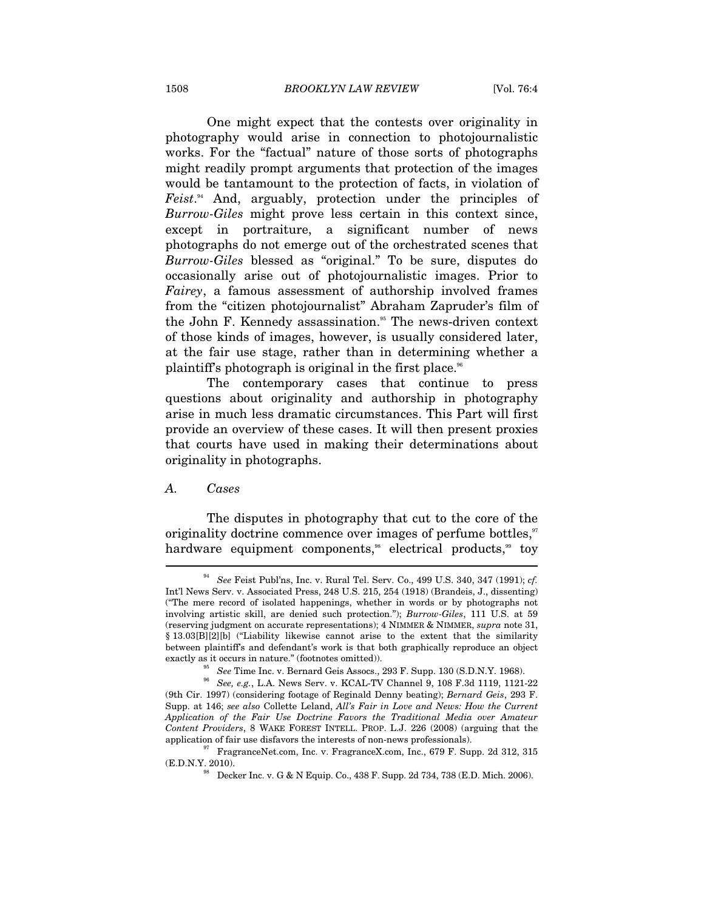One might expect that the contests over originality in photography would arise in connection to photojournalistic works. For the "factual" nature of those sorts of photographs might readily prompt arguments that protection of the images would be tantamount to the protection of facts, in violation of *Feist*.[94] And, arguably, protection under the principles of *Burrow-Giles* might prove less certain in this context since, except in portraiture, a significant number of news photographs do not emerge out of the orchestrated scenes that *Burrow-Giles* blessed as "original." To be sure, disputes do occasionally arise out of photojournalistic images. Prior to *Fairey*, a famous assessment of authorship involved frames from the "citizen photojournalist" Abraham Zapruder's film of the John F. Kennedy assassination.[95] The news-driven context of those kinds of images, however, is usually considered later, at the fair use stage, rather than in determining whether a plaintiff's photograph is original in the first place.[96]

The contemporary cases that continue to press questions about originality and authorship in photography arise in much less dramatic circumstances. This Part will first provide an overview of these cases. It will then present proxies that courts have used in making their determinations about originality in photographs.

### A. Cases

The disputes in photography that cut to the core of the originality doctrine commence over images of perfume bottles,[97] hardware equipment components,[98] electrical products,[99] toy

---

[94] *See* Feist Publ'ns, Inc. v. Rural Tel. Serv. Co., 499 U.S. 340, 347 (1991); *cf.* Int'l News Serv. v. Associated Press, 248 U.S. 215, 254 (1918) (Brandeis, J., dissenting) ("The mere record of isolated happenings, whether in words or by photographs not involving artistic skill, are denied such protection."); *Burrow-Giles*, 111 U.S. at 59 (reserving judgment on accurate representations); 4 NIMMER & NIMMER, *supra* note 31, § 13.03[B][2][b] ("Liability likewise cannot arise to the extent that the similarity between plaintiff's and defendant's work is that both graphically reproduce an object exactly as it occurs in nature." (footnotes omitted)).

[95] *See* Time Inc. v. Bernard Geis Assocs., 293 F. Supp. 130 (S.D.N.Y. 1968).

[96] *See, e.g.*, L.A. News Serv. v. KCAL-TV Channel 9, 108 F.3d 1119, 1121-22 (9th Cir. 1997) (considering footage of Reginald Denny beating); *Bernard Geis*, 293 F. Supp. at 146; *see also* Collette Leland, *All's Fair in Love and News: How the Current Application of the Fair Use Doctrine Favors the Traditional Media over Amateur Content Providers*, 8 WAKE FOREST INTELL. PROP. L.J. 226 (2008) (arguing that the application of fair use disfavors the interests of non-news professionals).

[97] FragranceNet.com, Inc. v. FragranceX.com, Inc., 679 F. Supp. 2d 312, 315 (E.D.N.Y. 2010).

[98] Decker Inc. v. G & N Equip. Co., 438 F. Supp. 2d 734, 738 (E.D. Mich. 2006).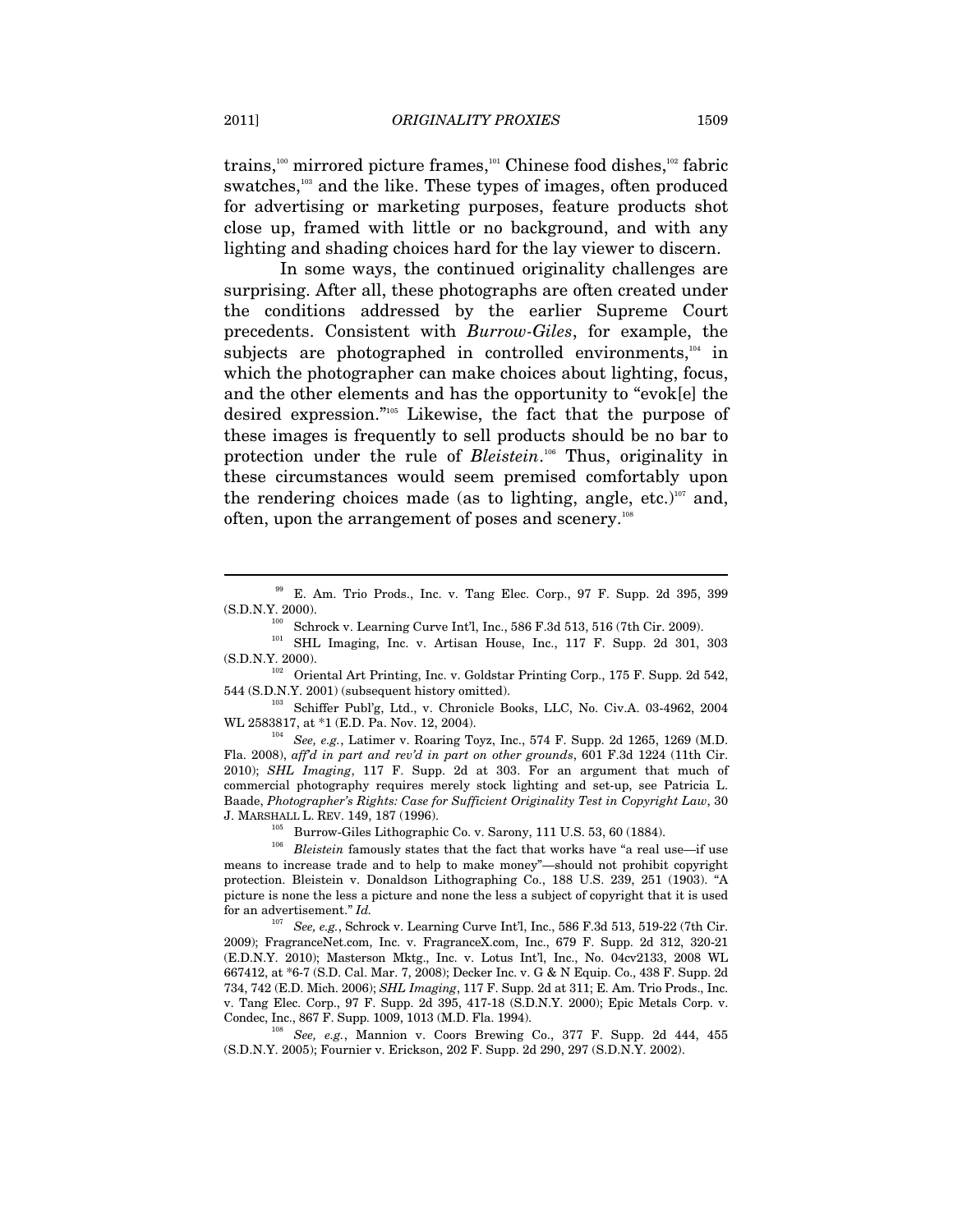trains,[100] mirrored picture frames,[101] Chinese food dishes,[102] fabric swatches,[103] and the like. These types of images, often produced for advertising or marketing purposes, feature products shot close up, framed with little or no background, and with any lighting and shading choices hard for the lay viewer to discern.

In some ways, the continued originality challenges are surprising. After all, these photographs are often created under the conditions addressed by the earlier Supreme Court precedents. Consistent with *Burrow-Giles*, for example, the subjects are photographed in controlled environments,[104] in which the photographer can make choices about lighting, focus, and the other elements and has the opportunity to "evok[e] the desired expression."[105] Likewise, the fact that the purpose of these images is frequently to sell products should be no bar to protection under the rule of *Bleistein*.[106] Thus, originality in these circumstances would seem premised comfortably upon the rendering choices made (as to lighting, angle, etc.)[107] and, often, upon the arrangement of poses and scenery.[108]

---

[99] E. Am. Trio Prods., Inc. v. Tang Elec. Corp., 97 F. Supp. 2d 395, 399 (S.D.N.Y. 2000).

[100] Schrock v. Learning Curve Int'l, Inc., 586 F.3d 513, 516 (7th Cir. 2009).

[101] SHL Imaging, Inc. v. Artisan House, Inc., 117 F. Supp. 2d 301, 303 (S.D.N.Y. 2000).

[102] Oriental Art Printing, Inc. v. Goldstar Printing Corp., 175 F. Supp. 2d 542, 544 (S.D.N.Y. 2001) (subsequent history omitted).

[103] Schiffer Publ'g, Ltd., v. Chronicle Books, LLC, No. Civ.A. 03-4962, 2004 WL 2583817, at *1 (E.D. Pa. Nov. 12, 2004).

[104] *See, e.g.*, Latimer v. Roaring Toyz, Inc., 574 F. Supp. 2d 1265, 1269 (M.D. Fla. 2008), *aff'd in part and rev'd in part on other grounds*, 601 F.3d 1224 (11th Cir. 2010); *SHL Imaging*, 117 F. Supp. 2d at 303. For an argument that much of commercial photography requires merely stock lighting and set-up, see Patricia L. Baade, *Photographer's Rights: Case for Sufficient Originality Test in Copyright Law*, 30 J. MARSHALL L. REV. 149, 187 (1996).

[105] Burrow-Giles Lithographic Co. v. Sarony, 111 U.S. 53, 60 (1884).

[106] *Bleistein* famously states that the fact that works have "a real use—if use means to increase trade and to help to make money"—should not prohibit copyright protection. Bleistein v. Donaldson Lithographing Co., 188 U.S. 239, 251 (1903). "A picture is none the less a picture and none the less a subject of copyright that it is used for an advertisement." *Id.*

[107] *See, e.g.*, Schrock v. Learning Curve Int'l, Inc., 586 F.3d 513, 519-22 (7th Cir. 2009); FragranceNet.com, Inc. v. FragranceX.com, Inc., 679 F. Supp. 2d 312, 320-21 (E.D.N.Y. 2010); Masterson Mktg., Inc. v. Lotus Int'l, Inc., No. 04cv2133, 2008 WL 667412, at *6-7 (S.D. Cal. Mar. 7, 2008); Decker Inc. v. G & N Equip. Co., 438 F. Supp. 2d 734, 742 (E.D. Mich. 2006); *SHL Imaging*, 117 F. Supp. 2d at 311; E. Am. Trio Prods., Inc. v. Tang Elec. Corp., 97 F. Supp. 2d 395, 417-18 (S.D.N.Y. 2000); Epic Metals Corp. v. Condec, Inc., 867 F. Supp. 1009, 1013 (M.D. Fla. 1994).

[108] *See, e.g.*, Mannion v. Coors Brewing Co., 377 F. Supp. 2d 444, 455 (S.D.N.Y. 2005); Fournier v. Erickson, 202 F. Supp. 2d 290, 297 (S.D.N.Y. 2002).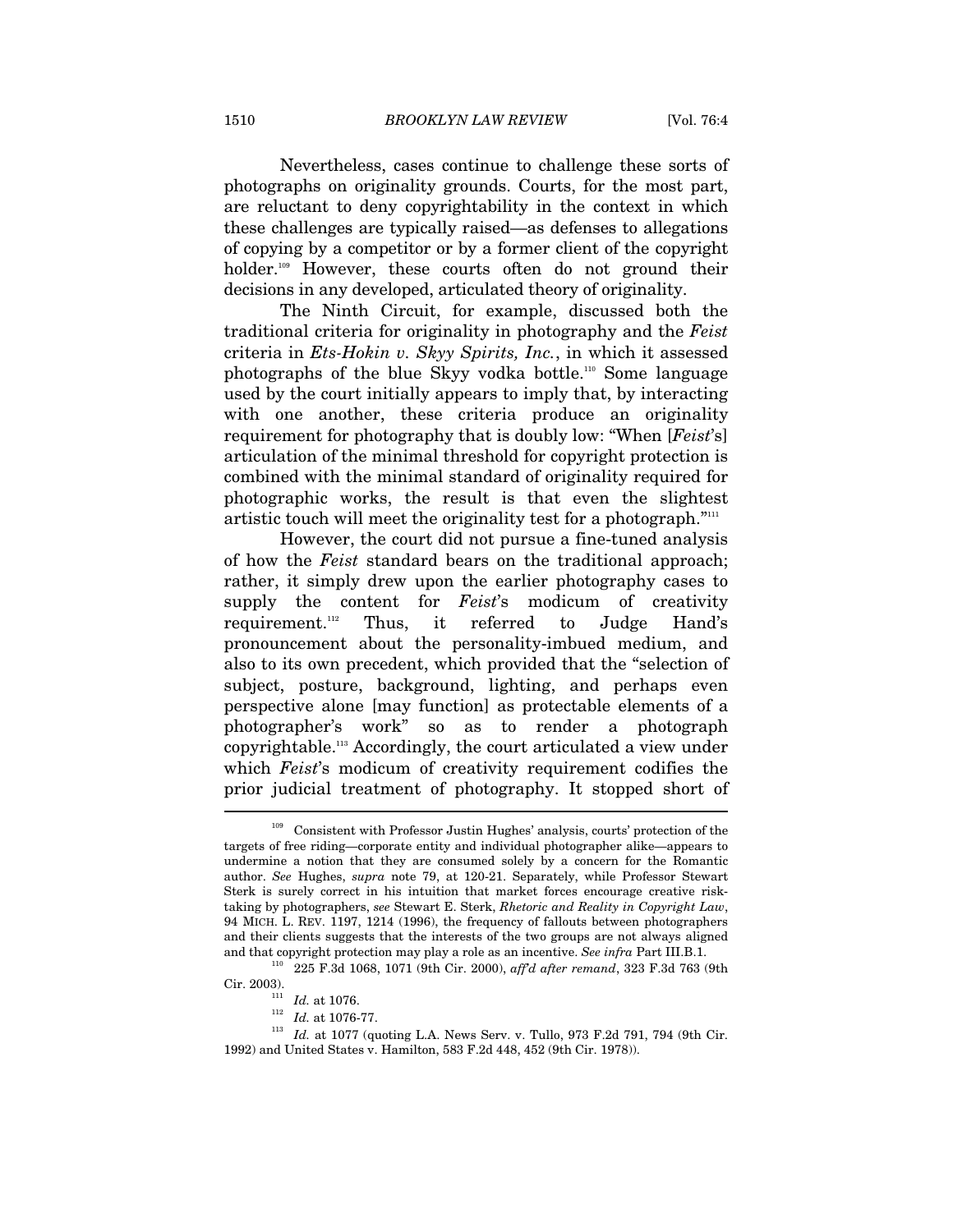Nevertheless, cases continue to challenge these sorts of photographs on originality grounds. Courts, for the most part, are reluctant to deny copyrightability in the context in which these challenges are typically raised—as defenses to allegations of copying by a competitor or by a former client of the copyright holder.[109] However, these courts often do not ground their decisions in any developed, articulated theory of originality.

The Ninth Circuit, for example, discussed both the traditional criteria for originality in photography and the *Feist* criteria in *Ets-Hokin v. Skyy Spirits, Inc.*, in which it assessed photographs of the blue Skyy vodka bottle.[110] Some language used by the court initially appears to imply that, by interacting with one another, these criteria produce an originality requirement for photography that is doubly low: "When [*Feist*'s] articulation of the minimal threshold for copyright protection is combined with the minimal standard of originality required for photographic works, the result is that even the slightest artistic touch will meet the originality test for a photograph."[111]

However, the court did not pursue a fine-tuned analysis of how the *Feist* standard bears on the traditional approach; rather, it simply drew upon the earlier photography cases to supply the content for *Feist*'s modicum of creativity requirement.[112] Thus, it referred to Judge Hand's pronouncement about the personality-imbued medium, and also to its own precedent, which provided that the "selection of subject, posture, background, lighting, and perhaps even perspective alone [may function] as protectable elements of a photographer's work" so as to render a photograph copyrightable.[113] Accordingly, the court articulated a view under which *Feist*'s modicum of creativity requirement codifies the prior judicial treatment of photography. It stopped short of

---

[109] Consistent with Professor Justin Hughes' analysis, courts' protection of the targets of free riding—corporate entity and individual photographer alike—appears to undermine a notion that they are consumed solely by a concern for the Romantic author. *See* Hughes, *supra* note 79, at 120-21. Separately, while Professor Stewart Sterk is surely correct in his intuition that market forces encourage creative risk-taking by photographers, *see* Stewart E. Sterk, *Rhetoric and Reality in Copyright Law*, 94 MICH. L. REV. 1197, 1214 (1996), the frequency of fallouts between photographers and their clients suggests that the interests of the two groups are not always aligned and that copyright protection may play a role as an incentive. *See infra* Part III.B.1.

[110] 225 F.3d 1068, 1071 (9th Cir. 2000), *aff'd after remand*, 323 F.3d 763 (9th Cir. 2003).

[111] *Id.* at 1076.

[112] *Id.* at 1076-77.

[113] *Id.* at 1077 (quoting L.A. News Serv. v. Tullo, 973 F.2d 791, 794 (9th Cir. 1992) and United States v. Hamilton, 583 F.2d 448, 452 (9th Cir. 1978)).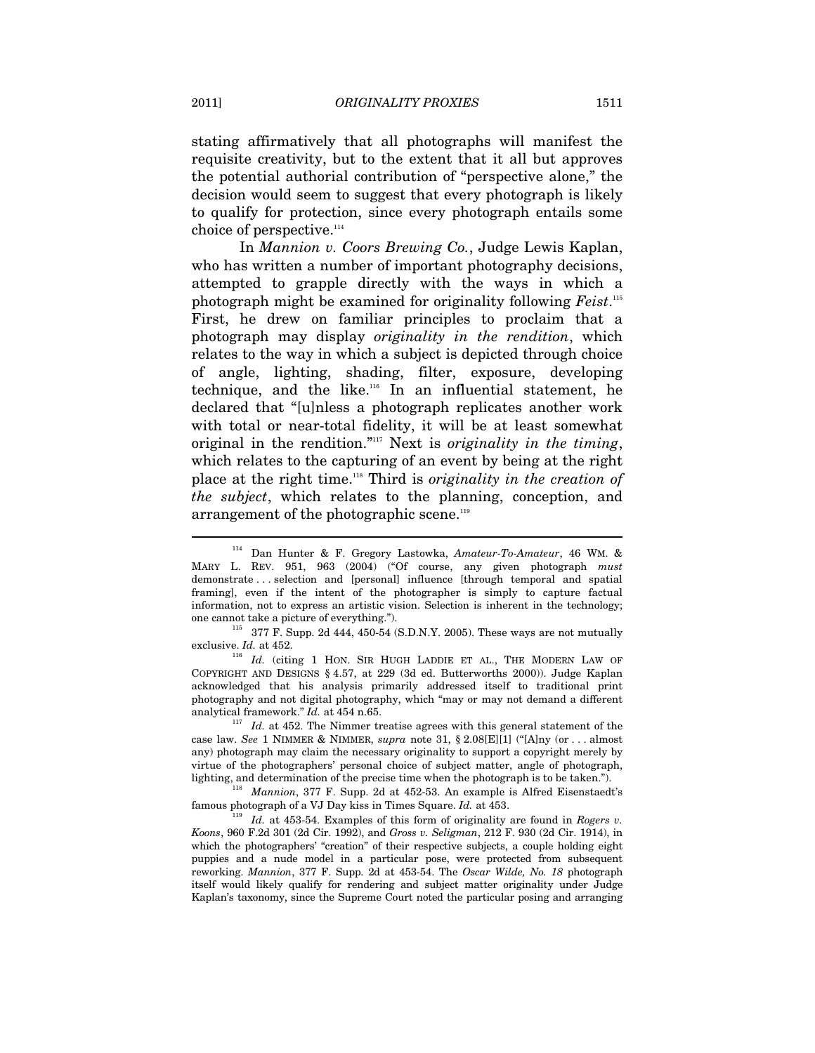stating affirmatively that all photographs will manifest the requisite creativity, but to the extent that it all but approves the potential authorial contribution of "perspective alone," the decision would seem to suggest that every photograph is likely to qualify for protection, since every photograph entails some choice of perspective.[114]

In *Mannion v. Coors Brewing Co.*, Judge Lewis Kaplan, who has written a number of important photography decisions, attempted to grapple directly with the ways in which a photograph might be examined for originality following *Feist*.[115] First, he drew on familiar principles to proclaim that a photograph may display *originality in the rendition*, which relates to the way in which a subject is depicted through choice of angle, lighting, shading, filter, exposure, developing technique, and the like.[116] In an influential statement, he declared that "[u]nless a photograph replicates another work with total or near-total fidelity, it will be at least somewhat original in the rendition."[117] Next is *originality in the timing*, which relates to the capturing of an event by being at the right place at the right time.[118] Third is *originality in the creation of the subject*, which relates to the planning, conception, and arrangement of the photographic scene.[119]

---

[114] Dan Hunter & F. Gregory Lastowka, *Amateur-To-Amateur*, 46 WM. & MARY L. REV. 951, 963 (2004) ("Of course, any given photograph *must* demonstrate . . . selection and [personal] influence [through temporal and spatial framing], even if the intent of the photographer is simply to capture factual information, not to express an artistic vision. Selection is inherent in the technology; one cannot take a picture of everything.").

[115] 377 F. Supp. 2d 444, 450-54 (S.D.N.Y. 2005). These ways are not mutually exclusive. *Id.* at 452.

[116] *Id.* (citing 1 HON. SIR HUGH LADDIE ET AL., THE MODERN LAW OF COPYRIGHT AND DESIGNS § 4.57, at 229 (3d ed. Butterworths 2000)). Judge Kaplan acknowledged that his analysis primarily addressed itself to traditional print photography and not digital photography, which "may or may not demand a different analytical framework." *Id.* at 454 n.65.

[117] *Id.* at 452. The Nimmer treatise agrees with this general statement of the case law. *See* 1 NIMMER & NIMMER, *supra* note 31, § 2.08[E][1] ("[A]ny (or . . . almost any) photograph may claim the necessary originality to support a copyright merely by virtue of the photographers' personal choice of subject matter, angle of photograph, lighting, and determination of the precise time when the photograph is to be taken.").

[118] *Mannion*, 377 F. Supp. 2d at 452-53. An example is Alfred Eisenstaedt's famous photograph of a VJ Day kiss in Times Square. *Id.* at 453.

[119] *Id.* at 453-54. Examples of this form of originality are found in *Rogers v. Koons*, 960 F.2d 301 (2d Cir. 1992), and *Gross v. Seligman*, 212 F. 930 (2d Cir. 1914), in which the photographers' "creation" of their respective subjects, a couple holding eight puppies and a nude model in a particular pose, were protected from subsequent reworking. *Mannion*, 377 F. Supp. 2d at 453-54. The *Oscar Wilde, No. 18* photograph itself would likely qualify for rendering and subject matter originality under Judge Kaplan's taxonomy, since the Supreme Court noted the particular posing and arranging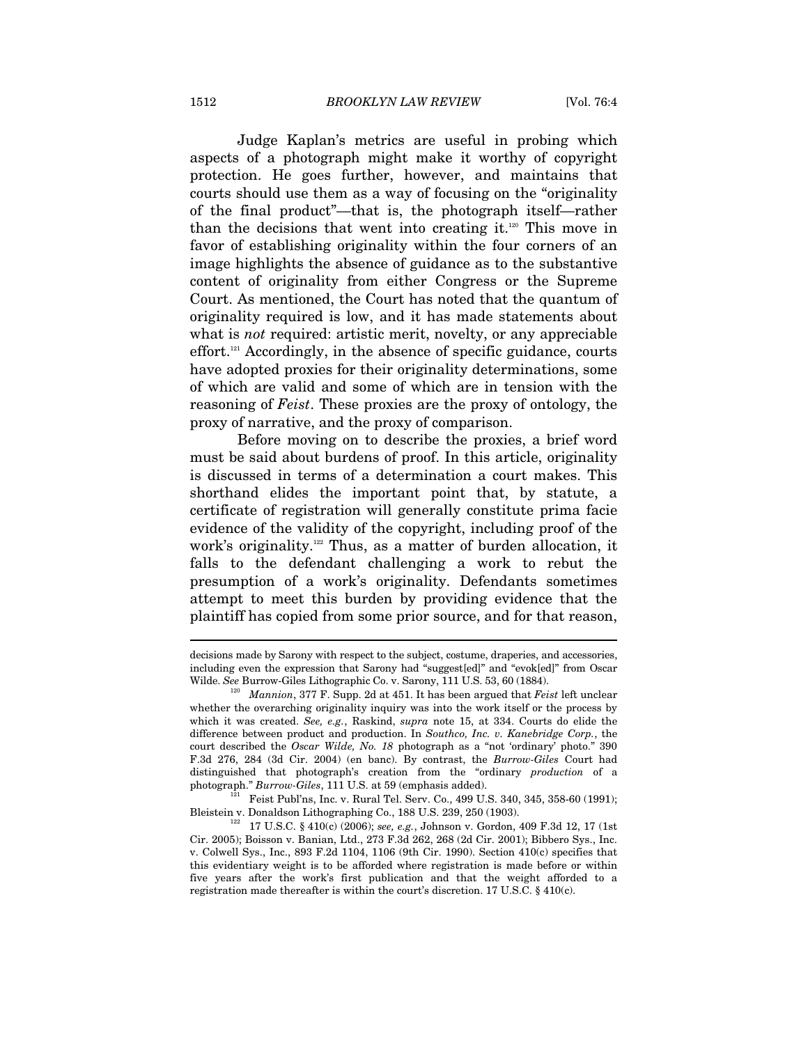Judge Kaplan's metrics are useful in probing which aspects of a photograph might make it worthy of copyright protection. He goes further, however, and maintains that courts should use them as a way of focusing on the "originality of the final product"—that is, the photograph itself—rather than the decisions that went into creating it.[120] This move in favor of establishing originality within the four corners of an image highlights the absence of guidance as to the substantive content of originality from either Congress or the Supreme Court. As mentioned, the Court has noted that the quantum of originality required is low, and it has made statements about what is *not* required: artistic merit, novelty, or any appreciable effort.[121] Accordingly, in the absence of specific guidance, courts have adopted proxies for their originality determinations, some of which are valid and some of which are in tension with the reasoning of *Feist*. These proxies are the proxy of ontology, the proxy of narrative, and the proxy of comparison.

Before moving on to describe the proxies, a brief word must be said about burdens of proof. In this article, originality is discussed in terms of a determination a court makes. This shorthand elides the important point that, by statute, a certificate of registration will generally constitute prima facie evidence of the validity of the copyright, including proof of the work's originality.[122] Thus, as a matter of burden allocation, it falls to the defendant challenging a work to rebut the presumption of a work's originality. Defendants sometimes attempt to meet this burden by providing evidence that the plaintiff has copied from some prior source, and for that reason,

---

decisions made by Sarony with respect to the subject, costume, draperies, and accessories, including even the expression that Sarony had "suggest[ed]" and "evok[ed]" from Oscar Wilde. *See* Burrow-Giles Lithographic Co. v. Sarony, 111 U.S. 53, 60 (1884).

[120] *Mannion*, 377 F. Supp. 2d at 451. It has been argued that *Feist* left unclear whether the overarching originality inquiry was into the work itself or the process by which it was created. *See, e.g.*, Raskind, *supra* note 15, at 334. Courts do elide the difference between product and production. In *Southco, Inc. v. Kanebridge Corp.*, the court described the *Oscar Wilde, No. 18* photograph as a "not 'ordinary' photo." 390 F.3d 276, 284 (3d Cir. 2004) (en banc). By contrast, the *Burrow-Giles* Court had distinguished that photograph's creation from the "ordinary *production* of a photograph." *Burrow-Giles*, 111 U.S. at 59 (emphasis added).

[121] Feist Publ'ns, Inc. v. Rural Tel. Serv. Co., 499 U.S. 340, 345, 358-60 (1991); Bleistein v. Donaldson Lithographing Co., 188 U.S. 239, 250 (1903).

[122] 17 U.S.C. § 410(c) (2006); *see, e.g.*, Johnson v. Gordon, 409 F.3d 12, 17 (1st Cir. 2005); Boisson v. Banian, Ltd., 273 F.3d 262, 268 (2d Cir. 2001); Bibbero Sys., Inc. v. Colwell Sys., Inc., 893 F.2d 1104, 1106 (9th Cir. 1990). Section 410(c) specifies that this evidentiary weight is to be afforded where registration is made before or within five years after the work's first publication and that the weight afforded to a registration made thereafter is within the court's discretion. 17 U.S.C. § 410(c).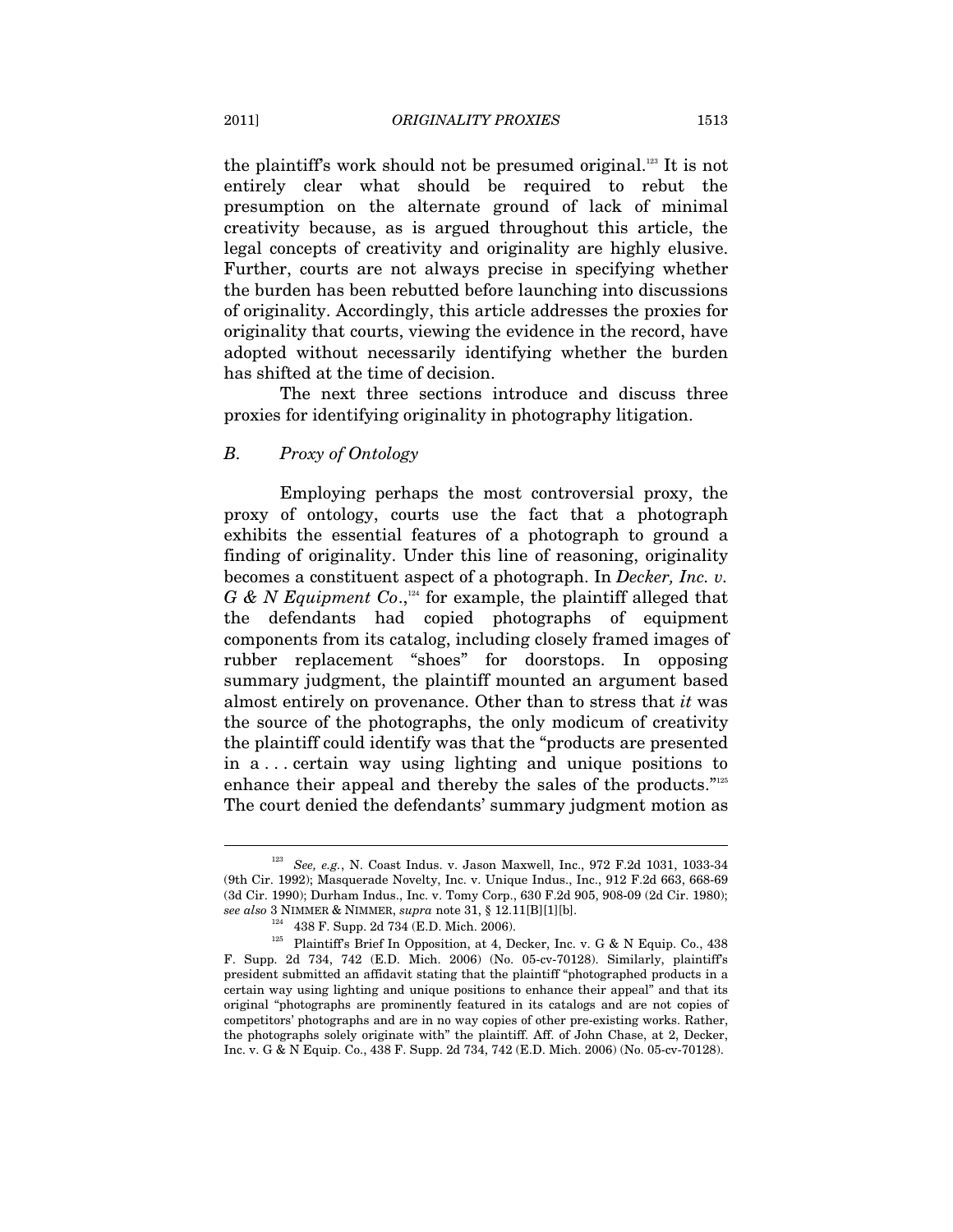the plaintiff's work should not be presumed original.[123] It is not entirely clear what should be required to rebut the presumption on the alternate ground of lack of minimal creativity because, as is argued throughout this article, the legal concepts of creativity and originality are highly elusive. Further, courts are not always precise in specifying whether the burden has been rebutted before launching into discussions of originality. Accordingly, this article addresses the proxies for originality that courts, viewing the evidence in the record, have adopted without necessarily identifying whether the burden has shifted at the time of decision.

The next three sections introduce and discuss three proxies for identifying originality in photography litigation.

### *B. Proxy of Ontology*

Employing perhaps the most controversial proxy, the proxy of ontology, courts use the fact that a photograph exhibits the essential features of a photograph to ground a finding of originality. Under this line of reasoning, originality becomes a constituent aspect of a photograph. In *Decker, Inc. v. G & N Equipment Co*.,[124] for example, the plaintiff alleged that the defendants had copied photographs of equipment components from its catalog, including closely framed images of rubber replacement "shoes" for doorstops. In opposing summary judgment, the plaintiff mounted an argument based almost entirely on provenance. Other than to stress that *it* was the source of the photographs, the only modicum of creativity the plaintiff could identify was that the "products are presented in a . . . certain way using lighting and unique positions to enhance their appeal and thereby the sales of the products."[125] The court denied the defendants' summary judgment motion as

---

[123] *See, e.g.*, N. Coast Indus. v. Jason Maxwell, Inc., 972 F.2d 1031, 1033-34 (9th Cir. 1992); Masquerade Novelty, Inc. v. Unique Indus., Inc., 912 F.2d 663, 668-69 (3d Cir. 1990); Durham Indus., Inc. v. Tomy Corp., 630 F.2d 905, 908-09 (2d Cir. 1980); *see also* 3 NIMMER & NIMMER, *supra* note 31, § 12.11[B][1][b].

[124] 438 F. Supp. 2d 734 (E.D. Mich. 2006).

[125] Plaintiff's Brief In Opposition, at 4, Decker, Inc. v. G & N Equip. Co., 438 F. Supp. 2d 734, 742 (E.D. Mich. 2006) (No. 05-cv-70128). Similarly, plaintiff's president submitted an affidavit stating that the plaintiff "photographed products in a certain way using lighting and unique positions to enhance their appeal" and that its original "photographs are prominently featured in its catalogs and are not copies of competitors' photographs and are in no way copies of other pre-existing works. Rather, the photographs solely originate with" the plaintiff. Aff. of John Chase, at 2, Decker, Inc. v. G & N Equip. Co., 438 F. Supp. 2d 734, 742 (E.D. Mich. 2006) (No. 05-cv-70128).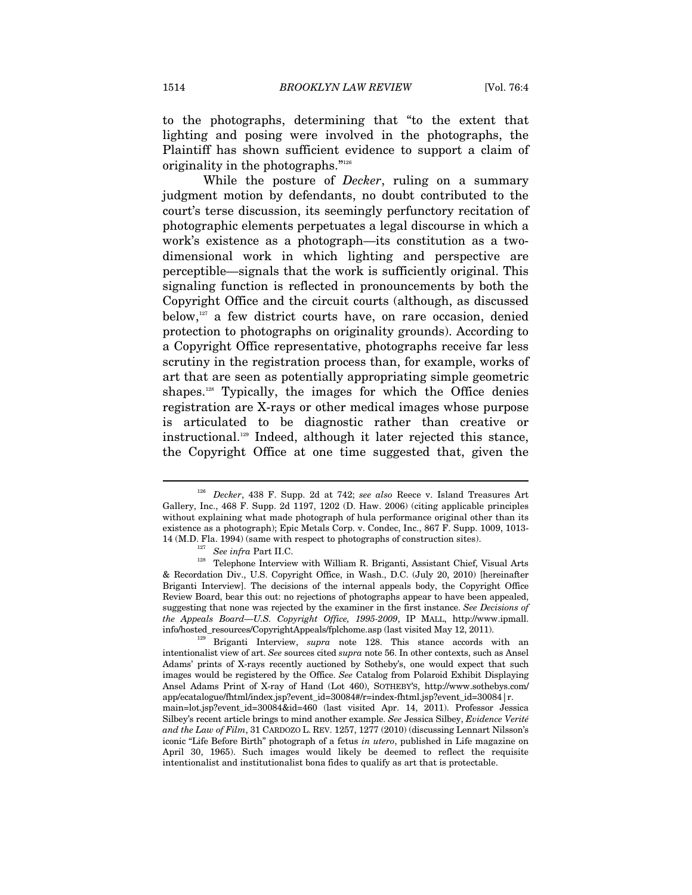to the photographs, determining that "to the extent that lighting and posing were involved in the photographs, the Plaintiff has shown sufficient evidence to support a claim of originality in the photographs."[126]

While the posture of *Decker*, ruling on a summary judgment motion by defendants, no doubt contributed to the court's terse discussion, its seemingly perfunctory recitation of photographic elements perpetuates a legal discourse in which a work's existence as a photograph—its constitution as a two-dimensional work in which lighting and perspective are perceptible—signals that the work is sufficiently original. This signaling function is reflected in pronouncements by both the Copyright Office and the circuit courts (although, as discussed below,[127] a few district courts have, on rare occasion, denied protection to photographs on originality grounds). According to a Copyright Office representative, photographs receive far less scrutiny in the registration process than, for example, works of art that are seen as potentially appropriating simple geometric shapes.[128] Typically, the images for which the Office denies registration are X-rays or other medical images whose purpose is articulated to be diagnostic rather than creative or instructional.[129] Indeed, although it later rejected this stance, the Copyright Office at one time suggested that, given the

---

[126] *Decker*, 438 F. Supp. 2d at 742; *see also* Reece v. Island Treasures Art Gallery, Inc., 468 F. Supp. 2d 1197, 1202 (D. Haw. 2006) (citing applicable principles without explaining what made photograph of hula performance original other than its existence as a photograph); Epic Metals Corp. v. Condec, Inc., 867 F. Supp. 1009, 1013-14 (M.D. Fla. 1994) (same with respect to photographs of construction sites).

[127] *See infra* Part II.C.

[128] Telephone Interview with William R. Briganti, Assistant Chief, Visual Arts & Recordation Div., U.S. Copyright Office, in Wash., D.C. (July 20, 2010) [hereinafter Briganti Interview]. The decisions of the internal appeals body, the Copyright Office Review Board, bear this out: no rejections of photographs appear to have been appealed, suggesting that none was rejected by the examiner in the first instance. *See Decisions of the Appeals Board—U.S. Copyright Office, 1995-2009*, IP MALL, http://www.ipmall.info/hosted_resources/CopyrightAppeals/fplchome.asp (last visited May 12, 2011).

[129] Briganti Interview, *supra* note 128. This stance accords with an intentionalist view of art. *See* sources cited *supra* note 56. In other contexts, such as Ansel Adams' prints of X-rays recently auctioned by Sotheby's, one would expect that such images would be registered by the Office. *See* Catalog from Polaroid Exhibit Displaying Ansel Adams Print of X-ray of Hand (Lot 460), SOTHEBY'S, http://www.sothebys.com/app/ecatalogue/fhtml/index.jsp?event_id=30084#/r=index-fhtml.jsp?event_id=30084|r.main=lot.jsp?event_id=30084&id=460 (last visited Apr. 14, 2011). Professor Jessica Silbey's recent article brings to mind another example. *See* Jessica Silbey, *Evidence Verité and the Law of Film*, 31 CARDOZO L. REV. 1257, 1277 (2010) (discussing Lennart Nilsson's iconic "Life Before Birth" photograph of a fetus *in utero*, published in Life magazine on April 30, 1965). Such images would likely be deemed to reflect the requisite intentionalist and institutionalist bona fides to qualify as art that is protectable.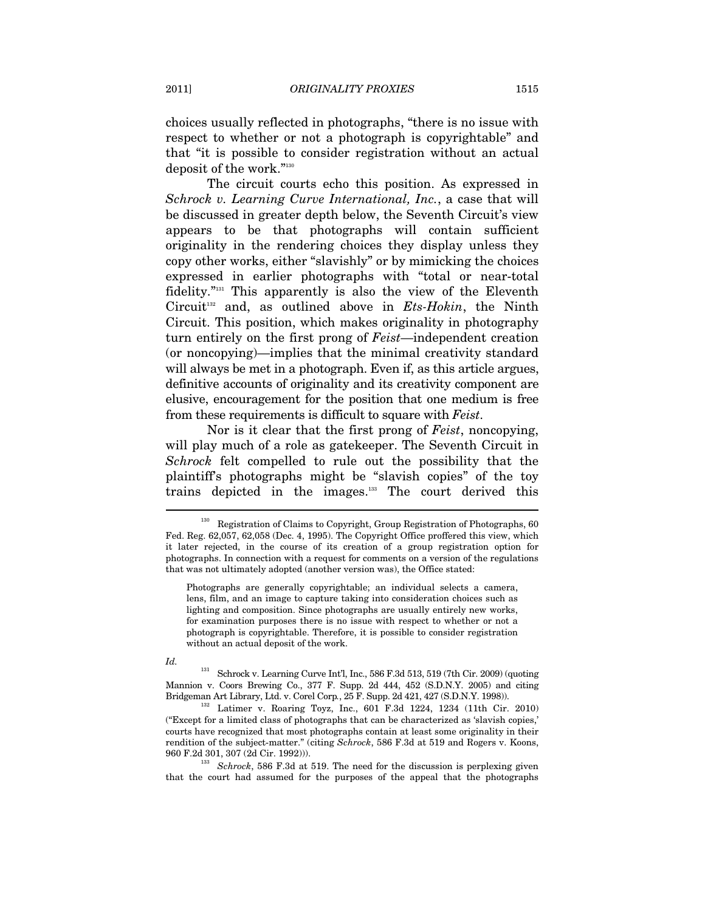choices usually reflected in photographs, "there is no issue with respect to whether or not a photograph is copyrightable" and that "it is possible to consider registration without an actual deposit of the work."[130]

The circuit courts echo this position. As expressed in *Schrock v. Learning Curve International, Inc.*, a case that will be discussed in greater depth below, the Seventh Circuit's view appears to be that photographs will contain sufficient originality in the rendering choices they display unless they copy other works, either "slavishly" or by mimicking the choices expressed in earlier photographs with "total or near-total fidelity."[131] This apparently is also the view of the Eleventh Circuit[132] and, as outlined above in *Ets-Hokin*, the Ninth Circuit. This position, which makes originality in photography turn entirely on the first prong of *Feist*—independent creation (or noncopying)—implies that the minimal creativity standard will always be met in a photograph. Even if, as this article argues, definitive accounts of originality and its creativity component are elusive, encouragement for the position that one medium is free from these requirements is difficult to square with *Feist*.

Nor is it clear that the first prong of *Feist*, noncopying, will play much of a role as gatekeeper. The Seventh Circuit in *Schrock* felt compelled to rule out the possibility that the plaintiff's photographs might be "slavish copies" of the toy trains depicted in the images.[133] The court derived this

---

[130] Registration of Claims to Copyright, Group Registration of Photographs, 60 Fed. Reg. 62,057, 62,058 (Dec. 4, 1995). The Copyright Office proffered this view, which it later rejected, in the course of its creation of a group registration option for photographs. In connection with a request for comments on a version of the regulations that was not ultimately adopted (another version was), the Office stated:

> Photographs are generally copyrightable; an individual selects a camera, lens, film, and an image to capture taking into consideration choices such as lighting and composition. Since photographs are usually entirely new works, for examination purposes there is no issue with respect to whether or not a photograph is copyrightable. Therefore, it is possible to consider registration without an actual deposit of the work.

*Id.*

[131] Schrock v. Learning Curve Int'l, Inc., 586 F.3d 513, 519 (7th Cir. 2009) (quoting Mannion v. Coors Brewing Co., 377 F. Supp. 2d 444, 452 (S.D.N.Y. 2005) and citing Bridgeman Art Library, Ltd. v. Corel Corp., 25 F. Supp. 2d 421, 427 (S.D.N.Y. 1998)).

[132] Latimer v. Roaring Toyz, Inc., 601 F.3d 1224, 1234 (11th Cir. 2010) ("Except for a limited class of photographs that can be characterized as 'slavish copies,' courts have recognized that most photographs contain at least some originality in their rendition of the subject-matter." (citing *Schrock*, 586 F.3d at 519 and Rogers v. Koons, 960 F.2d 301, 307 (2d Cir. 1992))).

[133] *Schrock*, 586 F.3d at 519. The need for the discussion is perplexing given that the court had assumed for the purposes of the appeal that the photographs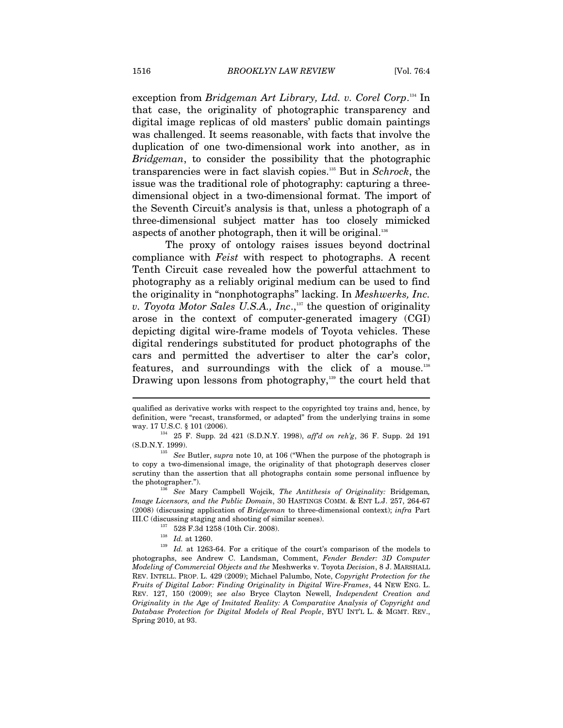exception from *Bridgeman Art Library, Ltd. v. Corel Corp*.[134] In that case, the originality of photographic transparency and digital image replicas of old masters' public domain paintings was challenged. It seems reasonable, with facts that involve the duplication of one two-dimensional work into another, as in *Bridgeman*, to consider the possibility that the photographic transparencies were in fact slavish copies.[135] But in *Schrock*, the issue was the traditional role of photography: capturing a three-dimensional object in a two-dimensional format. The import of the Seventh Circuit's analysis is that, unless a photograph of a three-dimensional subject matter has too closely mimicked aspects of another photograph, then it will be original.[136]

The proxy of ontology raises issues beyond doctrinal compliance with *Feist* with respect to photographs. A recent Tenth Circuit case revealed how the powerful attachment to photography as a reliably original medium can be used to find the originality in "nonphotographs" lacking. In *Meshwerks, Inc. v. Toyota Motor Sales U.S.A., Inc*.,[137] the question of originality arose in the context of computer-generated imagery (CGI) depicting digital wire-frame models of Toyota vehicles. These digital renderings substituted for product photographs of the cars and permitted the advertiser to alter the car's color, features, and surroundings with the click of a mouse.[138] Drawing upon lessons from photography,[139] the court held that

---

qualified as derivative works with respect to the copyrighted toy trains and, hence, by definition, were "recast, transformed, or adapted" from the underlying trains in some way. 17 U.S.C. § 101 (2006).

[134] 25 F. Supp. 2d 421 (S.D.N.Y. 1998), *aff'd on reh'g*, 36 F. Supp. 2d 191 (S.D.N.Y. 1999).

[135] *See* Butler, *supra* note 10, at 106 ("When the purpose of the photograph is to copy a two-dimensional image, the originality of that photograph deserves closer scrutiny than the assertion that all photographs contain some personal influence by the photographer.").

[136] *See* Mary Campbell Wojcik, *The Antithesis of Originality:* Bridgeman*, Image Licensors, and the Public Domain*, 30 HASTINGS COMM. & ENT L.J. 257, 264-67 (2008) (discussing application of *Bridgeman* to three-dimensional context); *infra* Part III.C (discussing staging and shooting of similar scenes).

[137] 528 F.3d 1258 (10th Cir. 2008).

[138] *Id.* at 1260.

[139] *Id.* at 1263-64. For a critique of the court's comparison of the models to photographs, see Andrew C. Landsman, Comment, *Fender Bender: 3D Computer Modeling of Commercial Objects and the* Meshwerks v. Toyota *Decision*, 8 J. MARSHALL REV. INTELL. PROP. L. 429 (2009); Michael Palumbo, Note, *Copyright Protection for the Fruits of Digital Labor: Finding Originality in Digital Wire-Frames*, 44 NEW ENG. L. REV. 127, 150 (2009); *see also* Bryce Clayton Newell, *Independent Creation and Originality in the Age of Imitated Reality: A Comparative Analysis of Copyright and Database Protection for Digital Models of Real People*, BYU INT'L L. & MGMT. REV., Spring 2010, at 93.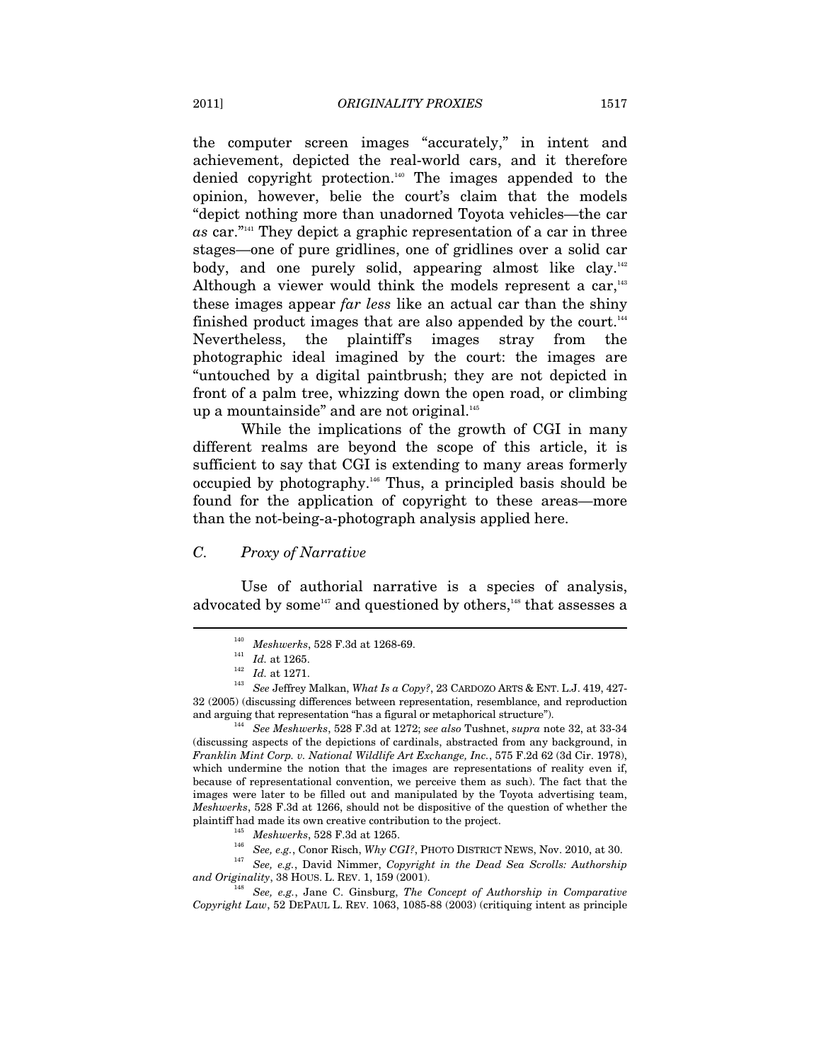the computer screen images "accurately," in intent and achievement, depicted the real-world cars, and it therefore denied copyright protection.[140] The images appended to the opinion, however, belie the court's claim that the models "depict nothing more than unadorned Toyota vehicles—the car *as* car."[141] They depict a graphic representation of a car in three stages—one of pure gridlines, one of gridlines over a solid car body, and one purely solid, appearing almost like clay.[142] Although a viewer would think the models represent a car,[143] these images appear *far less* like an actual car than the shiny finished product images that are also appended by the court.[144] Nevertheless, the plaintiff's images stray from the photographic ideal imagined by the court: the images are "untouched by a digital paintbrush; they are not depicted in front of a palm tree, whizzing down the open road, or climbing up a mountainside" and are not original.[145]

While the implications of the growth of CGI in many different realms are beyond the scope of this article, it is sufficient to say that CGI is extending to many areas formerly occupied by photography.[146] Thus, a principled basis should be found for the application of copyright to these areas—more than the not-being-a-photograph analysis applied here.

### *C. Proxy of Narrative*

Use of authorial narrative is a species of analysis, advocated by some[147] and questioned by others,[148] that assesses a

---

[140] *Meshwerks*, 528 F.3d at 1268-69.

[141] *Id.* at 1265.

[142] *Id.* at 1271.

[143] *See* Jeffrey Malkan, *What Is a Copy?*, 23 CARDOZO ARTS & ENT. L.J. 419, 427-32 (2005) (discussing differences between representation, resemblance, and reproduction and arguing that representation "has a figural or metaphorical structure").

[144] *See Meshwerks*, 528 F.3d at 1272; *see also* Tushnet, *supra* note 32, at 33-34 (discussing aspects of the depictions of cardinals, abstracted from any background, in *Franklin Mint Corp. v. National Wildlife Art Exchange, Inc.*, 575 F.2d 62 (3d Cir. 1978), which undermine the notion that the images are representations of reality even if, because of representational convention, we perceive them as such). The fact that the images were later to be filled out and manipulated by the Toyota advertising team, *Meshwerks*, 528 F.3d at 1266, should not be dispositive of the question of whether the plaintiff had made its own creative contribution to the project.

[145] *Meshwerks*, 528 F.3d at 1265.

[146] *See, e.g.*, Conor Risch, *Why CGI?*, PHOTO DISTRICT NEWS, Nov. 2010, at 30.

[147] *See, e.g.*, David Nimmer, *Copyright in the Dead Sea Scrolls: Authorship and Originality*, 38 HOUS. L. REV. 1, 159 (2001).

[148] *See, e.g.*, Jane C. Ginsburg, *The Concept of Authorship in Comparative Copyright Law*, 52 DEPAUL L. REV. 1063, 1085-88 (2003) (critiquing intent as principle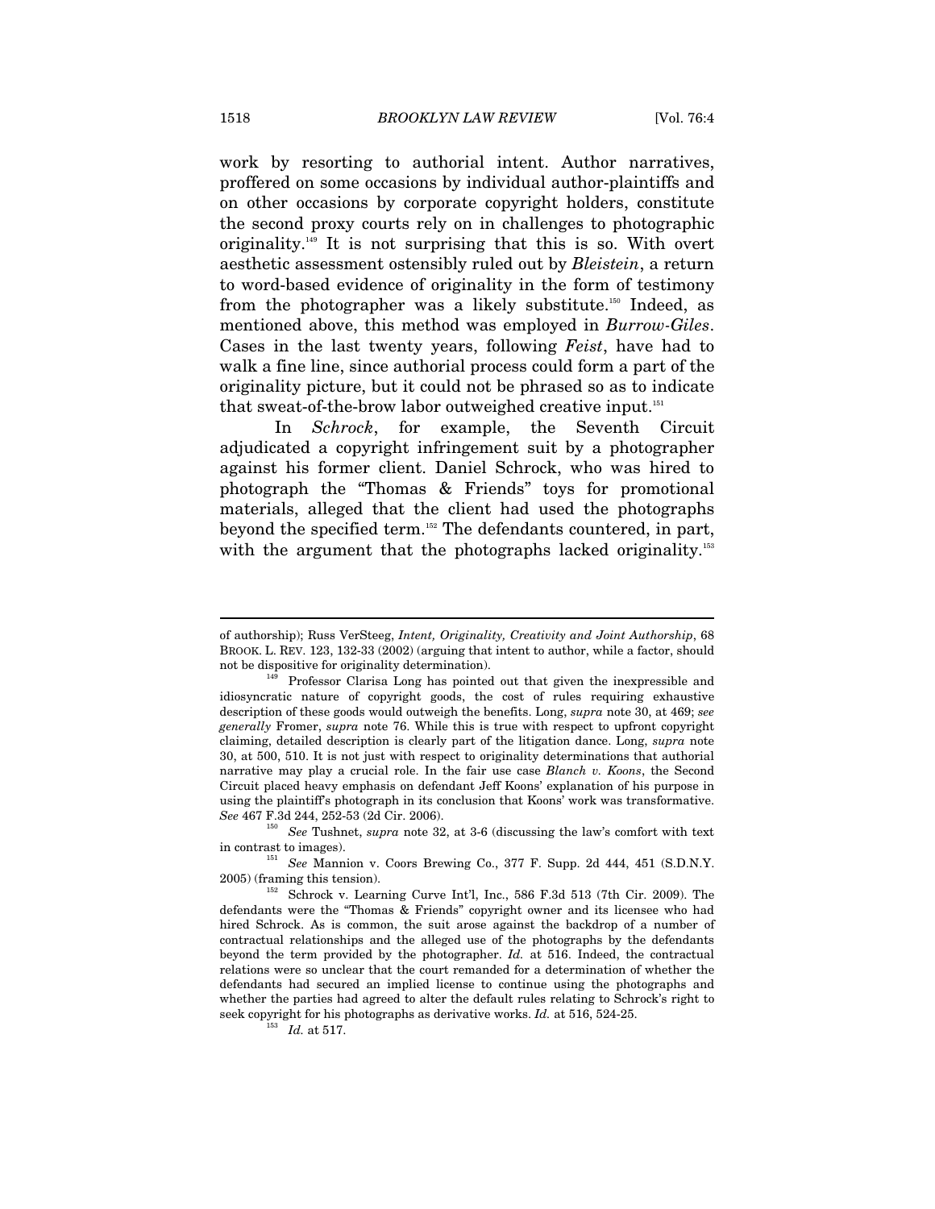work by resorting to authorial intent. Author narratives, proffered on some occasions by individual author-plaintiffs and on other occasions by corporate copyright holders, constitute the second proxy courts rely on in challenges to photographic originality.[149] It is not surprising that this is so. With overt aesthetic assessment ostensibly ruled out by *Bleistein*, a return to word-based evidence of originality in the form of testimony from the photographer was a likely substitute.[150] Indeed, as mentioned above, this method was employed in *Burrow-Giles*. Cases in the last twenty years, following *Feist*, have had to walk a fine line, since authorial process could form a part of the originality picture, but it could not be phrased so as to indicate that sweat-of-the-brow labor outweighed creative input.[151]

In *Schrock*, for example, the Seventh Circuit adjudicated a copyright infringement suit by a photographer against his former client. Daniel Schrock, who was hired to photograph the "Thomas & Friends" toys for promotional materials, alleged that the client had used the photographs beyond the specified term.[152] The defendants countered, in part, with the argument that the photographs lacked originality.[153]

---

of authorship); Russ VerSteeg, *Intent, Originality, Creativity and Joint Authorship*, 68 BROOK. L. REV. 123, 132-33 (2002) (arguing that intent to author, while a factor, should not be dispositive for originality determination).

[149] Professor Clarisa Long has pointed out that given the inexpressible and idiosyncratic nature of copyright goods, the cost of rules requiring exhaustive description of these goods would outweigh the benefits. Long, *supra* note 30, at 469; *see generally* Fromer, *supra* note 76. While this is true with respect to upfront copyright claiming, detailed description is clearly part of the litigation dance. Long, *supra* note 30, at 500, 510. It is not just with respect to originality determinations that authorial narrative may play a crucial role. In the fair use case *Blanch v. Koons*, the Second Circuit placed heavy emphasis on defendant Jeff Koons' explanation of his purpose in using the plaintiff's photograph in its conclusion that Koons' work was transformative. *See* 467 F.3d 244, 252-53 (2d Cir. 2006).

[150] *See* Tushnet, *supra* note 32, at 3-6 (discussing the law's comfort with text in contrast to images).

[151] *See* Mannion v. Coors Brewing Co., 377 F. Supp. 2d 444, 451 (S.D.N.Y. 2005) (framing this tension).

[152] Schrock v. Learning Curve Int'l, Inc., 586 F.3d 513 (7th Cir. 2009). The defendants were the "Thomas & Friends" copyright owner and its licensee who had hired Schrock. As is common, the suit arose against the backdrop of a number of contractual relationships and the alleged use of the photographs by the defendants beyond the term provided by the photographer. *Id.* at 516. Indeed, the contractual relations were so unclear that the court remanded for a determination of whether the defendants had secured an implied license to continue using the photographs and whether the parties had agreed to alter the default rules relating to Schrock's right to seek copyright for his photographs as derivative works. *Id.* at 516, 524-25.

[153] *Id.* at 517.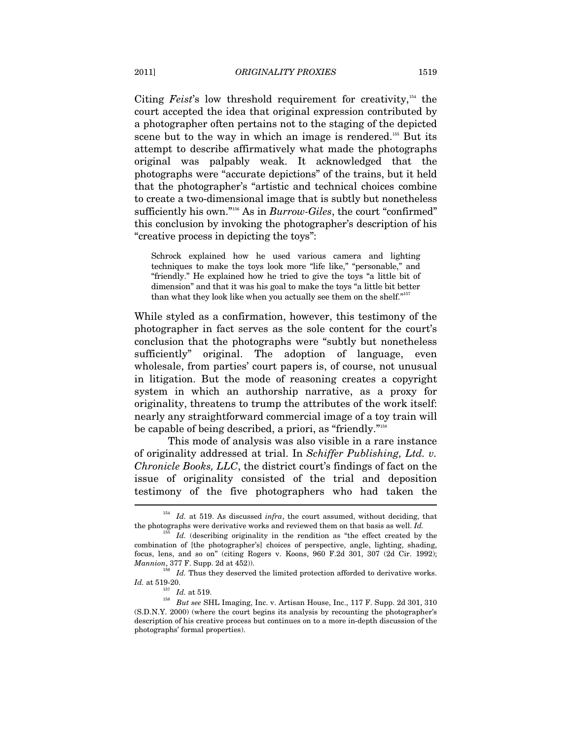Citing *Feist*'s low threshold requirement for creativity,[154] the court accepted the idea that original expression contributed by a photographer often pertains not to the staging of the depicted scene but to the way in which an image is rendered.[155] But its attempt to describe affirmatively what made the photographs original was palpably weak. It acknowledged that the photographs were "accurate depictions" of the trains, but it held that the photographer's "artistic and technical choices combine to create a two-dimensional image that is subtly but nonetheless sufficiently his own."[156] As in *Burrow-Giles*, the court "confirmed" this conclusion by invoking the photographer's description of his "creative process in depicting the toys":

> Schrock explained how he used various camera and lighting techniques to make the toys look more "life like," "personable," and "friendly." He explained how he tried to give the toys "a little bit of dimension" and that it was his goal to make the toys "a little bit better than what they look like when you actually see them on the shelf."[157]

While styled as a confirmation, however, this testimony of the photographer in fact serves as the sole content for the court's conclusion that the photographs were "subtly but nonetheless sufficiently" original. The adoption of language, even wholesale, from parties' court papers is, of course, not unusual in litigation. But the mode of reasoning creates a copyright system in which an authorship narrative, as a proxy for originality, threatens to trump the attributes of the work itself: nearly any straightforward commercial image of a toy train will be capable of being described, a priori, as "friendly."[158]

This mode of analysis was also visible in a rare instance of originality addressed at trial. In *Schiffer Publishing, Ltd. v. Chronicle Books, LLC*, the district court's findings of fact on the issue of originality consisted of the trial and deposition testimony of the five photographers who had taken the

---

[154] *Id.* at 519. As discussed *infra*, the court assumed, without deciding, that the photographs were derivative works and reviewed them on that basis as well. *Id.*

[155] *Id.* (describing originality in the rendition as "the effect created by the combination of [the photographer's] choices of perspective, angle, lighting, shading, focus, lens, and so on" (citing Rogers v. Koons, 960 F.2d 301, 307 (2d Cir. 1992); *Mannion*, 377 F. Supp. 2d at 452)).

[156] *Id.* Thus they deserved the limited protection afforded to derivative works. *Id.* at 519-20.

[157] *Id.* at 519.

[158] *But see* SHL Imaging, Inc. v. Artisan House, Inc., 117 F. Supp. 2d 301, 310 (S.D.N.Y. 2000) (where the court begins its analysis by recounting the photographer's description of his creative process but continues on to a more in-depth discussion of the photographs' formal properties).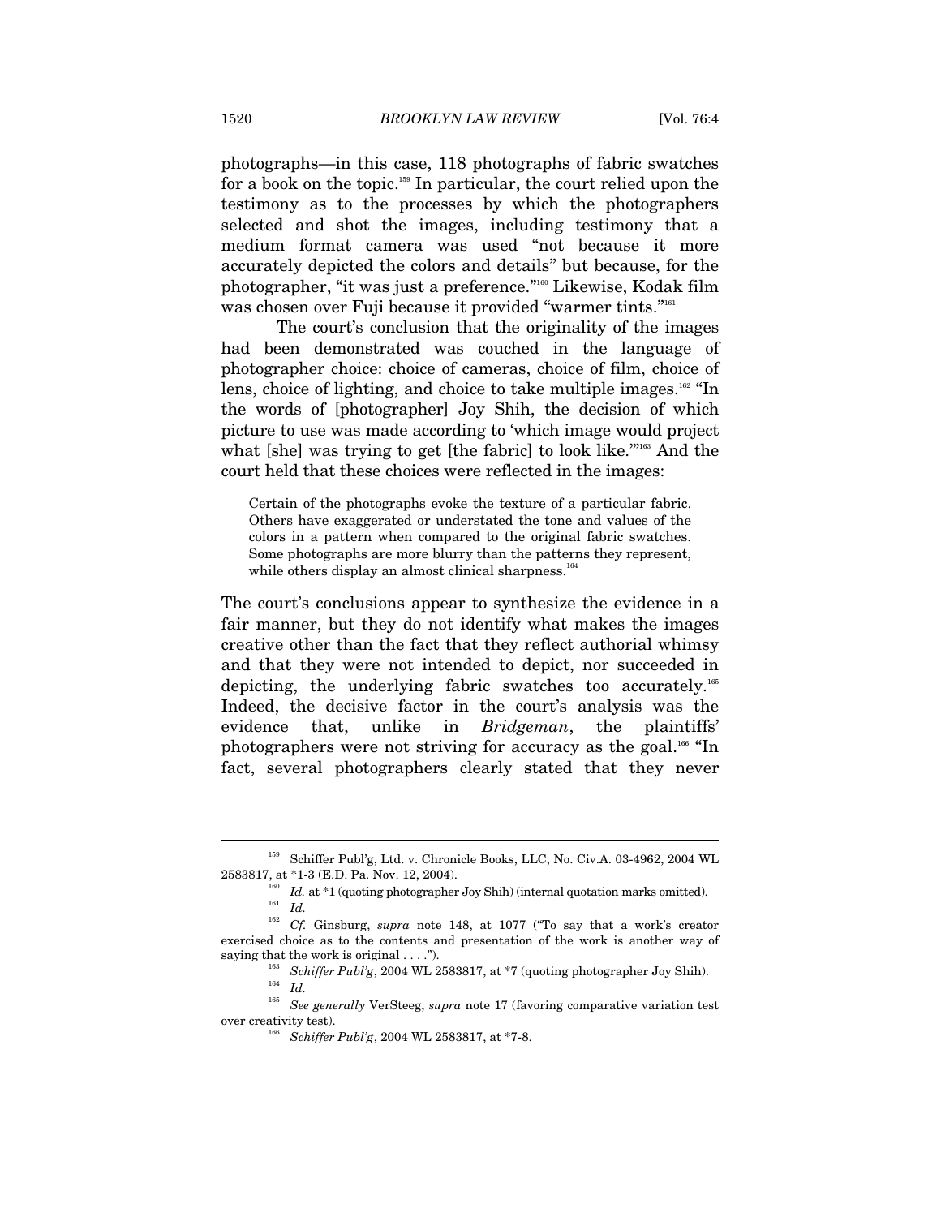photographs—in this case, 118 photographs of fabric swatches for a book on the topic.[159] In particular, the court relied upon the testimony as to the processes by which the photographers selected and shot the images, including testimony that a medium format camera was used "not because it more accurately depicted the colors and details" but because, for the photographer, "it was just a preference."[160] Likewise, Kodak film was chosen over Fuji because it provided "warmer tints."[161]

The court's conclusion that the originality of the images had been demonstrated was couched in the language of photographer choice: choice of cameras, choice of film, choice of lens, choice of lighting, and choice to take multiple images.[162] "In the words of [photographer] Joy Shih, the decision of which picture to use was made according to 'which image would project what [she] was trying to get [the fabric] to look like.'"[163] And the court held that these choices were reflected in the images:

> Certain of the photographs evoke the texture of a particular fabric. Others have exaggerated or understated the tone and values of the colors in a pattern when compared to the original fabric swatches. Some photographs are more blurry than the patterns they represent, while others display an almost clinical sharpness.[164]

The court's conclusions appear to synthesize the evidence in a fair manner, but they do not identify what makes the images creative other than the fact that they reflect authorial whimsy and that they were not intended to depict, nor succeeded in depicting, the underlying fabric swatches too accurately.[165] Indeed, the decisive factor in the court's analysis was the evidence that, unlike in *Bridgeman*, the plaintiffs' photographers were not striving for accuracy as the goal.[166] "In fact, several photographers clearly stated that they never

---

[159] Schiffer Publ'g, Ltd. v. Chronicle Books, LLC, No. Civ.A. 03-4962, 2004 WL 2583817, at *1-3 (E.D. Pa. Nov. 12, 2004).

[160] *Id.* at *1 (quoting photographer Joy Shih) (internal quotation marks omitted).

[161] *Id.*

[162] *Cf.* Ginsburg, *supra* note 148, at 1077 ("To say that a work's creator exercised choice as to the contents and presentation of the work is another way of saying that the work is original . . . .").

[163] *Schiffer Publ'g*, 2004 WL 2583817, at *7 (quoting photographer Joy Shih).

[164] *Id.*

[165] *See generally* VerSteeg, *supra* note 17 (favoring comparative variation test over creativity test).

[166] *Schiffer Publ'g*, 2004 WL 2583817, at *7-8.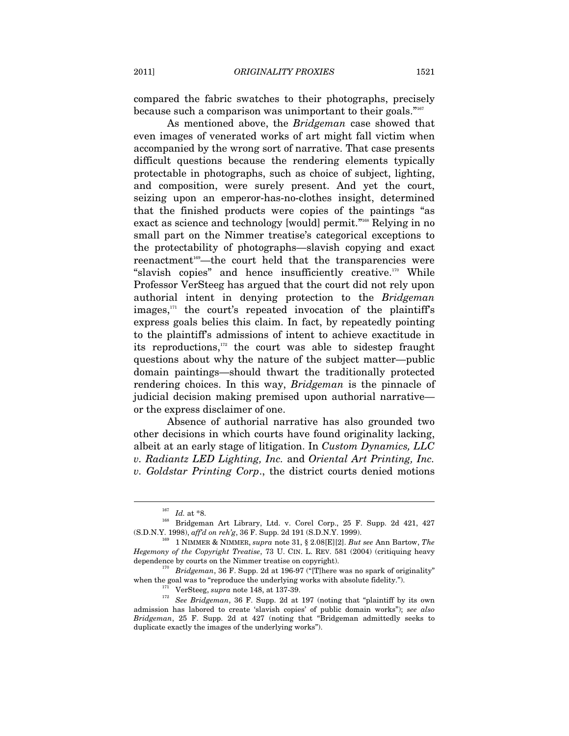compared the fabric swatches to their photographs, precisely because such a comparison was unimportant to their goals."[167]

As mentioned above, the *Bridgeman* case showed that even images of venerated works of art might fall victim when accompanied by the wrong sort of narrative. That case presents difficult questions because the rendering elements typically protectable in photographs, such as choice of subject, lighting, and composition, were surely present. And yet the court, seizing upon an emperor-has-no-clothes insight, determined that the finished products were copies of the paintings "as exact as science and technology [would] permit."[168] Relying in no small part on the Nimmer treatise's categorical exceptions to the protectability of photographs—slavish copying and exact reenactment[169]—the court held that the transparencies were "slavish copies" and hence insufficiently creative.[170] While Professor VerSteeg has argued that the court did not rely upon authorial intent in denying protection to the *Bridgeman* images,[171] the court's repeated invocation of the plaintiff's express goals belies this claim. In fact, by repeatedly pointing to the plaintiff's admissions of intent to achieve exactitude in its reproductions,[172] the court was able to sidestep fraught questions about why the nature of the subject matter—public domain paintings—should thwart the traditionally protected rendering choices. In this way, *Bridgeman* is the pinnacle of judicial decision making premised upon authorial narrative—or the express disclaimer of one.

Absence of authorial narrative has also grounded two other decisions in which courts have found originality lacking, albeit at an early stage of litigation. In *Custom Dynamics, LLC v. Radiantz LED Lighting, Inc.* and *Oriental Art Printing, Inc. v. Goldstar Printing Corp*., the district courts denied motions

---

[167] *Id.* at *8.

[168] Bridgeman Art Library, Ltd. v. Corel Corp., 25 F. Supp. 2d 421, 427 (S.D.N.Y. 1998), *aff'd on reh'g*, 36 F. Supp. 2d 191 (S.D.N.Y. 1999).

[169] 1 NIMMER & NIMMER, *supra* note 31, § 2.08[E][2]. *But see* Ann Bartow, *The Hegemony of the Copyright Treatise*, 73 U. CIN. L. REV. 581 (2004) (critiquing heavy dependence by courts on the Nimmer treatise on copyright).

[170] *Bridgeman*, 36 F. Supp. 2d at 196-97 ("[T]here was no spark of originality" when the goal was to "reproduce the underlying works with absolute fidelity.").

[171] VerSteeg, *supra* note 148, at 137-39.

[172] *See Bridgeman*, 36 F. Supp. 2d at 197 (noting that "plaintiff by its own admission has labored to create 'slavish copies' of public domain works"); *see also Bridgeman*, 25 F. Supp. 2d at 427 (noting that "Bridgeman admittedly seeks to duplicate exactly the images of the underlying works").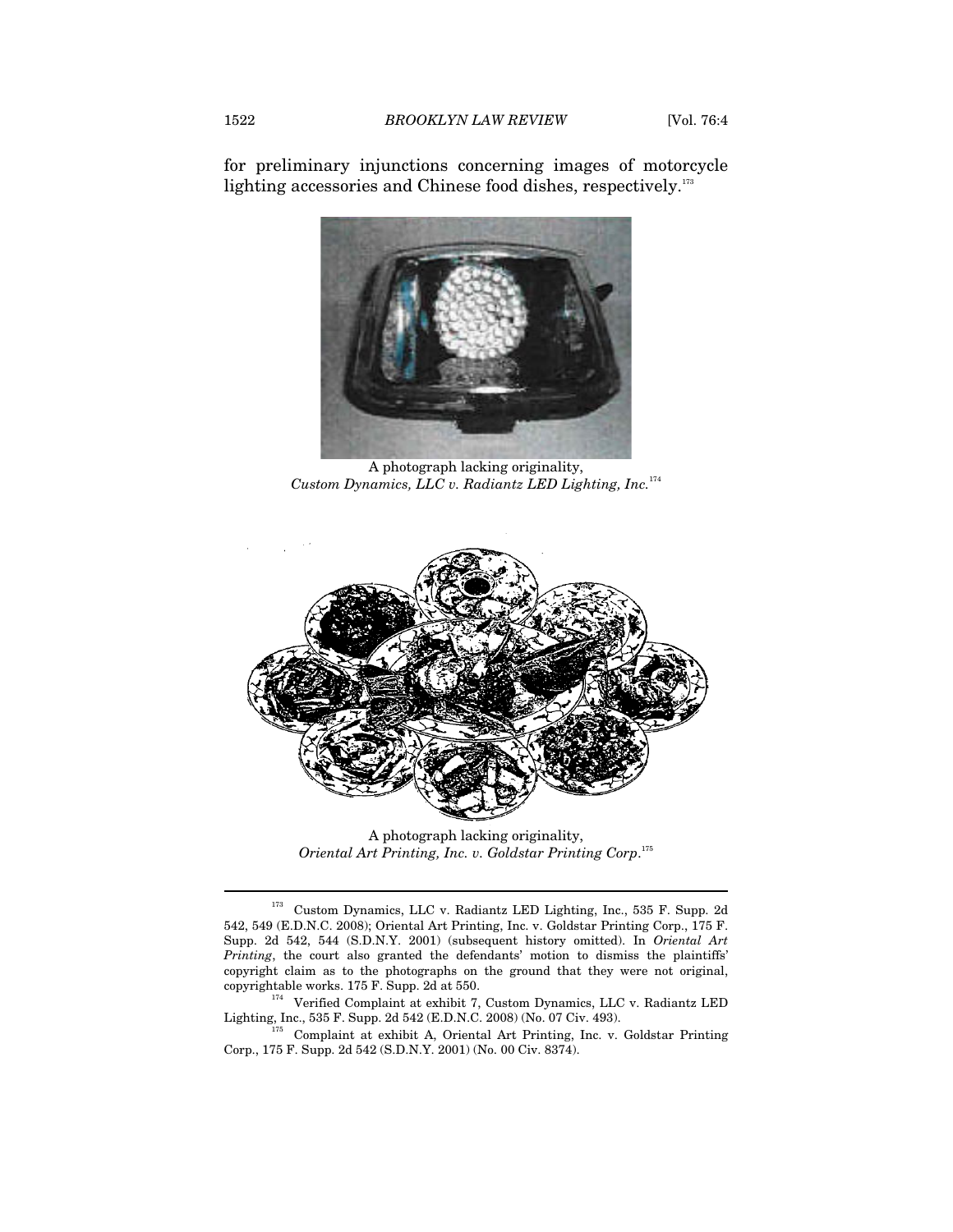for preliminary injunctions concerning images of motorcycle lighting accessories and Chinese food dishes, respectively.[173]

A photograph lacking originality,
*Custom Dynamics, LLC v. Radiantz LED Lighting, Inc.*[174]

A photograph lacking originality,
*Oriental Art Printing, Inc. v. Goldstar Printing Corp*.[175]

---

[173] Custom Dynamics, LLC v. Radiantz LED Lighting, Inc., 535 F. Supp. 2d 542, 549 (E.D.N.C. 2008); Oriental Art Printing, Inc. v. Goldstar Printing Corp., 175 F. Supp. 2d 542, 544 (S.D.N.Y. 2001) (subsequent history omitted). In *Oriental Art Printing*, the court also granted the defendants' motion to dismiss the plaintiffs' copyright claim as to the photographs on the ground that they were not original, copyrightable works. 175 F. Supp. 2d at 550.

[174] Verified Complaint at exhibit 7, Custom Dynamics, LLC v. Radiantz LED Lighting, Inc., 535 F. Supp. 2d 542 (E.D.N.C. 2008) (No. 07 Civ. 493).

[175] Complaint at exhibit A, Oriental Art Printing, Inc. v. Goldstar Printing Corp., 175 F. Supp. 2d 542 (S.D.N.Y. 2001) (No. 00 Civ. 8374).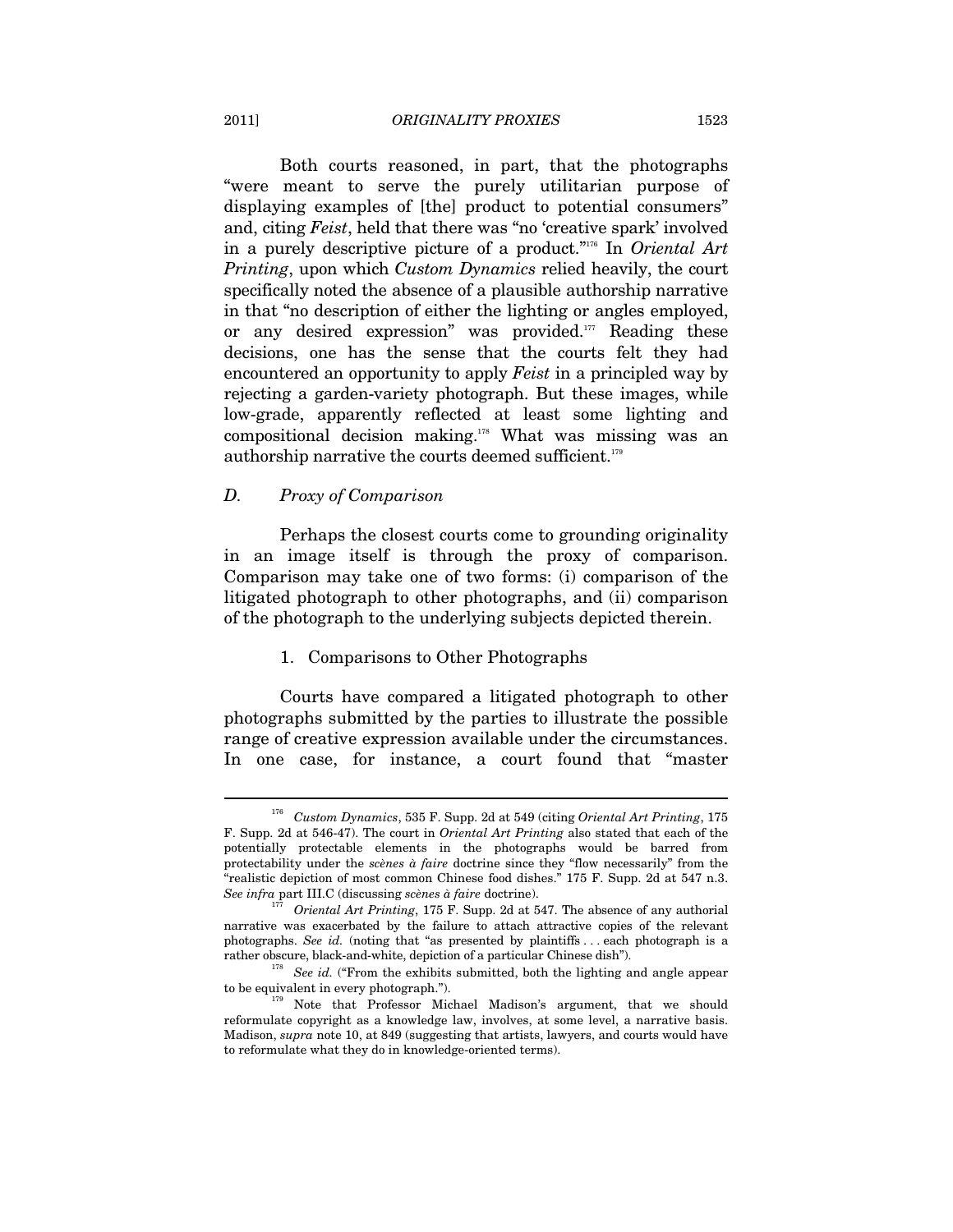Both courts reasoned, in part, that the photographs "were meant to serve the purely utilitarian purpose of displaying examples of [the] product to potential consumers" and, citing *Feist*, held that there was "no 'creative spark' involved in a purely descriptive picture of a product."[176] In *Oriental Art Printing*, upon which *Custom Dynamics* relied heavily, the court specifically noted the absence of a plausible authorship narrative in that "no description of either the lighting or angles employed, or any desired expression" was provided.[177] Reading these decisions, one has the sense that the courts felt they had encountered an opportunity to apply *Feist* in a principled way by rejecting a garden-variety photograph. But these images, while low-grade, apparently reflected at least some lighting and compositional decision making.[178] What was missing was an authorship narrative the courts deemed sufficient.[179]

### *D. Proxy of Comparison*

Perhaps the closest courts come to grounding originality in an image itself is through the proxy of comparison. Comparison may take one of two forms: (i) comparison of the litigated photograph to other photographs, and (ii) comparison of the photograph to the underlying subjects depicted therein.

#### 1. Comparisons to Other Photographs

Courts have compared a litigated photograph to other photographs submitted by the parties to illustrate the possible range of creative expression available under the circumstances. In one case, for instance, a court found that "master

---

[176] *Custom Dynamics*, 535 F. Supp. 2d at 549 (citing *Oriental Art Printing*, 175 F. Supp. 2d at 546-47). The court in *Oriental Art Printing* also stated that each of the potentially protectable elements in the photographs would be barred from protectability under the *scènes à faire* doctrine since they "flow necessarily" from the "realistic depiction of most common Chinese food dishes." 175 F. Supp. 2d at 547 n.3. *See infra* part III.C (discussing *scènes à faire* doctrine).

[177] *Oriental Art Printing*, 175 F. Supp. 2d at 547. The absence of any authorial narrative was exacerbated by the failure to attach attractive copies of the relevant photographs. *See id.* (noting that "as presented by plaintiffs . . . each photograph is a rather obscure, black-and-white, depiction of a particular Chinese dish").

[178] *See id.* ("From the exhibits submitted, both the lighting and angle appear to be equivalent in every photograph.").

[179] Note that Professor Michael Madison's argument, that we should reformulate copyright as a knowledge law, involves, at some level, a narrative basis. Madison, *supra* note 10, at 849 (suggesting that artists, lawyers, and courts would have to reformulate what they do in knowledge-oriented terms).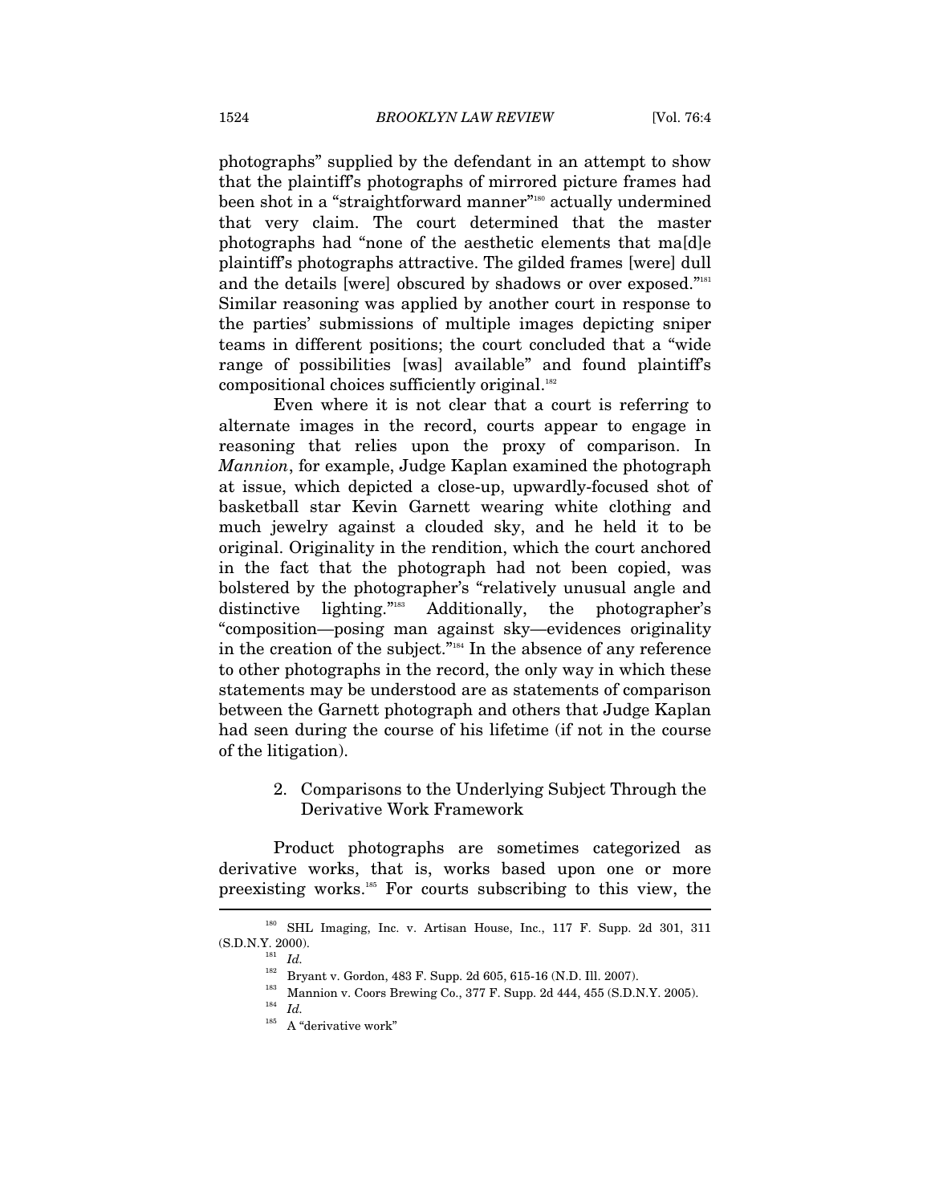photographs" supplied by the defendant in an attempt to show that the plaintiff's photographs of mirrored picture frames had been shot in a "straightforward manner"[180] actually undermined that very claim. The court determined that the master photographs had "none of the aesthetic elements that ma[d]e plaintiff's photographs attractive. The gilded frames [were] dull and the details [were] obscured by shadows or over exposed."[181] Similar reasoning was applied by another court in response to the parties' submissions of multiple images depicting sniper teams in different positions; the court concluded that a "wide range of possibilities [was] available" and found plaintiff's compositional choices sufficiently original.[182]

Even where it is not clear that a court is referring to alternate images in the record, courts appear to engage in reasoning that relies upon the proxy of comparison. In *Mannion*, for example, Judge Kaplan examined the photograph at issue, which depicted a close-up, upwardly-focused shot of basketball star Kevin Garnett wearing white clothing and much jewelry against a clouded sky, and he held it to be original. Originality in the rendition, which the court anchored in the fact that the photograph had not been copied, was bolstered by the photographer's "relatively unusual angle and distinctive lighting."[183] Additionally, the photographer's "composition—posing man against sky—evidences originality in the creation of the subject."[184] In the absence of any reference to other photographs in the record, the only way in which these statements may be understood are as statements of comparison between the Garnett photograph and others that Judge Kaplan had seen during the course of his lifetime (if not in the course of the litigation).

### 2. Comparisons to the Underlying Subject Through the Derivative Work Framework

Product photographs are sometimes categorized as derivative works, that is, works based upon one or more preexisting works.[185] For courts subscribing to this view, the

---

[180] SHL Imaging, Inc. v. Artisan House, Inc., 117 F. Supp. 2d 301, 311 (S.D.N.Y. 2000).

[181] *Id.*

[182] Bryant v. Gordon, 483 F. Supp. 2d 605, 615-16 (N.D. Ill. 2007).

[183] Mannion v. Coors Brewing Co., 377 F. Supp. 2d 444, 455 (S.D.N.Y. 2005).

[184] *Id.*

[185] A "derivative work"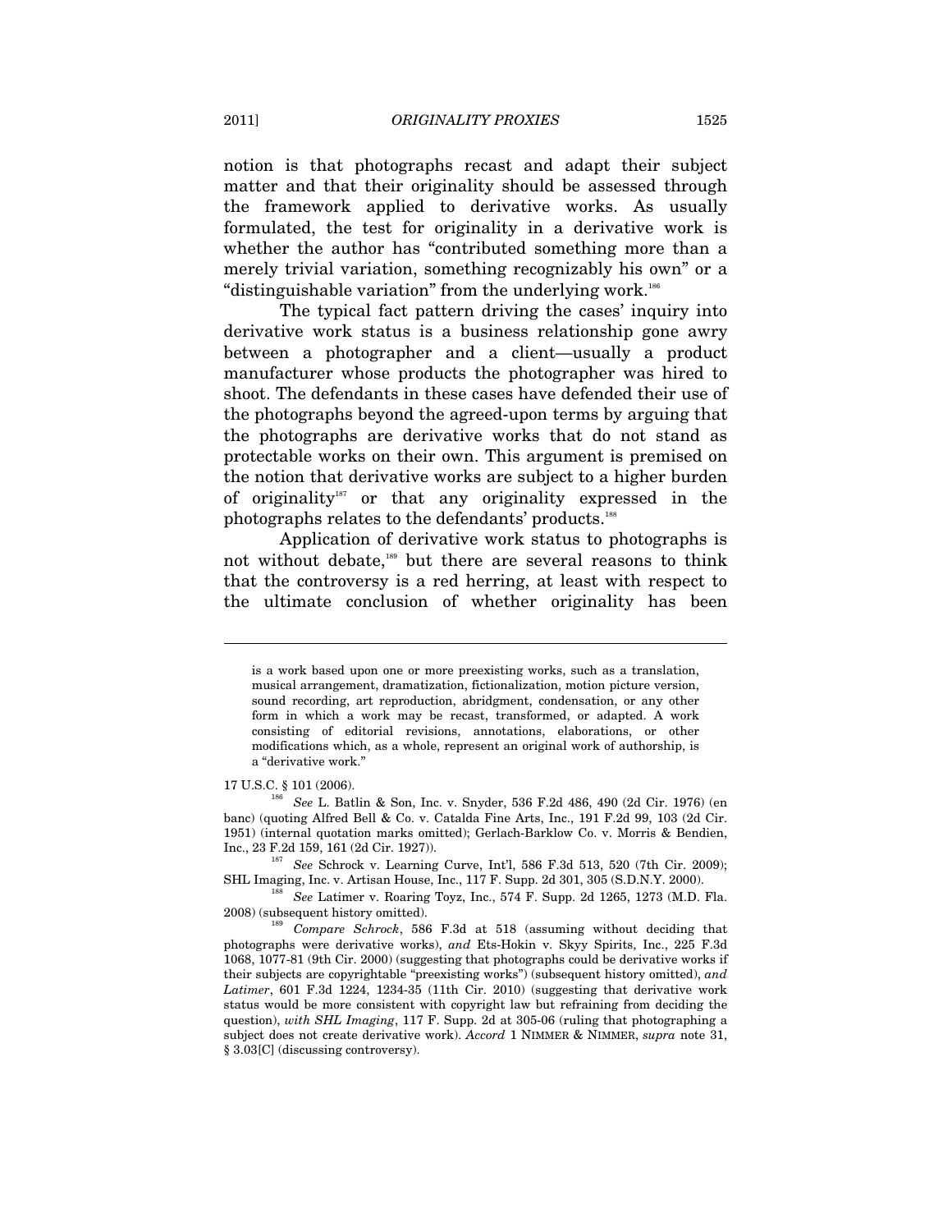notion is that photographs recast and adapt their subject matter and that their originality should be assessed through the framework applied to derivative works. As usually formulated, the test for originality in a derivative work is whether the author has "contributed something more than a merely trivial variation, something recognizably his own" or a "distinguishable variation" from the underlying work.[186]

The typical fact pattern driving the cases' inquiry into derivative work status is a business relationship gone awry between a photographer and a client—usually a product manufacturer whose products the photographer was hired to shoot. The defendants in these cases have defended their use of the photographs beyond the agreed-upon terms by arguing that the photographs are derivative works that do not stand as protectable works on their own. This argument is premised on the notion that derivative works are subject to a higher burden of originality[187] or that any originality expressed in the photographs relates to the defendants' products.[188]

Application of derivative work status to photographs is not without debate,[189] but there are several reasons to think that the controversy is a red herring, at least with respect to the ultimate conclusion of whether originality has been

---

> is a work based upon one or more preexisting works, such as a translation, musical arrangement, dramatization, fictionalization, motion picture version, sound recording, art reproduction, abridgment, condensation, or any other form in which a work may be recast, transformed, or adapted. A work consisting of editorial revisions, annotations, elaborations, or other modifications which, as a whole, represent an original work of authorship, is a "derivative work."

17 U.S.C. § 101 (2006).

[186] *See* L. Batlin & Son, Inc. v. Snyder, 536 F.2d 486, 490 (2d Cir. 1976) (en banc) (quoting Alfred Bell & Co. v. Catalda Fine Arts, Inc., 191 F.2d 99, 103 (2d Cir. 1951) (internal quotation marks omitted); Gerlach-Barklow Co. v. Morris & Bendien, Inc., 23 F.2d 159, 161 (2d Cir. 1927)).

[187] *See* Schrock v. Learning Curve, Int'l, 586 F.3d 513, 520 (7th Cir. 2009); SHL Imaging, Inc. v. Artisan House, Inc., 117 F. Supp. 2d 301, 305 (S.D.N.Y. 2000).

[188] *See* Latimer v. Roaring Toyz, Inc., 574 F. Supp. 2d 1265, 1273 (M.D. Fla. 2008) (subsequent history omitted).

[189] *Compare Schrock*, 586 F.3d at 518 (assuming without deciding that photographs were derivative works), *and* Ets-Hokin v. Skyy Spirits, Inc., 225 F.3d 1068, 1077-81 (9th Cir. 2000) (suggesting that photographs could be derivative works if their subjects are copyrightable "preexisting works") (subsequent history omitted), *and Latimer*, 601 F.3d 1224, 1234-35 (11th Cir. 2010) (suggesting that derivative work status would be more consistent with copyright law but refraining from deciding the question), *with SHL Imaging*, 117 F. Supp. 2d at 305-06 (ruling that photographing a subject does not create derivative work). *Accord* 1 NIMMER & NIMMER, *supra* note 31, § 3.03[C] (discussing controversy).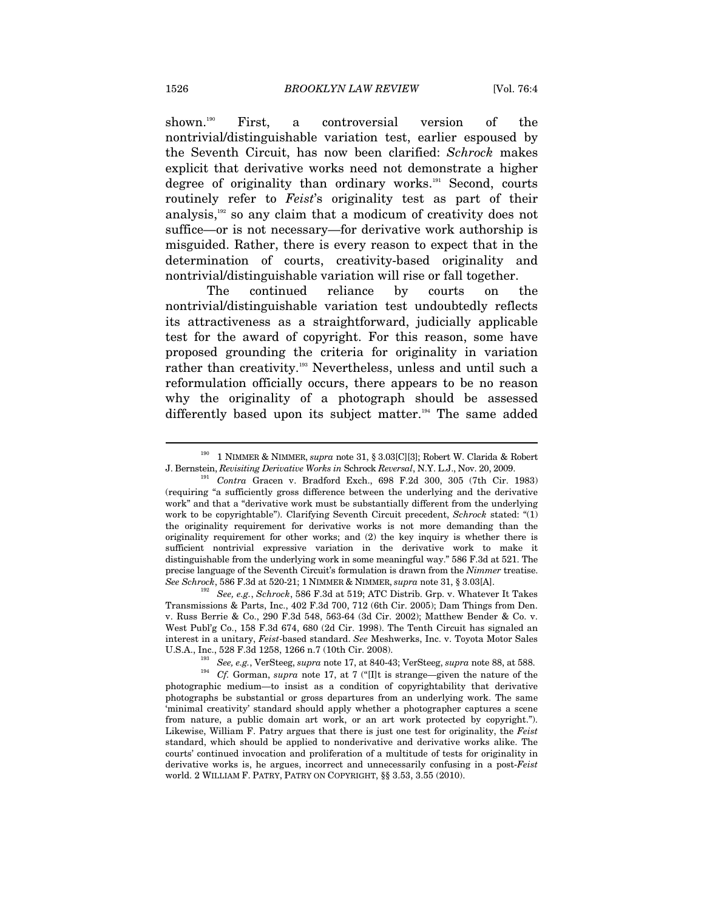shown.[190] First, a controversial version of the nontrivial/distinguishable variation test, earlier espoused by the Seventh Circuit, has now been clarified: *Schrock* makes explicit that derivative works need not demonstrate a higher degree of originality than ordinary works.[191] Second, courts routinely refer to *Feist*'s originality test as part of their analysis,[192] so any claim that a modicum of creativity does not suffice—or is not necessary—for derivative work authorship is misguided. Rather, there is every reason to expect that in the determination of courts, creativity-based originality and nontrivial/distinguishable variation will rise or fall together.

The continued reliance by courts on the nontrivial/distinguishable variation test undoubtedly reflects its attractiveness as a straightforward, judicially applicable test for the award of copyright. For this reason, some have proposed grounding the criteria for originality in variation rather than creativity.[193] Nevertheless, unless and until such a reformulation officially occurs, there appears to be no reason why the originality of a photograph should be assessed differently based upon its subject matter.[194] The same added

---

[190] 1 NIMMER & NIMMER, *supra* note 31, § 3.03[C][3]; Robert W. Clarida & Robert J. Bernstein, *Revisiting Derivative Works in* Schrock *Reversal*, N.Y. L.J., Nov. 20, 2009.

[191] *Contra* Gracen v. Bradford Exch., 698 F.2d 300, 305 (7th Cir. 1983) (requiring "a sufficiently gross difference between the underlying and the derivative work" and that a "derivative work must be substantially different from the underlying work to be copyrightable"). Clarifying Seventh Circuit precedent, *Schrock* stated: "(1) the originality requirement for derivative works is not more demanding than the originality requirement for other works; and (2) the key inquiry is whether there is sufficient nontrivial expressive variation in the derivative work to make it distinguishable from the underlying work in some meaningful way." 586 F.3d at 521. The precise language of the Seventh Circuit's formulation is drawn from the *Nimmer* treatise. *See Schrock*, 586 F.3d at 520-21; 1 NIMMER & NIMMER, *supra* note 31, § 3.03[A].

[192] *See, e.g.*, *Schrock*, 586 F.3d at 519; ATC Distrib. Grp. v. Whatever It Takes Transmissions & Parts, Inc., 402 F.3d 700, 712 (6th Cir. 2005); Dam Things from Den. v. Russ Berrie & Co., 290 F.3d 548, 563-64 (3d Cir. 2002); Matthew Bender & Co. v. West Publ'g Co., 158 F.3d 674, 680 (2d Cir. 1998). The Tenth Circuit has signaled an interest in a unitary, *Feist*-based standard. *See* Meshwerks, Inc. v. Toyota Motor Sales U.S.A., Inc., 528 F.3d 1258, 1266 n.7 (10th Cir. 2008).

[193] *See, e.g.*, VerSteeg, *supra* note 17, at 840-43; VerSteeg, *supra* note 88, at 588.

[194] *Cf.* Gorman, *supra* note 17, at 7 ("[I]t is strange—given the nature of the photographic medium—to insist as a condition of copyrightability that derivative photographs be substantial or gross departures from an underlying work. The same 'minimal creativity' standard should apply whether a photographer captures a scene from nature, a public domain art work, or an art work protected by copyright."). Likewise, William F. Patry argues that there is just one test for originality, the *Feist* standard, which should be applied to nonderivative and derivative works alike. The courts' continued invocation and proliferation of a multitude of tests for originality in derivative works is, he argues, incorrect and unnecessarily confusing in a post-*Feist* world. 2 WILLIAM F. PATRY, PATRY ON COPYRIGHT, §§ 3.53, 3.55 (2010).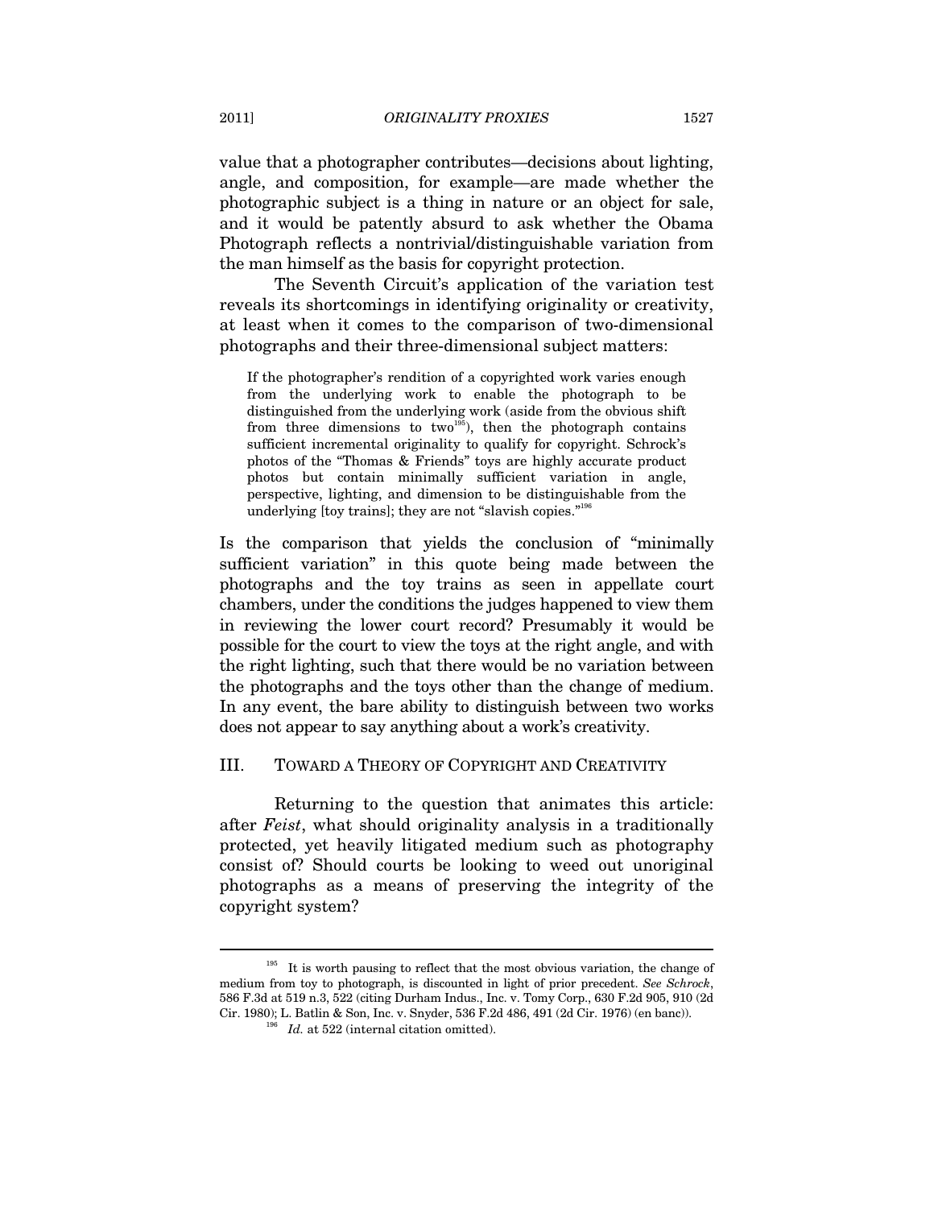value that a photographer contributes—decisions about lighting, angle, and composition, for example—are made whether the photographic subject is a thing in nature or an object for sale, and it would be patently absurd to ask whether the Obama Photograph reflects a nontrivial/distinguishable variation from the man himself as the basis for copyright protection.

The Seventh Circuit's application of the variation test reveals its shortcomings in identifying originality or creativity, at least when it comes to the comparison of two-dimensional photographs and their three-dimensional subject matters:

> If the photographer's rendition of a copyrighted work varies enough from the underlying work to enable the photograph to be distinguished from the underlying work (aside from the obvious shift from three dimensions to two[195]), then the photograph contains sufficient incremental originality to qualify for copyright. Schrock's photos of the "Thomas & Friends" toys are highly accurate product photos but contain minimally sufficient variation in angle, perspective, lighting, and dimension to be distinguishable from the underlying [toy trains]; they are not "slavish copies."[196]

Is the comparison that yields the conclusion of "minimally sufficient variation" in this quote being made between the photographs and the toy trains as seen in appellate court chambers, under the conditions the judges happened to view them in reviewing the lower court record? Presumably it would be possible for the court to view the toys at the right angle, and with the right lighting, such that there would be no variation between the photographs and the toys other than the change of medium. In any event, the bare ability to distinguish between two works does not appear to say anything about a work's creativity.

## III. TOWARD A THEORY OF COPYRIGHT AND CREATIVITY

Returning to the question that animates this article: after *Feist*, what should originality analysis in a traditionally protected, yet heavily litigated medium such as photography consist of? Should courts be looking to weed out unoriginal photographs as a means of preserving the integrity of the copyright system?

---

[195] It is worth pausing to reflect that the most obvious variation, the change of medium from toy to photograph, is discounted in light of prior precedent. *See Schrock*, 586 F.3d at 519 n.3, 522 (citing Durham Indus., Inc. v. Tomy Corp., 630 F.2d 905, 910 (2d Cir. 1980); L. Batlin & Son, Inc. v. Snyder, 536 F.2d 486, 491 (2d Cir. 1976) (en banc)).

[196] *Id.* at 522 (internal citation omitted).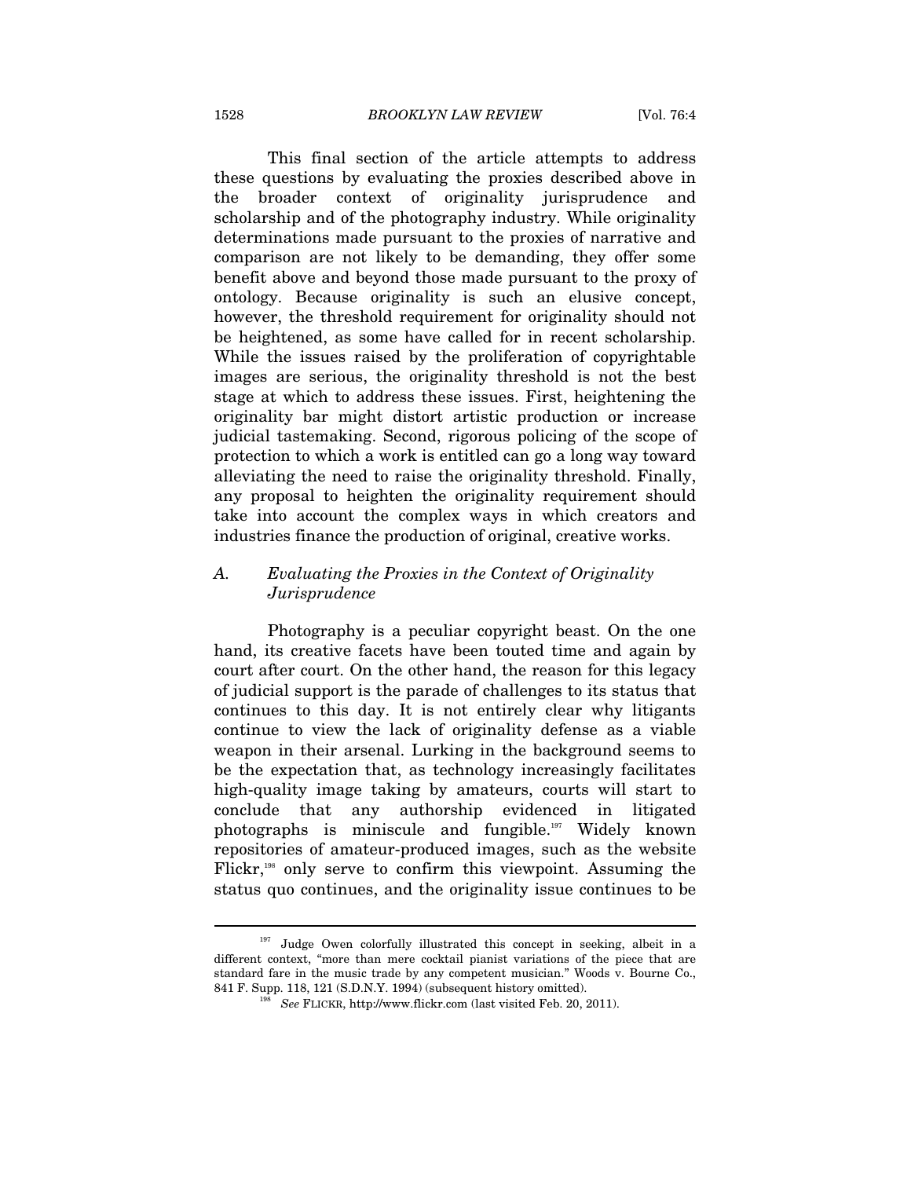This final section of the article attempts to address these questions by evaluating the proxies described above in the broader context of originality jurisprudence and scholarship and of the photography industry. While originality determinations made pursuant to the proxies of narrative and comparison are not likely to be demanding, they offer some benefit above and beyond those made pursuant to the proxy of ontology. Because originality is such an elusive concept, however, the threshold requirement for originality should not be heightened, as some have called for in recent scholarship. While the issues raised by the proliferation of copyrightable images are serious, the originality threshold is not the best stage at which to address these issues. First, heightening the originality bar might distort artistic production or increase judicial tastemaking. Second, rigorous policing of the scope of protection to which a work is entitled can go a long way toward alleviating the need to raise the originality threshold. Finally, any proposal to heighten the originality requirement should take into account the complex ways in which creators and industries finance the production of original, creative works.

### *A. Evaluating the Proxies in the Context of Originality Jurisprudence*

Photography is a peculiar copyright beast. On the one hand, its creative facets have been touted time and again by court after court. On the other hand, the reason for this legacy of judicial support is the parade of challenges to its status that continues to this day. It is not entirely clear why litigants continue to view the lack of originality defense as a viable weapon in their arsenal. Lurking in the background seems to be the expectation that, as technology increasingly facilitates high-quality image taking by amateurs, courts will start to conclude that any authorship evidenced in litigated photographs is miniscule and fungible.[197] Widely known repositories of amateur-produced images, such as the website Flickr,[198] only serve to confirm this viewpoint. Assuming the status quo continues, and the originality issue continues to be

---

[197] Judge Owen colorfully illustrated this concept in seeking, albeit in a different context, "more than mere cocktail pianist variations of the piece that are standard fare in the music trade by any competent musician." Woods v. Bourne Co., 841 F. Supp. 118, 121 (S.D.N.Y. 1994) (subsequent history omitted).

[198] *See* FLICKR, http://www.flickr.com (last visited Feb. 20, 2011).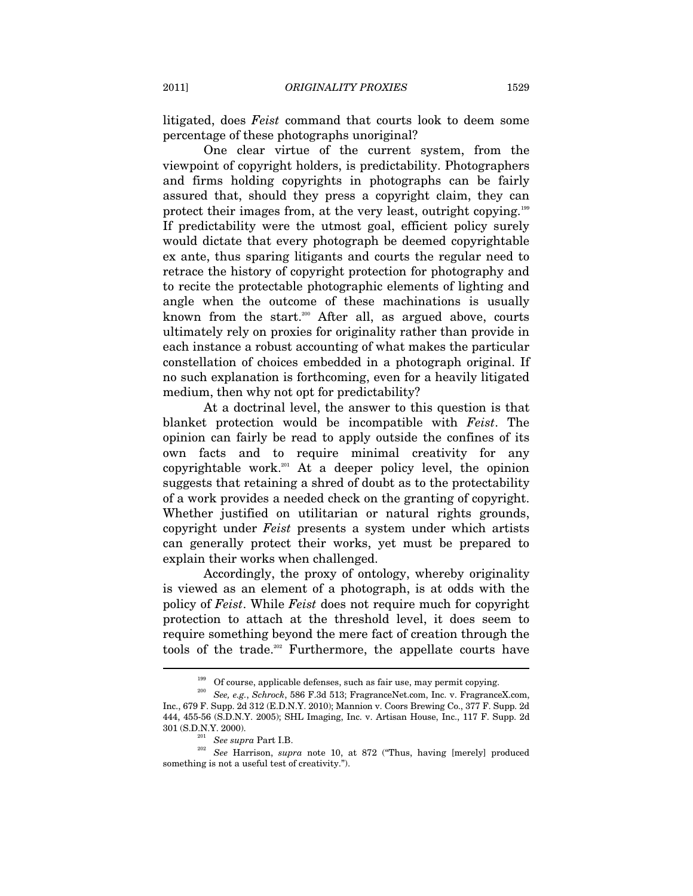litigated, does *Feist* command that courts look to deem some percentage of these photographs unoriginal?

One clear virtue of the current system, from the viewpoint of copyright holders, is predictability. Photographers and firms holding copyrights in photographs can be fairly assured that, should they press a copyright claim, they can protect their images from, at the very least, outright copying.[199] If predictability were the utmost goal, efficient policy surely would dictate that every photograph be deemed copyrightable ex ante, thus sparing litigants and courts the regular need to retrace the history of copyright protection for photography and to recite the protectable photographic elements of lighting and angle when the outcome of these machinations is usually known from the start.[200] After all, as argued above, courts ultimately rely on proxies for originality rather than provide in each instance a robust accounting of what makes the particular constellation of choices embedded in a photograph original. If no such explanation is forthcoming, even for a heavily litigated medium, then why not opt for predictability?

At a doctrinal level, the answer to this question is that blanket protection would be incompatible with *Feist*. The opinion can fairly be read to apply outside the confines of its own facts and to require minimal creativity for any copyrightable work.[201] At a deeper policy level, the opinion suggests that retaining a shred of doubt as to the protectability of a work provides a needed check on the granting of copyright. Whether justified on utilitarian or natural rights grounds, copyright under *Feist* presents a system under which artists can generally protect their works, yet must be prepared to explain their works when challenged.

Accordingly, the proxy of ontology, whereby originality is viewed as an element of a photograph, is at odds with the policy of *Feist*. While *Feist* does not require much for copyright protection to attach at the threshold level, it does seem to require something beyond the mere fact of creation through the tools of the trade.[202] Furthermore, the appellate courts have

---

[199] Of course, applicable defenses, such as fair use, may permit copying.

[200] *See, e.g.*, *Schrock*, 586 F.3d 513; FragranceNet.com, Inc. v. FragranceX.com, Inc., 679 F. Supp. 2d 312 (E.D.N.Y. 2010); Mannion v. Coors Brewing Co., 377 F. Supp. 2d 444, 455-56 (S.D.N.Y. 2005); SHL Imaging, Inc. v. Artisan House, Inc., 117 F. Supp. 2d 301 (S.D.N.Y. 2000).

[201] *See supra* Part I.B.

[202] *See* Harrison, *supra* note 10, at 872 ("Thus, having [merely] produced something is not a useful test of creativity.").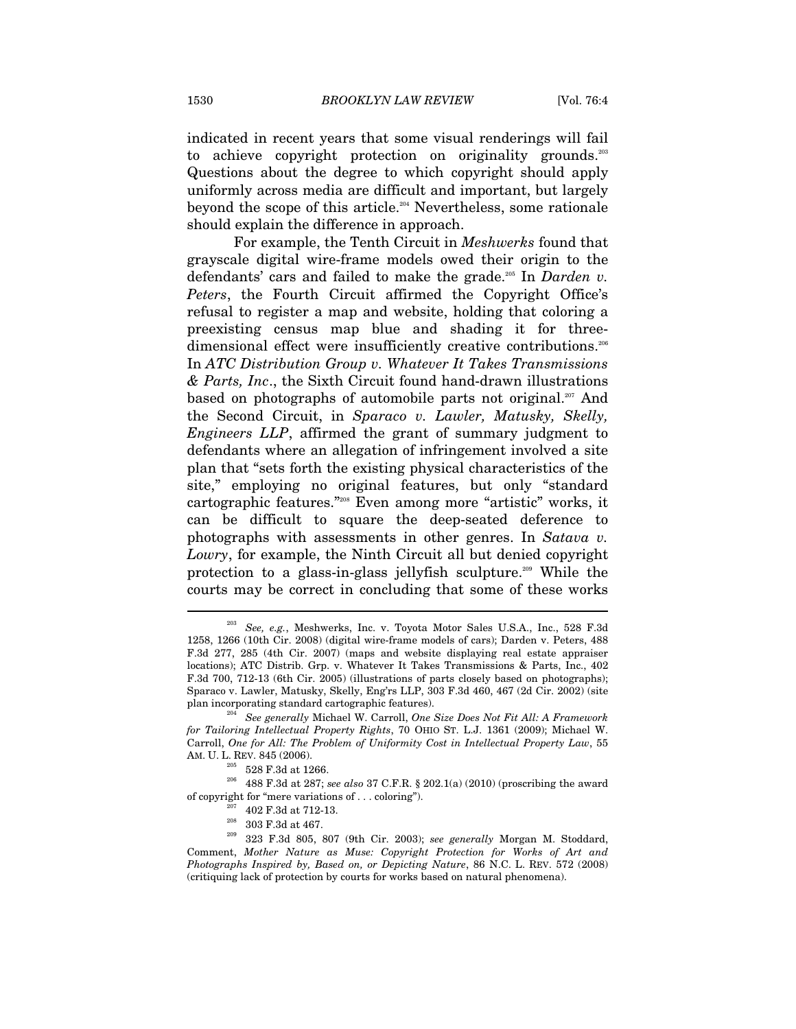indicated in recent years that some visual renderings will fail to achieve copyright protection on originality grounds.[203] Questions about the degree to which copyright should apply uniformly across media are difficult and important, but largely beyond the scope of this article.[204] Nevertheless, some rationale should explain the difference in approach.

For example, the Tenth Circuit in *Meshwerks* found that grayscale digital wire-frame models owed their origin to the defendants' cars and failed to make the grade.[205] In *Darden v. Peters*, the Fourth Circuit affirmed the Copyright Office's refusal to register a map and website, holding that coloring a preexisting census map blue and shading it for three-dimensional effect were insufficiently creative contributions.[206] In *ATC Distribution Group v. Whatever It Takes Transmissions & Parts, Inc*., the Sixth Circuit found hand-drawn illustrations based on photographs of automobile parts not original.[207] And the Second Circuit, in *Sparaco v. Lawler, Matusky, Skelly, Engineers LLP*, affirmed the grant of summary judgment to defendants where an allegation of infringement involved a site plan that "sets forth the existing physical characteristics of the site," employing no original features, but only "standard cartographic features."[208] Even among more "artistic" works, it can be difficult to square the deep-seated deference to photographs with assessments in other genres. In *Satava v. Lowry*, for example, the Ninth Circuit all but denied copyright protection to a glass-in-glass jellyfish sculpture.[209] While the courts may be correct in concluding that some of these works

---

[203] *See, e.g.*, Meshwerks, Inc. v. Toyota Motor Sales U.S.A., Inc., 528 F.3d 1258, 1266 (10th Cir. 2008) (digital wire-frame models of cars); Darden v. Peters, 488 F.3d 277, 285 (4th Cir. 2007) (maps and website displaying real estate appraiser locations); ATC Distrib. Grp. v. Whatever It Takes Transmissions & Parts, Inc., 402 F.3d 700, 712-13 (6th Cir. 2005) (illustrations of parts closely based on photographs); Sparaco v. Lawler, Matusky, Skelly, Eng'rs LLP, 303 F.3d 460, 467 (2d Cir. 2002) (site plan incorporating standard cartographic features).

[204] *See generally* Michael W. Carroll, *One Size Does Not Fit All: A Framework for Tailoring Intellectual Property Rights*, 70 OHIO ST. L.J. 1361 (2009); Michael W. Carroll, *One for All: The Problem of Uniformity Cost in Intellectual Property Law*, 55 AM. U. L. REV. 845 (2006).

[205] 528 F.3d at 1266.

[206] 488 F.3d at 287; *see also* 37 C.F.R. § 202.1(a) (2010) (proscribing the award of copyright for "mere variations of . . . coloring").

[207] 402 F.3d at 712-13.

[208] 303 F.3d at 467.

[209] 323 F.3d 805, 807 (9th Cir. 2003); *see generally* Morgan M. Stoddard, Comment, *Mother Nature as Muse: Copyright Protection for Works of Art and Photographs Inspired by, Based on, or Depicting Nature*, 86 N.C. L. REV. 572 (2008) (critiquing lack of protection by courts for works based on natural phenomena).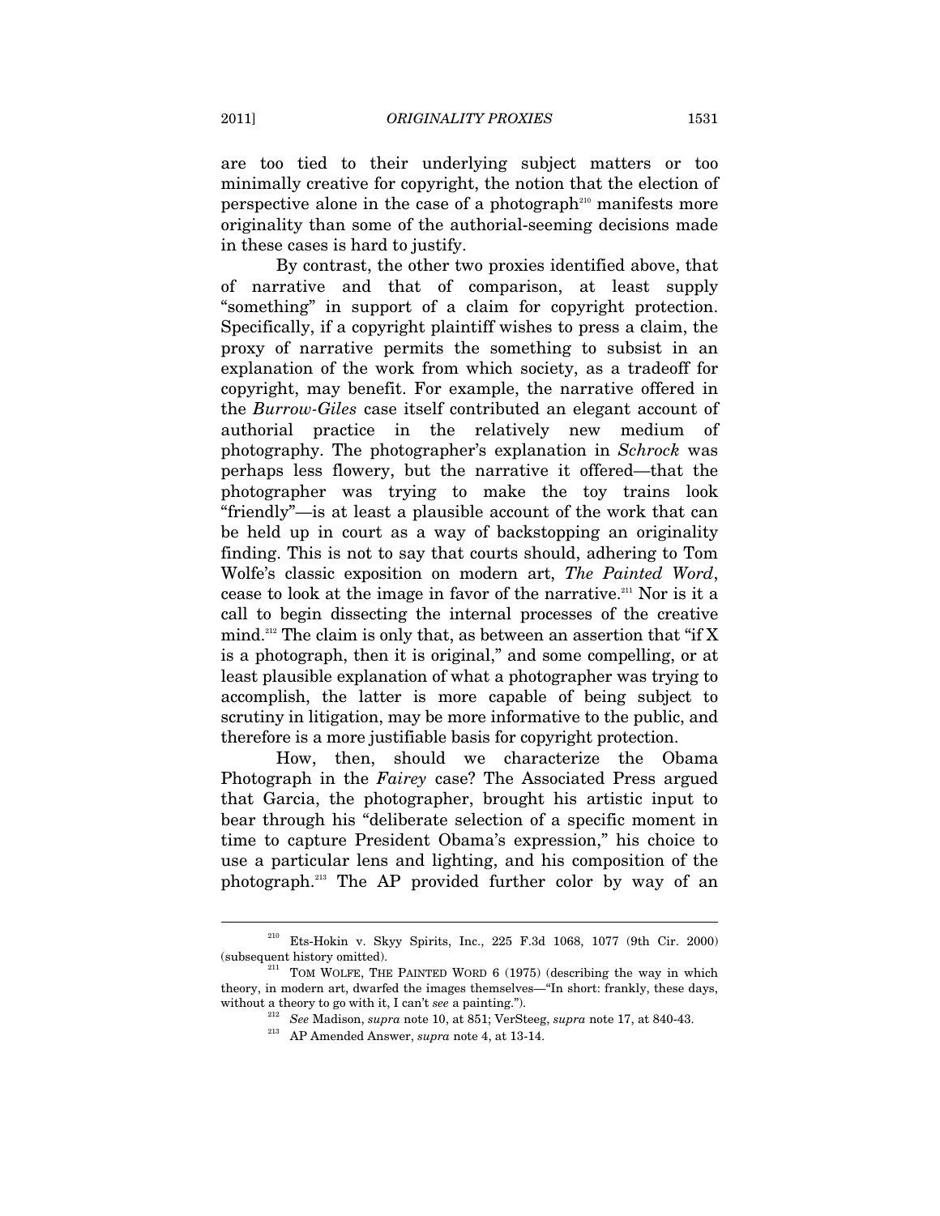are too tied to their underlying subject matters or too minimally creative for copyright, the notion that the election of perspective alone in the case of a photograph[210] manifests more originality than some of the authorial-seeming decisions made in these cases is hard to justify.

By contrast, the other two proxies identified above, that of narrative and that of comparison, at least supply "something" in support of a claim for copyright protection. Specifically, if a copyright plaintiff wishes to press a claim, the proxy of narrative permits the something to subsist in an explanation of the work from which society, as a tradeoff for copyright, may benefit. For example, the narrative offered in the *Burrow-Giles* case itself contributed an elegant account of authorial practice in the relatively new medium of photography. The photographer's explanation in *Schrock* was perhaps less flowery, but the narrative it offered—that the photographer was trying to make the toy trains look "friendly"—is at least a plausible account of the work that can be held up in court as a way of backstopping an originality finding. This is not to say that courts should, adhering to Tom Wolfe's classic exposition on modern art, *The Painted Word*, cease to look at the image in favor of the narrative.[211] Nor is it a call to begin dissecting the internal processes of the creative mind.[212] The claim is only that, as between an assertion that "if X is a photograph, then it is original," and some compelling, or at least plausible explanation of what a photographer was trying to accomplish, the latter is more capable of being subject to scrutiny in litigation, may be more informative to the public, and therefore is a more justifiable basis for copyright protection.

How, then, should we characterize the Obama Photograph in the *Fairey* case? The Associated Press argued that Garcia, the photographer, brought his artistic input to bear through his "deliberate selection of a specific moment in time to capture President Obama's expression," his choice to use a particular lens and lighting, and his composition of the photograph.[213] The AP provided further color by way of an

---

[210] Ets-Hokin v. Skyy Spirits, Inc., 225 F.3d 1068, 1077 (9th Cir. 2000) (subsequent history omitted).

[211] TOM WOLFE, THE PAINTED WORD 6 (1975) (describing the way in which theory, in modern art, dwarfed the images themselves—"In short: frankly, these days, without a theory to go with it, I can't *see* a painting.").

[212] *See* Madison, *supra* note 10, at 851; VerSteeg, *supra* note 17, at 840-43.

[213] AP Amended Answer, *supra* note 4, at 13-14.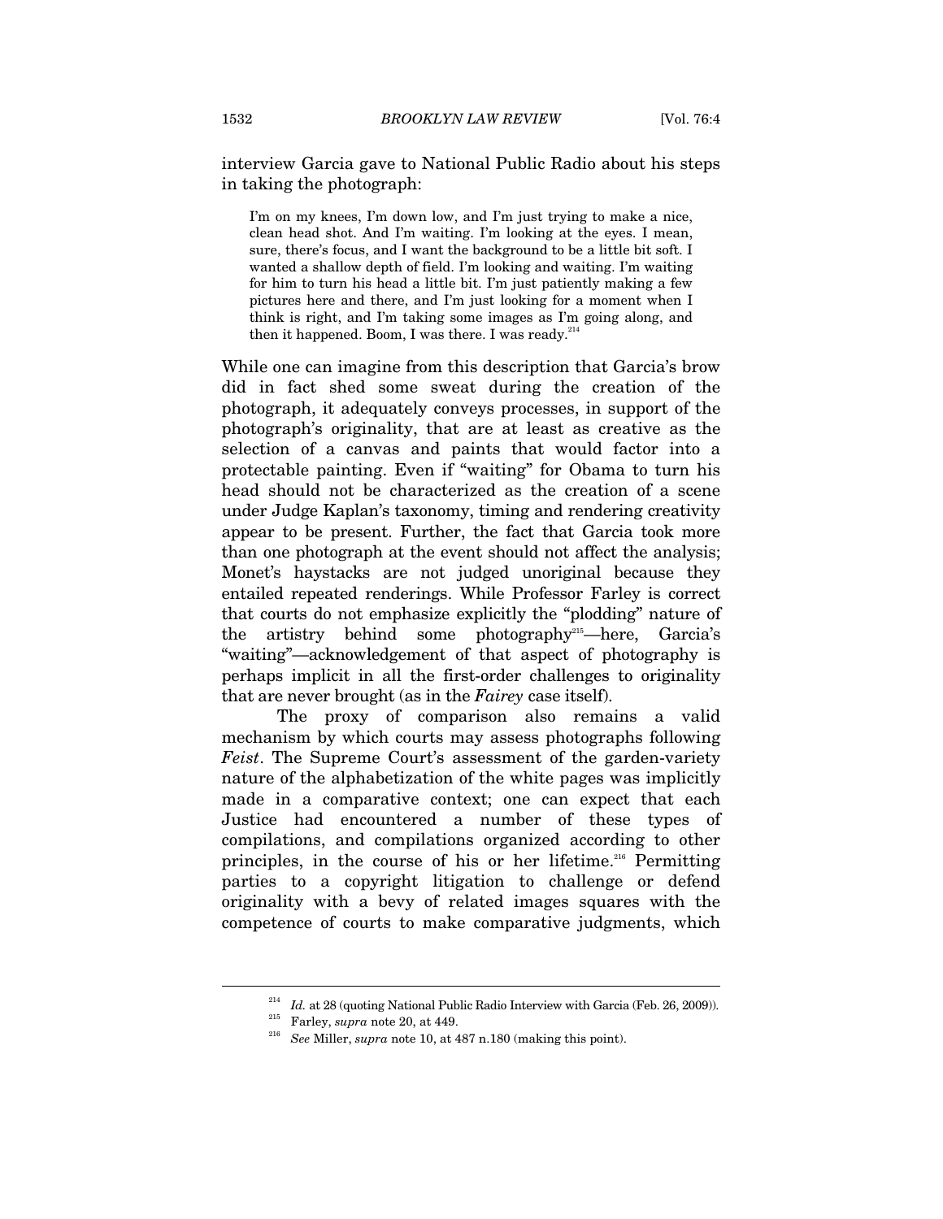interview Garcia gave to National Public Radio about his steps in taking the photograph:

> I'm on my knees, I'm down low, and I'm just trying to make a nice, clean head shot. And I'm waiting. I'm looking at the eyes. I mean, sure, there's focus, and I want the background to be a little bit soft. I wanted a shallow depth of field. I'm looking and waiting. I'm waiting for him to turn his head a little bit. I'm just patiently making a few pictures here and there, and I'm just looking for a moment when I think is right, and I'm taking some images as I'm going along, and then it happened. Boom, I was there. I was ready.[214]

While one can imagine from this description that Garcia's brow did in fact shed some sweat during the creation of the photograph, it adequately conveys processes, in support of the photograph's originality, that are at least as creative as the selection of a canvas and paints that would factor into a protectable painting. Even if "waiting" for Obama to turn his head should not be characterized as the creation of a scene under Judge Kaplan's taxonomy, timing and rendering creativity appear to be present. Further, the fact that Garcia took more than one photograph at the event should not affect the analysis; Monet's haystacks are not judged unoriginal because they entailed repeated renderings. While Professor Farley is correct that courts do not emphasize explicitly the "plodding" nature of the artistry behind some photography[215]—here, Garcia's "waiting"—acknowledgement of that aspect of photography is perhaps implicit in all the first-order challenges to originality that are never brought (as in the *Fairey* case itself).

The proxy of comparison also remains a valid mechanism by which courts may assess photographs following *Feist*. The Supreme Court's assessment of the garden-variety nature of the alphabetization of the white pages was implicitly made in a comparative context; one can expect that each Justice had encountered a number of these types of compilations, and compilations organized according to other principles, in the course of his or her lifetime.[216] Permitting parties to a copyright litigation to challenge or defend originality with a bevy of related images squares with the competence of courts to make comparative judgments, which

---

[214] *Id.* at 28 (quoting National Public Radio Interview with Garcia (Feb. 26, 2009)).

[215] Farley, *supra* note 20, at 449.

[216] *See* Miller, *supra* note 10, at 487 n.180 (making this point).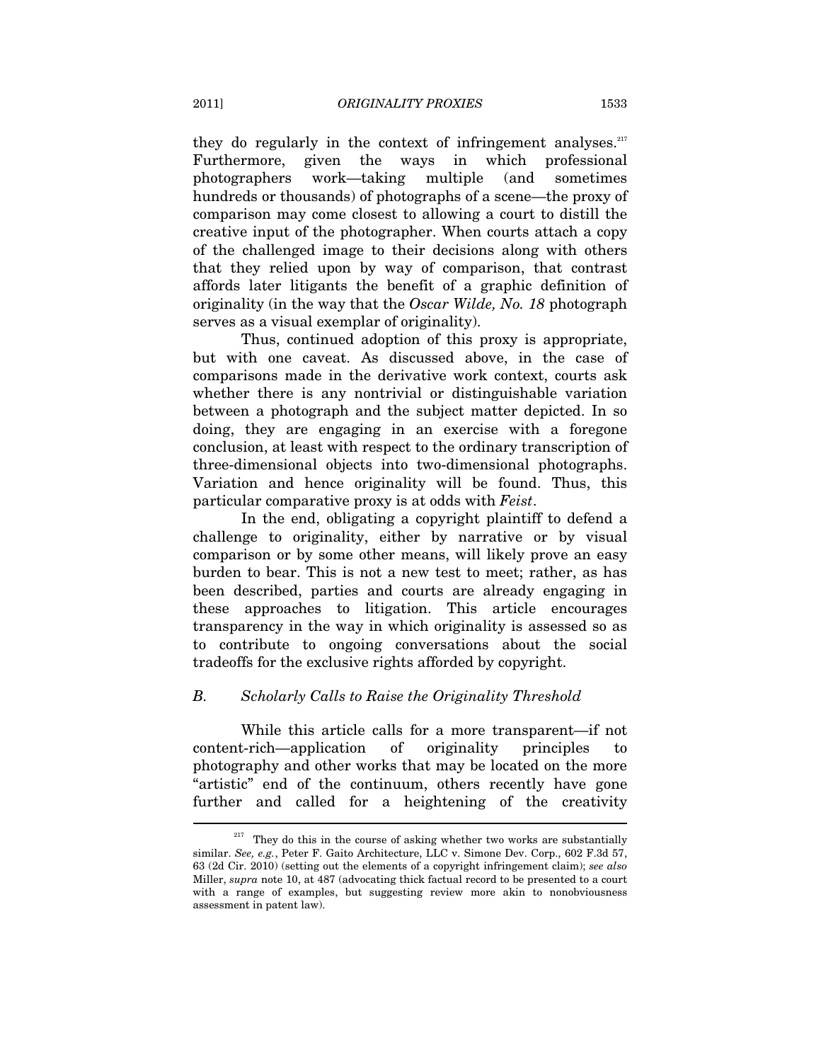they do regularly in the context of infringement analyses.[217] Furthermore, given the ways in which professional photographers work—taking multiple (and sometimes hundreds or thousands) of photographs of a scene—the proxy of comparison may come closest to allowing a court to distill the creative input of the photographer. When courts attach a copy of the challenged image to their decisions along with others that they relied upon by way of comparison, that contrast affords later litigants the benefit of a graphic definition of originality (in the way that the *Oscar Wilde, No. 18* photograph serves as a visual exemplar of originality).

Thus, continued adoption of this proxy is appropriate, but with one caveat. As discussed above, in the case of comparisons made in the derivative work context, courts ask whether there is any nontrivial or distinguishable variation between a photograph and the subject matter depicted. In so doing, they are engaging in an exercise with a foregone conclusion, at least with respect to the ordinary transcription of three-dimensional objects into two-dimensional photographs. Variation and hence originality will be found. Thus, this particular comparative proxy is at odds with *Feist*.

In the end, obligating a copyright plaintiff to defend a challenge to originality, either by narrative or by visual comparison or by some other means, will likely prove an easy burden to bear. This is not a new test to meet; rather, as has been described, parties and courts are already engaging in these approaches to litigation. This article encourages transparency in the way in which originality is assessed so as to contribute to ongoing conversations about the social tradeoffs for the exclusive rights afforded by copyright.

### *B. Scholarly Calls to Raise the Originality Threshold*

While this article calls for a more transparent—if not content-rich—application of originality principles to photography and other works that may be located on the more "artistic" end of the continuum, others recently have gone further and called for a heightening of the creativity

---

[217] They do this in the course of asking whether two works are substantially similar. *See, e.g.*, Peter F. Gaito Architecture, LLC v. Simone Dev. Corp., 602 F.3d 57, 63 (2d Cir. 2010) (setting out the elements of a copyright infringement claim); *see also* Miller, *supra* note 10, at 487 (advocating thick factual record to be presented to a court with a range of examples, but suggesting review more akin to nonobviousness assessment in patent law).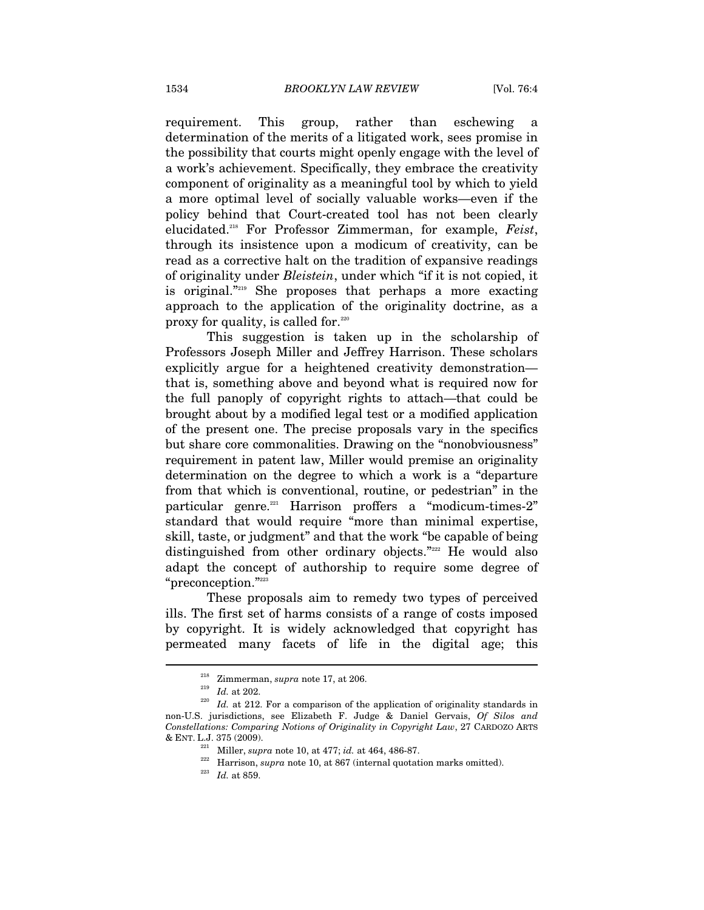requirement. This group, rather than eschewing a determination of the merits of a litigated work, sees promise in the possibility that courts might openly engage with the level of a work's achievement. Specifically, they embrace the creativity component of originality as a meaningful tool by which to yield a more optimal level of socially valuable works—even if the policy behind that Court-created tool has not been clearly elucidated.[218] For Professor Zimmerman, for example, *Feist*, through its insistence upon a modicum of creativity, can be read as a corrective halt on the tradition of expansive readings of originality under *Bleistein*, under which "if it is not copied, it is original."[219] She proposes that perhaps a more exacting approach to the application of the originality doctrine, as a proxy for quality, is called for.[220]

This suggestion is taken up in the scholarship of Professors Joseph Miller and Jeffrey Harrison. These scholars explicitly argue for a heightened creativity demonstration—that is, something above and beyond what is required now for the full panoply of copyright rights to attach—that could be brought about by a modified legal test or a modified application of the present one. The precise proposals vary in the specifics but share core commonalities. Drawing on the "nonobviousness" requirement in patent law, Miller would premise an originality determination on the degree to which a work is a "departure from that which is conventional, routine, or pedestrian" in the particular genre.[221] Harrison proffers a "modicum-times-2" standard that would require "more than minimal expertise, skill, taste, or judgment" and that the work "be capable of being distinguished from other ordinary objects."[222] He would also adapt the concept of authorship to require some degree of "preconception."[223]

These proposals aim to remedy two types of perceived ills. The first set of harms consists of a range of costs imposed by copyright. It is widely acknowledged that copyright has permeated many facets of life in the digital age; this

---

[218] Zimmerman, *supra* note 17, at 206.

[219] *Id.* at 202.

[220] *Id.* at 212. For a comparison of the application of originality standards in non-U.S. jurisdictions, see Elizabeth F. Judge & Daniel Gervais, *Of Silos and Constellations: Comparing Notions of Originality in Copyright Law*, 27 CARDOZO ARTS & ENT. L.J. 375 (2009).

[221] Miller, *supra* note 10, at 477; *id.* at 464, 486-87.

[222] Harrison, *supra* note 10, at 867 (internal quotation marks omitted).

[223] *Id.* at 859.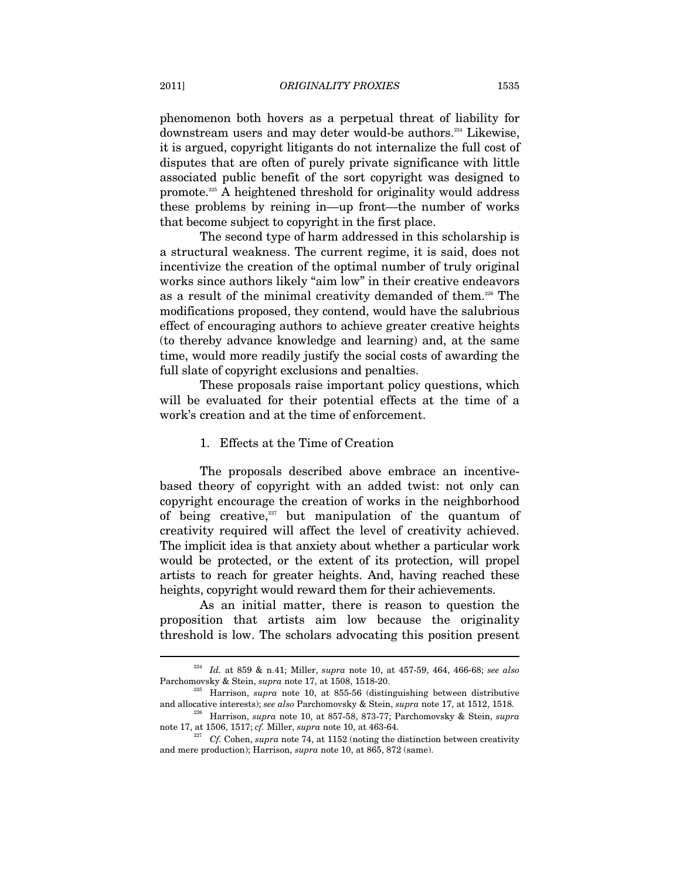phenomenon both hovers as a perpetual threat of liability for downstream users and may deter would-be authors.[224] Likewise, it is argued, copyright litigants do not internalize the full cost of disputes that are often of purely private significance with little associated public benefit of the sort copyright was designed to promote.[225] A heightened threshold for originality would address these problems by reining in—up front—the number of works that become subject to copyright in the first place.

The second type of harm addressed in this scholarship is a structural weakness. The current regime, it is said, does not incentivize the creation of the optimal number of truly original works since authors likely "aim low" in their creative endeavors as a result of the minimal creativity demanded of them.[226] The modifications proposed, they contend, would have the salubrious effect of encouraging authors to achieve greater creative heights (to thereby advance knowledge and learning) and, at the same time, would more readily justify the social costs of awarding the full slate of copyright exclusions and penalties.

These proposals raise important policy questions, which will be evaluated for their potential effects at the time of a work's creation and at the time of enforcement.

### 1. Effects at the Time of Creation

The proposals described above embrace an incentive-based theory of copyright with an added twist: not only can copyright encourage the creation of works in the neighborhood of being creative,[227] but manipulation of the quantum of creativity required will affect the level of creativity achieved. The implicit idea is that anxiety about whether a particular work would be protected, or the extent of its protection, will propel artists to reach for greater heights. And, having reached these heights, copyright would reward them for their achievements.

As an initial matter, there is reason to question the proposition that artists aim low because the originality threshold is low. The scholars advocating this position present

---

[224] *Id.* at 859 & n.41; Miller, *supra* note 10, at 457-59, 464, 466-68; *see also* Parchomovsky & Stein, *supra* note 17, at 1508, 1518-20.

[225] Harrison, *supra* note 10, at 855-56 (distinguishing between distributive and allocative interests); *see also* Parchomovsky & Stein, *supra* note 17, at 1512, 1518.

[226] Harrison, *supra* note 10, at 857-58, 873-77; Parchomovsky & Stein, *supra* note 17, at 1506, 1517; *cf.* Miller, *supra* note 10, at 463-64.

[227] *Cf.* Cohen, *supra* note 74, at 1152 (noting the distinction between creativity and mere production); Harrison, *supra* note 10, at 865, 872 (same).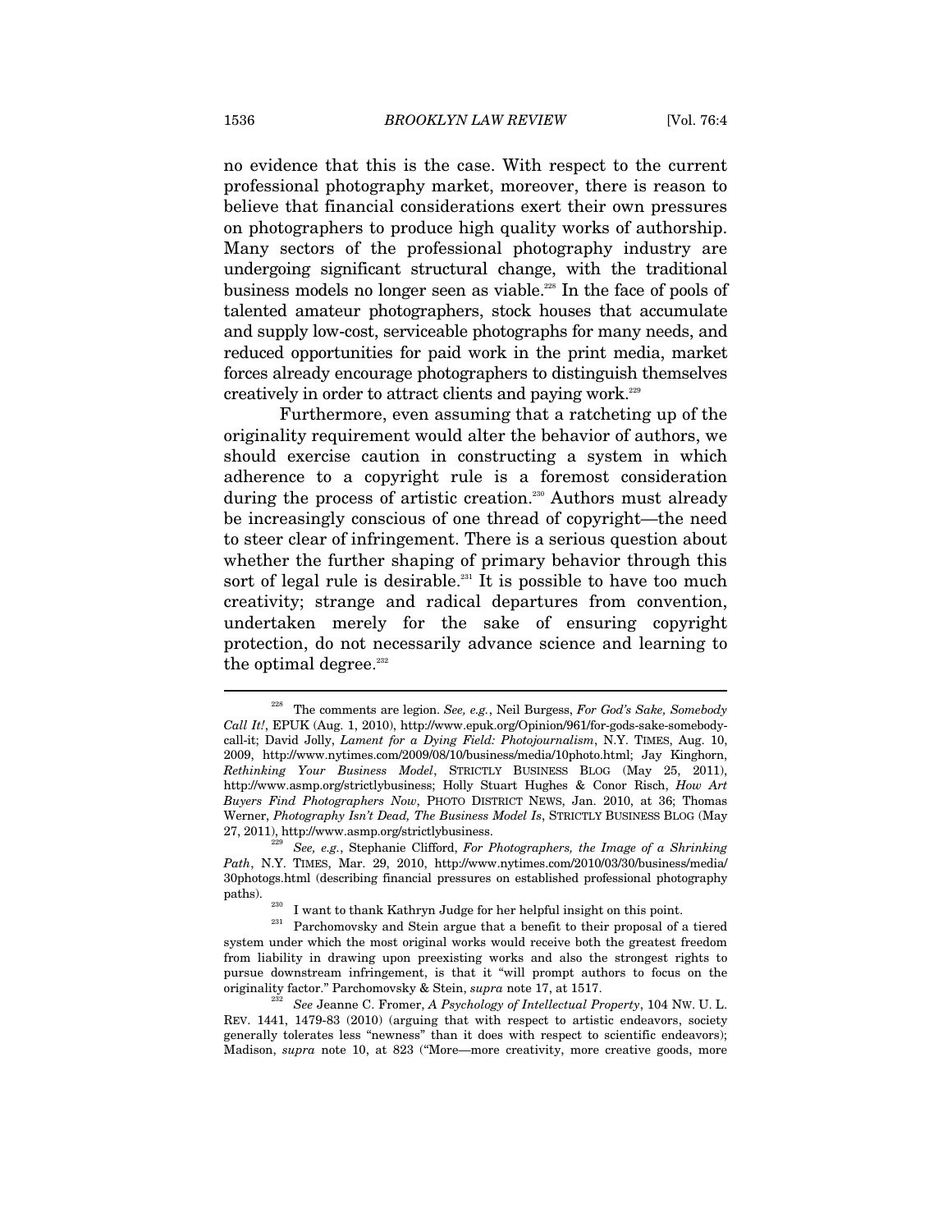no evidence that this is the case. With respect to the current professional photography market, moreover, there is reason to believe that financial considerations exert their own pressures on photographers to produce high quality works of authorship. Many sectors of the professional photography industry are undergoing significant structural change, with the traditional business models no longer seen as viable.[228] In the face of pools of talented amateur photographers, stock houses that accumulate and supply low-cost, serviceable photographs for many needs, and reduced opportunities for paid work in the print media, market forces already encourage photographers to distinguish themselves creatively in order to attract clients and paying work.[229]

Furthermore, even assuming that a ratcheting up of the originality requirement would alter the behavior of authors, we should exercise caution in constructing a system in which adherence to a copyright rule is a foremost consideration during the process of artistic creation.[230] Authors must already be increasingly conscious of one thread of copyright—the need to steer clear of infringement. There is a serious question about whether the further shaping of primary behavior through this sort of legal rule is desirable.[231] It is possible to have too much creativity; strange and radical departures from convention, undertaken merely for the sake of ensuring copyright protection, do not necessarily advance science and learning to the optimal degree.[232]

---

[228] The comments are legion. *See, e.g.*, Neil Burgess, *For God's Sake, Somebody Call It!*, EPUK (Aug. 1, 2010), http://www.epuk.org/Opinion/961/for-gods-sake-somebody-call-it; David Jolly, *Lament for a Dying Field: Photojournalism*, N.Y. TIMES, Aug. 10, 2009, http://www.nytimes.com/2009/08/10/business/media/10photo.html; Jay Kinghorn, *Rethinking Your Business Model*, STRICTLY BUSINESS BLOG (May 25, 2011), http://www.asmp.org/strictlybusiness; Holly Stuart Hughes & Conor Risch, *How Art Buyers Find Photographers Now*, PHOTO DISTRICT NEWS, Jan. 2010, at 36; Thomas Werner, *Photography Isn't Dead, The Business Model Is*, STRICTLY BUSINESS BLOG (May 27, 2011), http://www.asmp.org/strictlybusiness.

[229] *See, e.g.*, Stephanie Clifford, *For Photographers, the Image of a Shrinking Path*, N.Y. TIMES, Mar. 29, 2010, http://www.nytimes.com/2010/03/30/business/media/30photogs.html (describing financial pressures on established professional photography paths).

[230] I want to thank Kathryn Judge for her helpful insight on this point.

[231] Parchomovsky and Stein argue that a benefit to their proposal of a tiered system under which the most original works would receive both the greatest freedom from liability in drawing upon preexisting works and also the strongest rights to pursue downstream infringement, is that it "will prompt authors to focus on the originality factor." Parchomovsky & Stein, *supra* note 17, at 1517.

[232] *See* Jeanne C. Fromer, *A Psychology of Intellectual Property*, 104 NW. U. L. REV. 1441, 1479-83 (2010) (arguing that with respect to artistic endeavors, society generally tolerates less "newness" than it does with respect to scientific endeavors); Madison, *supra* note 10, at 823 ("More—more creativity, more creative goods, more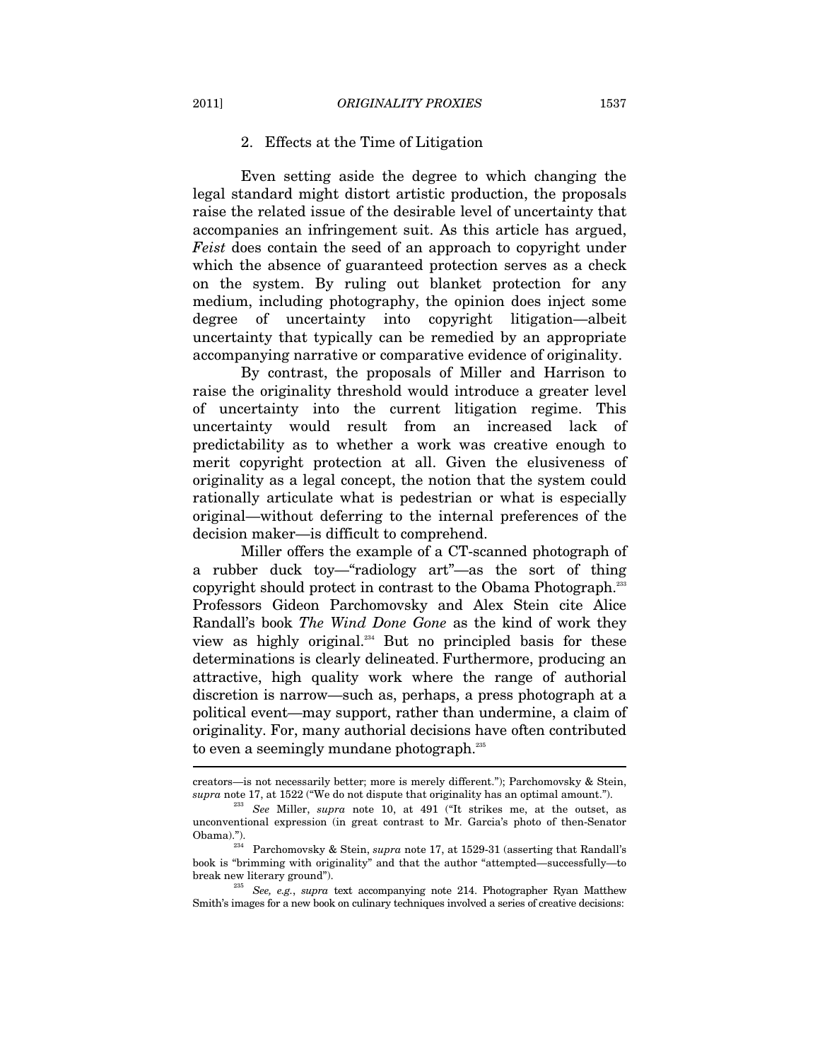### 2. Effects at the Time of Litigation

Even setting aside the degree to which changing the legal standard might distort artistic production, the proposals raise the related issue of the desirable level of uncertainty that accompanies an infringement suit. As this article has argued, *Feist* does contain the seed of an approach to copyright under which the absence of guaranteed protection serves as a check on the system. By ruling out blanket protection for any medium, including photography, the opinion does inject some degree of uncertainty into copyright litigation—albeit uncertainty that typically can be remedied by an appropriate accompanying narrative or comparative evidence of originality.

By contrast, the proposals of Miller and Harrison to raise the originality threshold would introduce a greater level of uncertainty into the current litigation regime. This uncertainty would result from an increased lack of predictability as to whether a work was creative enough to merit copyright protection at all. Given the elusiveness of originality as a legal concept, the notion that the system could rationally articulate what is pedestrian or what is especially original—without deferring to the internal preferences of the decision maker—is difficult to comprehend.

Miller offers the example of a CT-scanned photograph of a rubber duck toy—"radiology art"—as the sort of thing copyright should protect in contrast to the Obama Photograph.[233] Professors Gideon Parchomovsky and Alex Stein cite Alice Randall's book *The Wind Done Gone* as the kind of work they view as highly original.[234] But no principled basis for these determinations is clearly delineated. Furthermore, producing an attractive, high quality work where the range of authorial discretion is narrow—such as, perhaps, a press photograph at a political event—may support, rather than undermine, a claim of originality. For, many authorial decisions have often contributed to even a seemingly mundane photograph.[235]

---

creators—is not necessarily better; more is merely different."); Parchomovsky & Stein, *supra* note 17, at 1522 ("We do not dispute that originality has an optimal amount.").

[233] *See* Miller, *supra* note 10, at 491 ("It strikes me, at the outset, as unconventional expression (in great contrast to Mr. Garcia's photo of then-Senator Obama).").

[234] Parchomovsky & Stein, *supra* note 17, at 1529-31 (asserting that Randall's book is "brimming with originality" and that the author "attempted—successfully—to break new literary ground").

[235] *See, e.g.*, *supra* text accompanying note 214. Photographer Ryan Matthew Smith's images for a new book on culinary techniques involved a series of creative decisions: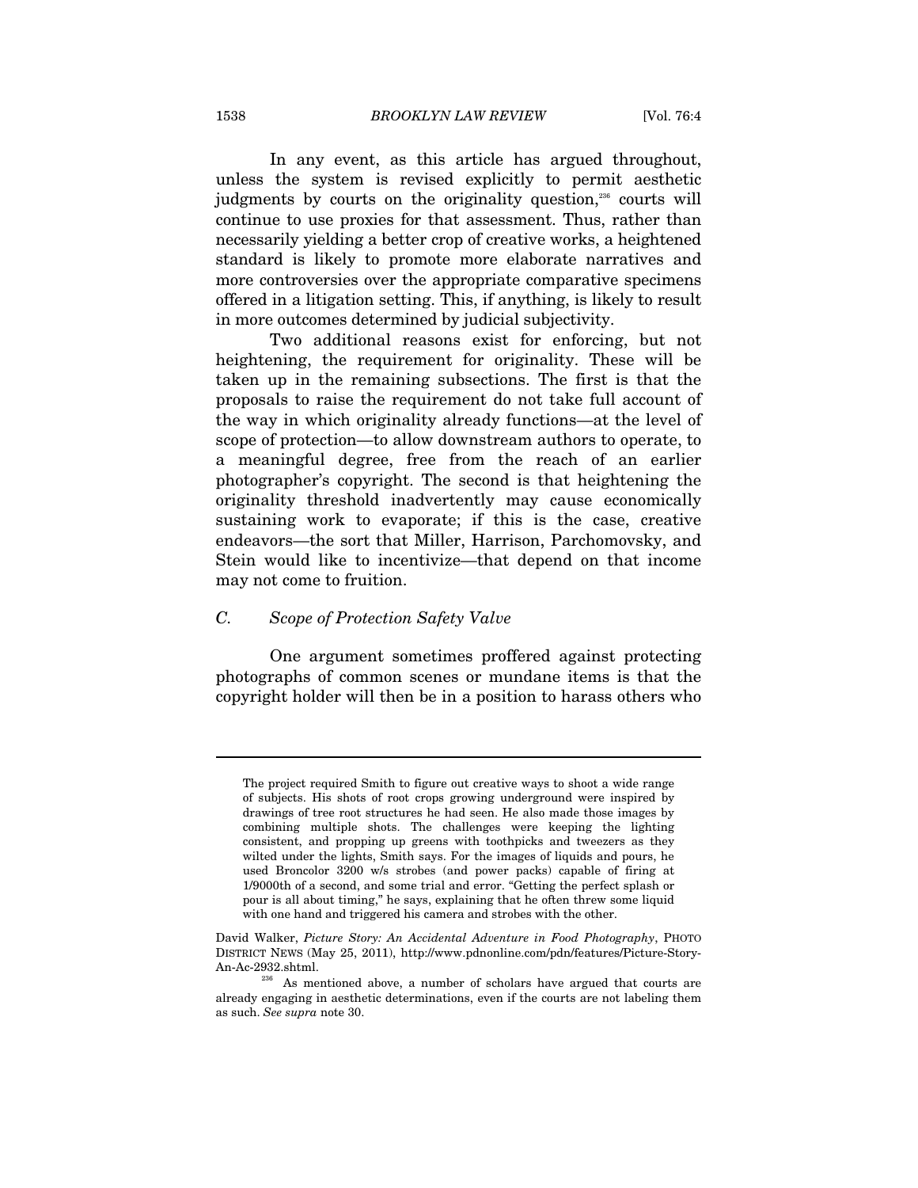In any event, as this article has argued throughout, unless the system is revised explicitly to permit aesthetic judgments by courts on the originality question,[236] courts will continue to use proxies for that assessment. Thus, rather than necessarily yielding a better crop of creative works, a heightened standard is likely to promote more elaborate narratives and more controversies over the appropriate comparative specimens offered in a litigation setting. This, if anything, is likely to result in more outcomes determined by judicial subjectivity.

Two additional reasons exist for enforcing, but not heightening, the requirement for originality. These will be taken up in the remaining subsections. The first is that the proposals to raise the requirement do not take full account of the way in which originality already functions—at the level of scope of protection—to allow downstream authors to operate, to a meaningful degree, free from the reach of an earlier photographer's copyright. The second is that heightening the originality threshold inadvertently may cause economically sustaining work to evaporate; if this is the case, creative endeavors—the sort that Miller, Harrison, Parchomovsky, and Stein would like to incentivize—that depend on that income may not come to fruition.

### *C. Scope of Protection Safety Valve*

One argument sometimes proffered against protecting photographs of common scenes or mundane items is that the copyright holder will then be in a position to harass others who

---

> The project required Smith to figure out creative ways to shoot a wide range of subjects. His shots of root crops growing underground were inspired by drawings of tree root structures he had seen. He also made those images by combining multiple shots. The challenges were keeping the lighting consistent, and propping up greens with toothpicks and tweezers as they wilted under the lights, Smith says. For the images of liquids and pours, he used Broncolor 3200 w/s strobes (and power packs) capable of firing at 1/9000th of a second, and some trial and error. "Getting the perfect splash or pour is all about timing," he says, explaining that he often threw some liquid with one hand and triggered his camera and strobes with the other.

David Walker, *Picture Story: An Accidental Adventure in Food Photography*, PHOTO DISTRICT NEWS (May 25, 2011), http://www.pdnonline.com/pdn/features/Picture-Story-An-Ac-2932.shtml.

[236] As mentioned above, a number of scholars have argued that courts are already engaging in aesthetic determinations, even if the courts are not labeling them as such. *See supra* note 30.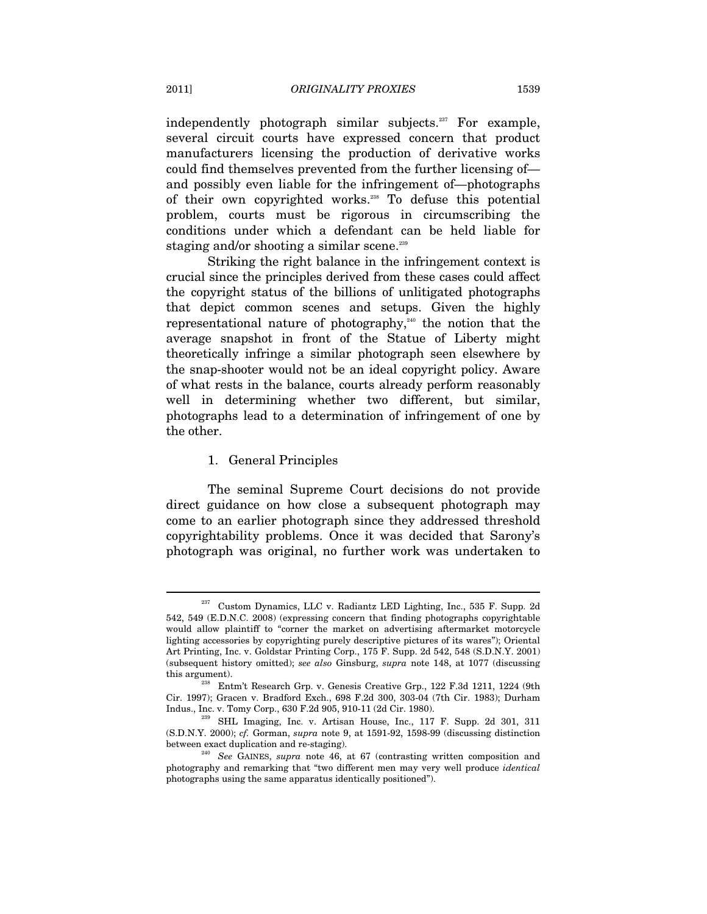independently photograph similar subjects.[237] For example, several circuit courts have expressed concern that product manufacturers licensing the production of derivative works could find themselves prevented from the further licensing of—and possibly even liable for the infringement of—photographs of their own copyrighted works.[238] To defuse this potential problem, courts must be rigorous in circumscribing the conditions under which a defendant can be held liable for staging and/or shooting a similar scene.[239]

Striking the right balance in the infringement context is crucial since the principles derived from these cases could affect the copyright status of the billions of unlitigated photographs that depict common scenes and setups. Given the highly representational nature of photography,[240] the notion that the average snapshot in front of the Statue of Liberty might theoretically infringe a similar photograph seen elsewhere by the snap-shooter would not be an ideal copyright policy. Aware of what rests in the balance, courts already perform reasonably well in determining whether two different, but similar, photographs lead to a determination of infringement of one by the other.

### 1. General Principles

The seminal Supreme Court decisions do not provide direct guidance on how close a subsequent photograph may come to an earlier photograph since they addressed threshold copyrightability problems. Once it was decided that Sarony's photograph was original, no further work was undertaken to

---

[237] Custom Dynamics, LLC v. Radiantz LED Lighting, Inc., 535 F. Supp. 2d 542, 549 (E.D.N.C. 2008) (expressing concern that finding photographs copyrightable would allow plaintiff to "corner the market on advertising aftermarket motorcycle lighting accessories by copyrighting purely descriptive pictures of its wares"); Oriental Art Printing, Inc. v. Goldstar Printing Corp., 175 F. Supp. 2d 542, 548 (S.D.N.Y. 2001) (subsequent history omitted); *see also* Ginsburg, *supra* note 148, at 1077 (discussing this argument).

[238] Ent'mt Research Grp. v. Genesis Creative Grp., 122 F.3d 1211, 1224 (9th Cir. 1997); Gracen v. Bradford Exch., 698 F.2d 300, 303-04 (7th Cir. 1983); Durham Indus., Inc. v. Tomy Corp., 630 F.2d 905, 910-11 (2d Cir. 1980).

[239] SHL Imaging, Inc. v. Artisan House, Inc., 117 F. Supp. 2d 301, 311 (S.D.N.Y. 2000); *cf.* Gorman, *supra* note 9, at 1591-92, 1598-99 (discussing distinction between exact duplication and re-staging).

[240] *See* GAINES, *supra* note 46, at 67 (contrasting written composition and photography and remarking that "two different men may very well produce *identical* photographs using the same apparatus identically positioned").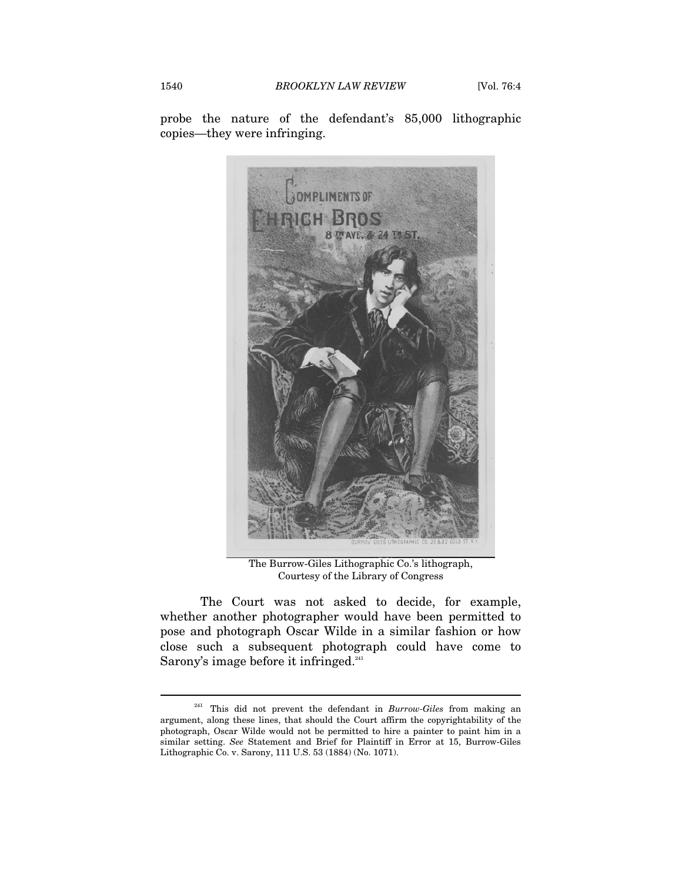probe the nature of the defendant's 85,000 lithographic copies—they were infringing.

The Burrow-Giles Lithographic Co.'s lithograph, Courtesy of the Library of Congress

The Court was not asked to decide, for example, whether another photographer would have been permitted to pose and photograph Oscar Wilde in a similar fashion or how close such a subsequent photograph could have come to Sarony's image before it infringed.[241]

---

[241] This did not prevent the defendant in *Burrow-Giles* from making an argument, along these lines, that should the Court affirm the copyrightability of the photograph, Oscar Wilde would not be permitted to hire a painter to paint him in a similar setting. *See* Statement and Brief for Plaintiff in Error at 15, Burrow-Giles Lithographic Co. v. Sarony, 111 U.S. 53 (1884) (No. 1071).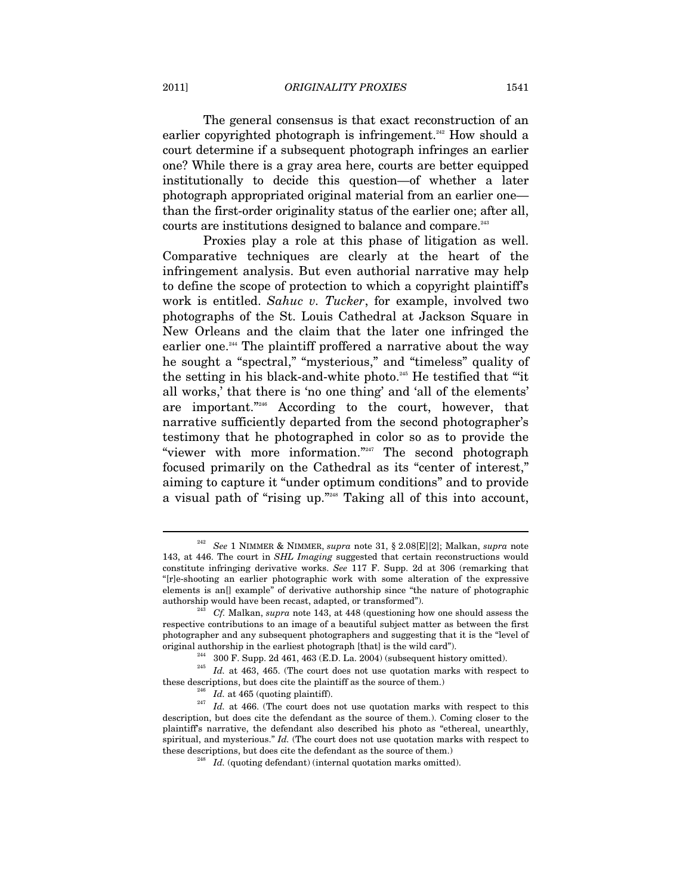The general consensus is that exact reconstruction of an earlier copyrighted photograph is infringement.[242] How should a court determine if a subsequent photograph infringes an earlier one? While there is a gray area here, courts are better equipped institutionally to decide this question—of whether a later photograph appropriated original material from an earlier one—than the first-order originality status of the earlier one; after all, courts are institutions designed to balance and compare.[243]

Proxies play a role at this phase of litigation as well. Comparative techniques are clearly at the heart of the infringement analysis. But even authorial narrative may help to define the scope of protection to which a copyright plaintiff's work is entitled. *Sahuc v. Tucker*, for example, involved two photographs of the St. Louis Cathedral at Jackson Square in New Orleans and the claim that the later one infringed the earlier one.[244] The plaintiff proffered a narrative about the way he sought a "spectral," "mysterious," and "timeless" quality of the setting in his black-and-white photo.[245] He testified that "'it all works,' that there is 'no one thing' and 'all of the elements' are important."[246] According to the court, however, that narrative sufficiently departed from the second photographer's testimony that he photographed in color so as to provide the "viewer with more information."[247] The second photograph focused primarily on the Cathedral as its "center of interest," aiming to capture it "under optimum conditions" and to provide a visual path of "rising up."[248] Taking all of this into account,

---

[242] *See* 1 NIMMER & NIMMER, *supra* note 31, § 2.08[E][2]; Malkan, *supra* note 143, at 446. The court in *SHL Imaging* suggested that certain reconstructions would constitute infringing derivative works. *See* 117 F. Supp. 2d at 306 (remarking that "[r]e-shooting an earlier photographic work with some alteration of the expressive elements is an[] example" of derivative authorship since "the nature of photographic authorship would have been recast, adapted, or transformed").

[243] *Cf.* Malkan, *supra* note 143, at 448 (questioning how one should assess the respective contributions to an image of a beautiful subject matter as between the first photographer and any subsequent photographers and suggesting that it is the "level of original authorship in the earliest photograph [that] is the wild card").

[244] 300 F. Supp. 2d 461, 463 (E.D. La. 2004) (subsequent history omitted).

[245] *Id.* at 463, 465. (The court does not use quotation marks with respect to these descriptions, but does cite the plaintiff as the source of them.)

[246] *Id.* at 465 (quoting plaintiff).

[247] *Id.* at 466. (The court does not use quotation marks with respect to this description, but does cite the defendant as the source of them.). Coming closer to the plaintiff's narrative, the defendant also described his photo as "ethereal, unearthly, spiritual, and mysterious." *Id.* (The court does not use quotation marks with respect to these descriptions, but does cite the defendant as the source of them.)

[248] *Id.* (quoting defendant) (internal quotation marks omitted).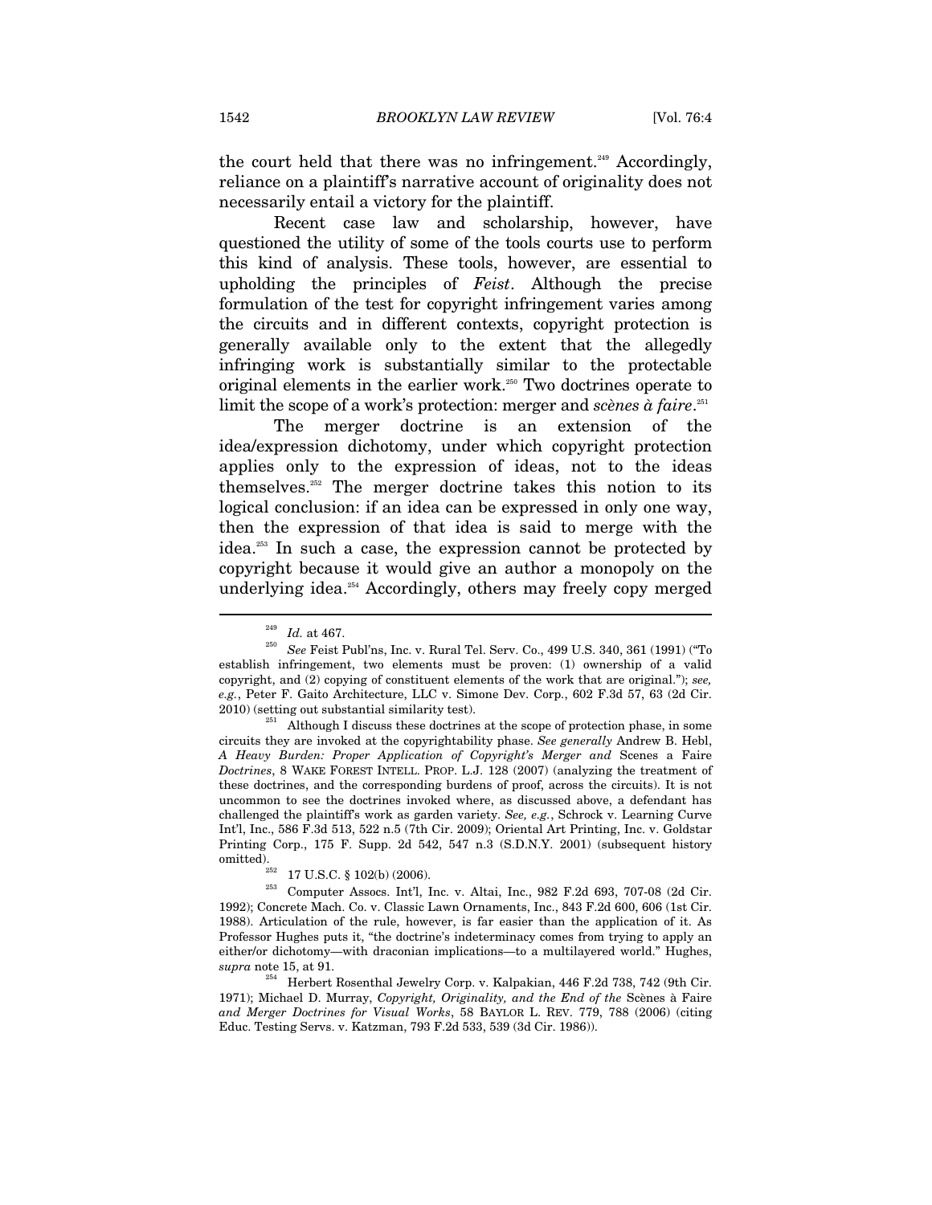the court held that there was no infringement.[249] Accordingly, reliance on a plaintiff's narrative account of originality does not necessarily entail a victory for the plaintiff.

Recent case law and scholarship, however, have questioned the utility of some of the tools courts use to perform this kind of analysis. These tools, however, are essential to upholding the principles of *Feist*. Although the precise formulation of the test for copyright infringement varies among the circuits and in different contexts, copyright protection is generally available only to the extent that the allegedly infringing work is substantially similar to the protectable original elements in the earlier work.[250] Two doctrines operate to limit the scope of a work's protection: merger and *scènes à faire*.[251]

The merger doctrine is an extension of the idea/expression dichotomy, under which copyright protection applies only to the expression of ideas, not to the ideas themselves.[252] The merger doctrine takes this notion to its logical conclusion: if an idea can be expressed in only one way, then the expression of that idea is said to merge with the idea.[253] In such a case, the expression cannot be protected by copyright because it would give an author a monopoly on the underlying idea.[254] Accordingly, others may freely copy merged

---

[249] *Id.* at 467.

[250] *See* Feist Publ'ns, Inc. v. Rural Tel. Serv. Co., 499 U.S. 340, 361 (1991) ("To establish infringement, two elements must be proven: (1) ownership of a valid copyright, and (2) copying of constituent elements of the work that are original."); *see, e.g.*, Peter F. Gaito Architecture, LLC v. Simone Dev. Corp., 602 F.3d 57, 63 (2d Cir. 2010) (setting out substantial similarity test).

[251] Although I discuss these doctrines at the scope of protection phase, in some circuits they are invoked at the copyrightability phase. *See generally* Andrew B. Hebl, *A Heavy Burden: Proper Application of Copyright's Merger and* Scenes a Faire *Doctrines*, 8 WAKE FOREST INTELL. PROP. L.J. 128 (2007) (analyzing the treatment of these doctrines, and the corresponding burdens of proof, across the circuits). It is not uncommon to see the doctrines invoked where, as discussed above, a defendant has challenged the plaintiff's work as garden variety. *See, e.g.*, Schrock v. Learning Curve Int'l, Inc., 586 F.3d 513, 522 n.5 (7th Cir. 2009); Oriental Art Printing, Inc. v. Goldstar Printing Corp., 175 F. Supp. 2d 542, 547 n.3 (S.D.N.Y. 2001) (subsequent history omitted).

[252] 17 U.S.C. § 102(b) (2006).

[253] Computer Assocs. Int'l, Inc. v. Altai, Inc., 982 F.2d 693, 707-08 (2d Cir. 1992); Concrete Mach. Co. v. Classic Lawn Ornaments, Inc., 843 F.2d 600, 606 (1st Cir. 1988). Articulation of the rule, however, is far easier than the application of it. As Professor Hughes puts it, "the doctrine's indeterminacy comes from trying to apply an either/or dichotomy—with draconian implications—to a multilayered world." Hughes, *supra* note 15, at 91.

[254] Herbert Rosenthal Jewelry Corp. v. Kalpakian, 446 F.2d 738, 742 (9th Cir. 1971); Michael D. Murray, *Copyright, Originality, and the End of the* Scènes à Faire *and Merger Doctrines for Visual Works*, 58 BAYLOR L. REV. 779, 788 (2006) (citing Educ. Testing Servs. v. Katzman, 793 F.2d 533, 539 (3d Cir. 1986)).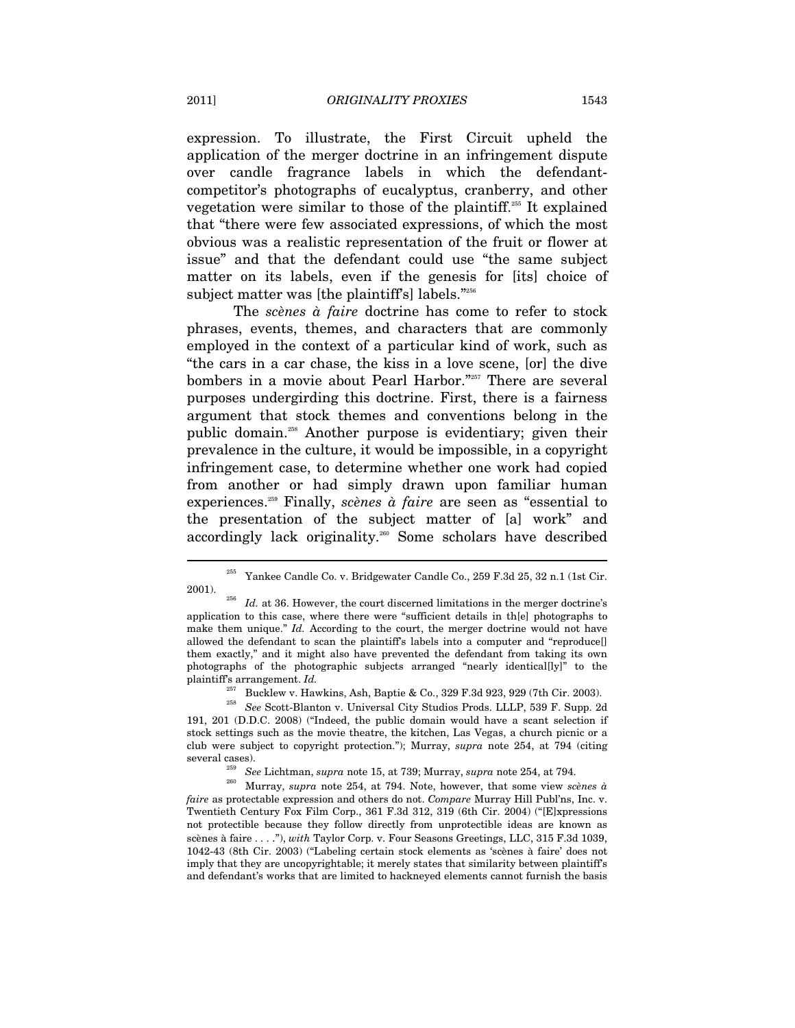expression. To illustrate, the First Circuit upheld the application of the merger doctrine in an infringement dispute over candle fragrance labels in which the defendant-competitor's photographs of eucalyptus, cranberry, and other vegetation were similar to those of the plaintiff.[255] It explained that "there were few associated expressions, of which the most obvious was a realistic representation of the fruit or flower at issue" and that the defendant could use "the same subject matter on its labels, even if the genesis for [its] choice of subject matter was [the plaintiff's] labels."[256]

The *scènes à faire* doctrine has come to refer to stock phrases, events, themes, and characters that are commonly employed in the context of a particular kind of work, such as "the cars in a car chase, the kiss in a love scene, [or] the dive bombers in a movie about Pearl Harbor."[257] There are several purposes undergirding this doctrine. First, there is a fairness argument that stock themes and conventions belong in the public domain.[258] Another purpose is evidentiary; given their prevalence in the culture, it would be impossible, in a copyright infringement case, to determine whether one work had copied from another or had simply drawn upon familiar human experiences.[259] Finally, *scènes à faire* are seen as "essential to the presentation of the subject matter of [a] work" and accordingly lack originality.[260] Some scholars have described

---

[255] Yankee Candle Co. v. Bridgewater Candle Co., 259 F.3d 25, 32 n.1 (1st Cir. 2001).

[256] *Id.* at 36. However, the court discerned limitations in the merger doctrine's application to this case, where there were "sufficient details in th[e] photographs to make them unique." *Id.* According to the court, the merger doctrine would not have allowed the defendant to scan the plaintiff's labels into a computer and "reproduce[] them exactly," and it might also have prevented the defendant from taking its own photographs of the photographic subjects arranged "nearly identical[ly]" to the plaintiff's arrangement. *Id.*

[257] Bucklew v. Hawkins, Ash, Baptie & Co., 329 F.3d 923, 929 (7th Cir. 2003).

[258] *See* Scott-Blanton v. Universal City Studios Prods. LLLP, 539 F. Supp. 2d 191, 201 (D.D.C. 2008) ("Indeed, the public domain would have a scant selection if stock settings such as the movie theatre, the kitchen, Las Vegas, a church picnic or a club were subject to copyright protection."); Murray, *supra* note 254, at 794 (citing several cases).

[259] *See* Lichtman, *supra* note 15, at 739; Murray, *supra* note 254, at 794.

[260] Murray, *supra* note 254, at 794. Note, however, that some view *scènes à faire* as protectable expression and others do not. *Compare* Murray Hill Publ'ns, Inc. v. Twentieth Century Fox Film Corp., 361 F.3d 312, 319 (6th Cir. 2004) ("[E]xpressions not protectible because they follow directly from unprotectible ideas are known as scènes à faire . . . ."), *with* Taylor Corp. v. Four Seasons Greetings, LLC, 315 F.3d 1039, 1042-43 (8th Cir. 2003) ("Labeling certain stock elements as 'scènes à faire' does not imply that they are uncopyrightable; it merely states that similarity between plaintiff's and defendant's works that are limited to hackneyed elements cannot furnish the basis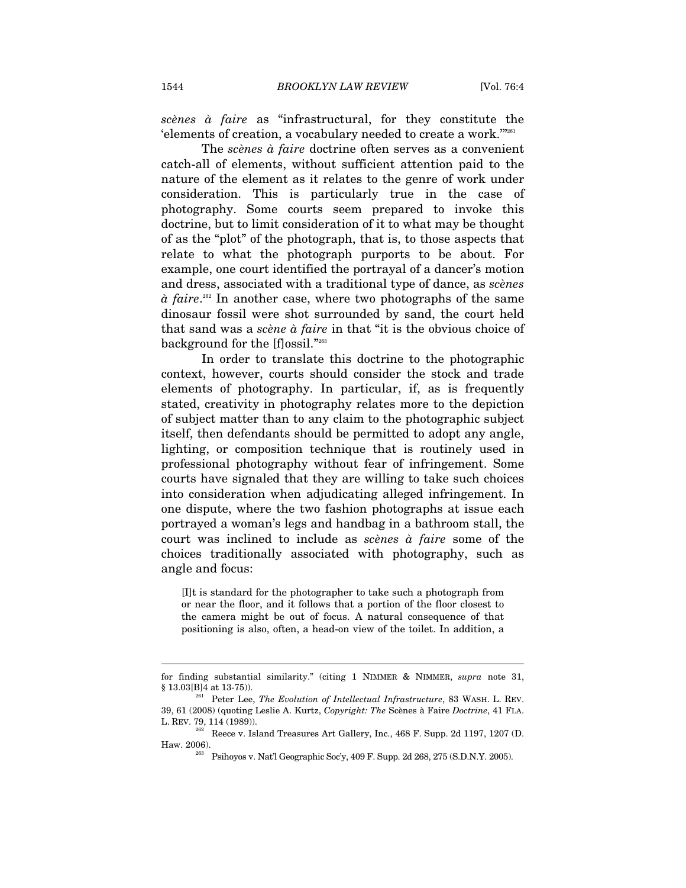*scènes à faire* as "infrastructural, for they constitute the 'elements of creation, a vocabulary needed to create a work.'"[261]

The *scènes à faire* doctrine often serves as a convenient catch-all of elements, without sufficient attention paid to the nature of the element as it relates to the genre of work under consideration. This is particularly true in the case of photography. Some courts seem prepared to invoke this doctrine, but to limit consideration of it to what may be thought of as the "plot" of the photograph, that is, to those aspects that relate to what the photograph purports to be about. For example, one court identified the portrayal of a dancer's motion and dress, associated with a traditional type of dance, as *scènes à faire*.[262] In another case, where two photographs of the same dinosaur fossil were shot surrounded by sand, the court held that sand was a *scène à faire* in that "it is the obvious choice of background for the [f]ossil."[263]

In order to translate this doctrine to the photographic context, however, courts should consider the stock and trade elements of photography. In particular, if, as is frequently stated, creativity in photography relates more to the depiction of subject matter than to any claim to the photographic subject itself, then defendants should be permitted to adopt any angle, lighting, or composition technique that is routinely used in professional photography without fear of infringement. Some courts have signaled that they are willing to take such choices into consideration when adjudicating alleged infringement. In one dispute, where the two fashion photographs at issue each portrayed a woman's legs and handbag in a bathroom stall, the court was inclined to include as *scènes à faire* some of the choices traditionally associated with photography, such as angle and focus:

> [I]t is standard for the photographer to take such a photograph from or near the floor, and it follows that a portion of the floor closest to the camera might be out of focus. A natural consequence of that positioning is also, often, a head-on view of the toilet. In addition, a

---

for finding substantial similarity." (citing 1 NIMMER & NIMMER, *supra* note 31, § 13.03[B]4 at 13-75)).

[261] Peter Lee, *The Evolution of Intellectual Infrastructure*, 83 WASH. L. REV. 39, 61 (2008) (quoting Leslie A. Kurtz, *Copyright: The* Scènes à Faire *Doctrine*, 41 FLA. L. REV. 79, 114 (1989)).

[262] Reece v. Island Treasures Art Gallery, Inc., 468 F. Supp. 2d 1197, 1207 (D. Haw. 2006).

[263] Psihoyos v. Nat'l Geographic Soc'y, 409 F. Supp. 2d 268, 275 (S.D.N.Y. 2005).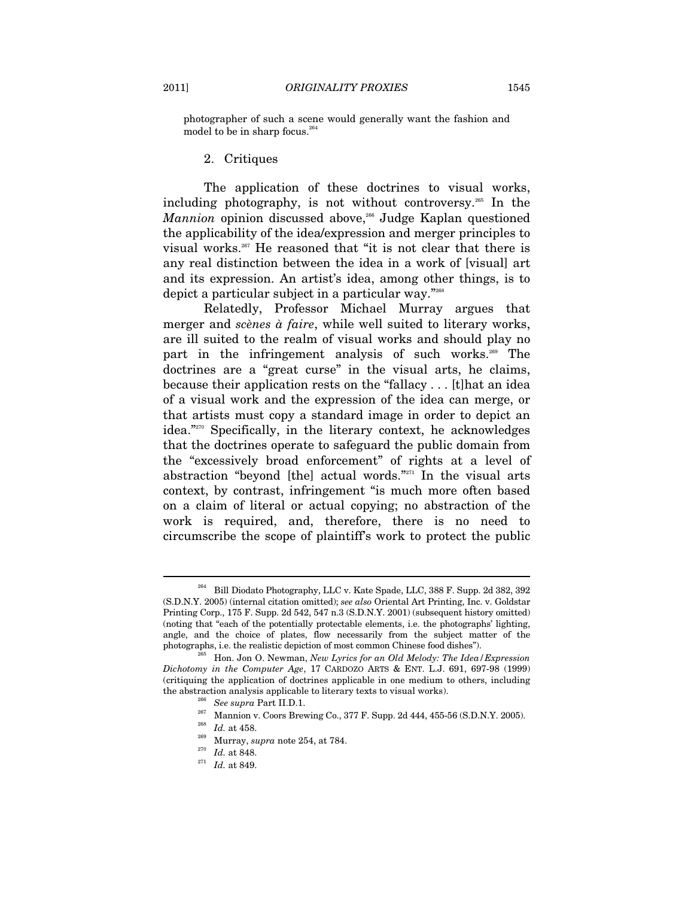photographer of such a scene would generally want the fashion and model to be in sharp focus.[264]

### 2. Critiques

The application of these doctrines to visual works, including photography, is not without controversy.[265] In the *Mannion* opinion discussed above,[266] Judge Kaplan questioned the applicability of the idea/expression and merger principles to visual works.[267] He reasoned that "it is not clear that there is any real distinction between the idea in a work of [visual] art and its expression. An artist's idea, among other things, is to depict a particular subject in a particular way."[268]

Relatedly, Professor Michael Murray argues that merger and *scènes à faire*, while well suited to literary works, are ill suited to the realm of visual works and should play no part in the infringement analysis of such works.[269] The doctrines are a "great curse" in the visual arts, he claims, because their application rests on the "fallacy . . . [t]hat an idea of a visual work and the expression of the idea can merge, or that artists must copy a standard image in order to depict an idea."[270] Specifically, in the literary context, he acknowledges that the doctrines operate to safeguard the public domain from the "excessively broad enforcement" of rights at a level of abstraction "beyond [the] actual words."[271] In the visual arts context, by contrast, infringement "is much more often based on a claim of literal or actual copying; no abstraction of the work is required, and, therefore, there is no need to circumscribe the scope of plaintiff's work to protect the public

---

[264] Bill Diodato Photography, LLC v. Kate Spade, LLC, 388 F. Supp. 2d 382, 392 (S.D.N.Y. 2005) (internal citation omitted); *see also* Oriental Art Printing, Inc. v. Goldstar Printing Corp., 175 F. Supp. 2d 542, 547 n.3 (S.D.N.Y. 2001) (subsequent history omitted) (noting that "each of the potentially protectable elements, i.e. the photographs' lighting, angle, and the choice of plates, flow necessarily from the subject matter of the photographs, i.e. the realistic depiction of most common Chinese food dishes").

[265] Hon. Jon O. Newman, *New Lyrics for an Old Melody: The Idea/Expression Dichotomy in the Computer Age*, 17 CARDOZO ARTS & ENT. L.J. 691, 697-98 (1999) (critiquing the application of doctrines applicable in one medium to others, including the abstraction analysis applicable to literary texts to visual works).

[266] *See supra* Part II.D.1.

[267] Mannion v. Coors Brewing Co., 377 F. Supp. 2d 444, 455-56 (S.D.N.Y. 2005).

[268] *Id.* at 458.

[269] Murray, *supra* note 254, at 784.

[270] *Id.* at 848.

[271] *Id.* at 849.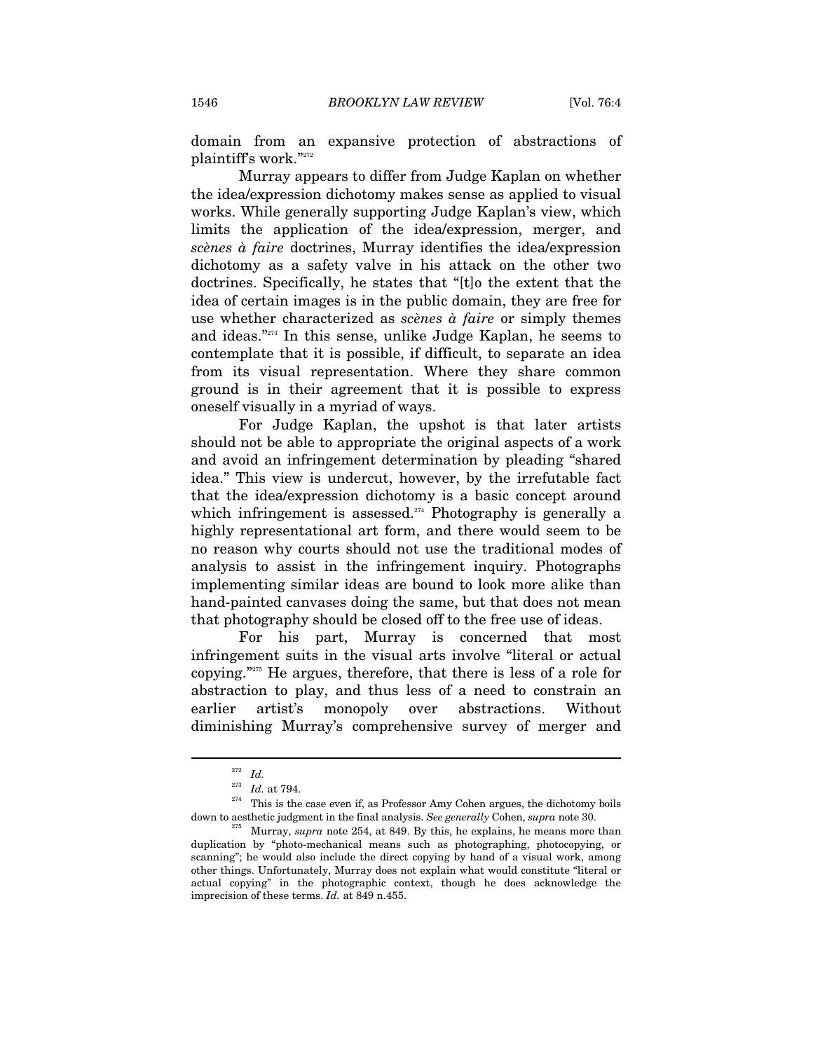domain from an expansive protection of abstractions of plaintiff's work."[272]

Murray appears to differ from Judge Kaplan on whether the idea/expression dichotomy makes sense as applied to visual works. While generally supporting Judge Kaplan's view, which limits the application of the idea/expression, merger, and *scènes à faire* doctrines, Murray identifies the idea/expression dichotomy as a safety valve in his attack on the other two doctrines. Specifically, he states that "[t]o the extent that the idea of certain images is in the public domain, they are free for use whether characterized as *scènes à faire* or simply themes and ideas."[273] In this sense, unlike Judge Kaplan, he seems to contemplate that it is possible, if difficult, to separate an idea from its visual representation. Where they share common ground is in their agreement that it is possible to express oneself visually in a myriad of ways.

For Judge Kaplan, the upshot is that later artists should not be able to appropriate the original aspects of a work and avoid an infringement determination by pleading "shared idea." This view is undercut, however, by the irrefutable fact that the idea/expression dichotomy is a basic concept around which infringement is assessed.[274] Photography is generally a highly representational art form, and there would seem to be no reason why courts should not use the traditional modes of analysis to assist in the infringement inquiry. Photographs implementing similar ideas are bound to look more alike than hand-painted canvases doing the same, but that does not mean that photography should be closed off to the free use of ideas.

For his part, Murray is concerned that most infringement suits in the visual arts involve "literal or actual copying."[275] He argues, therefore, that there is less of a role for abstraction to play, and thus less of a need to constrain an earlier artist's monopoly over abstractions. Without diminishing Murray's comprehensive survey of merger and

---

[272] *Id.*

[273] *Id.* at 794.

[274] This is the case even if, as Professor Amy Cohen argues, the dichotomy boils down to aesthetic judgment in the final analysis. *See generally* Cohen, *supra* note 30.

[275] Murray, *supra* note 254, at 849. By this, he explains, he means more than duplication by "photo-mechanical means such as photographing, photocopying, or scanning"; he would also include the direct copying by hand of a visual work, among other things. Unfortunately, Murray does not explain what would constitute "literal or actual copying" in the photographic context, though he does acknowledge the imprecision of these terms. *Id.* at 849 n.455.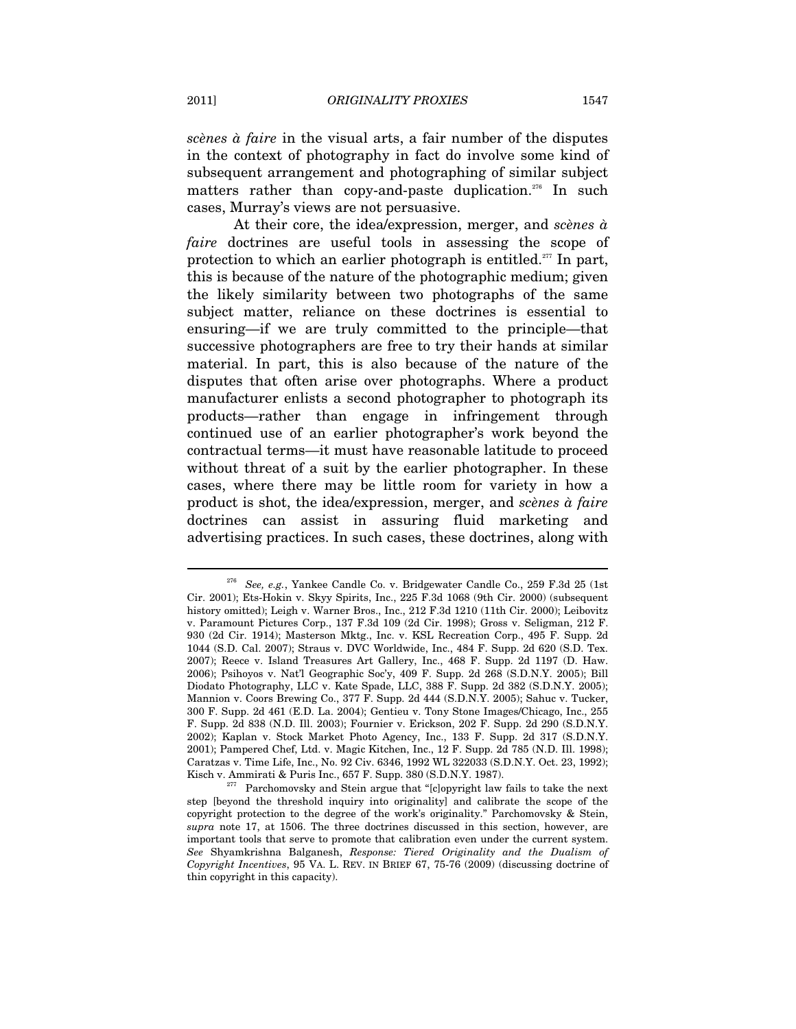*scènes à faire* in the visual arts, a fair number of the disputes in the context of photography in fact do involve some kind of subsequent arrangement and photographing of similar subject matters rather than copy-and-paste duplication.[276] In such cases, Murray's views are not persuasive.

At their core, the idea/expression, merger, and *scènes à faire* doctrines are useful tools in assessing the scope of protection to which an earlier photograph is entitled.[277] In part, this is because of the nature of the photographic medium; given the likely similarity between two photographs of the same subject matter, reliance on these doctrines is essential to ensuring—if we are truly committed to the principle—that successive photographers are free to try their hands at similar material. In part, this is also because of the nature of the disputes that often arise over photographs. Where a product manufacturer enlists a second photographer to photograph its products—rather than engage in infringement through continued use of an earlier photographer's work beyond the contractual terms—it must have reasonable latitude to proceed without threat of a suit by the earlier photographer. In these cases, where there may be little room for variety in how a product is shot, the idea/expression, merger, and *scènes à faire* doctrines can assist in assuring fluid marketing and advertising practices. In such cases, these doctrines, along with

---

[276] *See, e.g.*, Yankee Candle Co. v. Bridgewater Candle Co., 259 F.3d 25 (1st Cir. 2001); Ets-Hokin v. Skyy Spirits, Inc., 225 F.3d 1068 (9th Cir. 2000) (subsequent history omitted); Leigh v. Warner Bros., Inc., 212 F.3d 1210 (11th Cir. 2000); Leibovitz v. Paramount Pictures Corp., 137 F.3d 109 (2d Cir. 1998); Gross v. Seligman, 212 F. 930 (2d Cir. 1914); Masterson Mktg., Inc. v. KSL Recreation Corp., 495 F. Supp. 2d 1044 (S.D. Cal. 2007); Straus v. DVC Worldwide, Inc., 484 F. Supp. 2d 620 (S.D. Tex. 2007); Reece v. Island Treasures Art Gallery, Inc., 468 F. Supp. 2d 1197 (D. Haw. 2006); Psihoyos v. Nat'l Geographic Soc'y, 409 F. Supp. 2d 268 (S.D.N.Y. 2005); Bill Diodato Photography, LLC v. Kate Spade, LLC, 388 F. Supp. 2d 382 (S.D.N.Y. 2005); Mannion v. Coors Brewing Co., 377 F. Supp. 2d 444 (S.D.N.Y. 2005); Sahuc v. Tucker, 300 F. Supp. 2d 461 (E.D. La. 2004); Gentieu v. Tony Stone Images/Chicago, Inc., 255 F. Supp. 2d 838 (N.D. Ill. 2003); Fournier v. Erickson, 202 F. Supp. 2d 290 (S.D.N.Y. 2002); Kaplan v. Stock Market Photo Agency, Inc., 133 F. Supp. 2d 317 (S.D.N.Y. 2001); Pampered Chef, Ltd. v. Magic Kitchen, Inc., 12 F. Supp. 2d 785 (N.D. Ill. 1998); Caratzas v. Time Life, Inc., No. 92 Civ. 6346, 1992 WL 322033 (S.D.N.Y. Oct. 23, 1992); Kisch v. Ammirati & Puris Inc., 657 F. Supp. 380 (S.D.N.Y. 1987).

[277] Parchomovsky and Stein argue that "[c]opyright law fails to take the next step [beyond the threshold inquiry into originality] and calibrate the scope of the copyright protection to the degree of the work's originality." Parchomovsky & Stein, *supra* note 17, at 1506. The three doctrines discussed in this section, however, are important tools that serve to promote that calibration even under the current system. *See* Shyamkrishna Balganesh, *Response: Tiered Originality and the Dualism of Copyright Incentives*, 95 VA. L. REV. IN BRIEF 67, 75-76 (2009) (discussing doctrine of thin copyright in this capacity).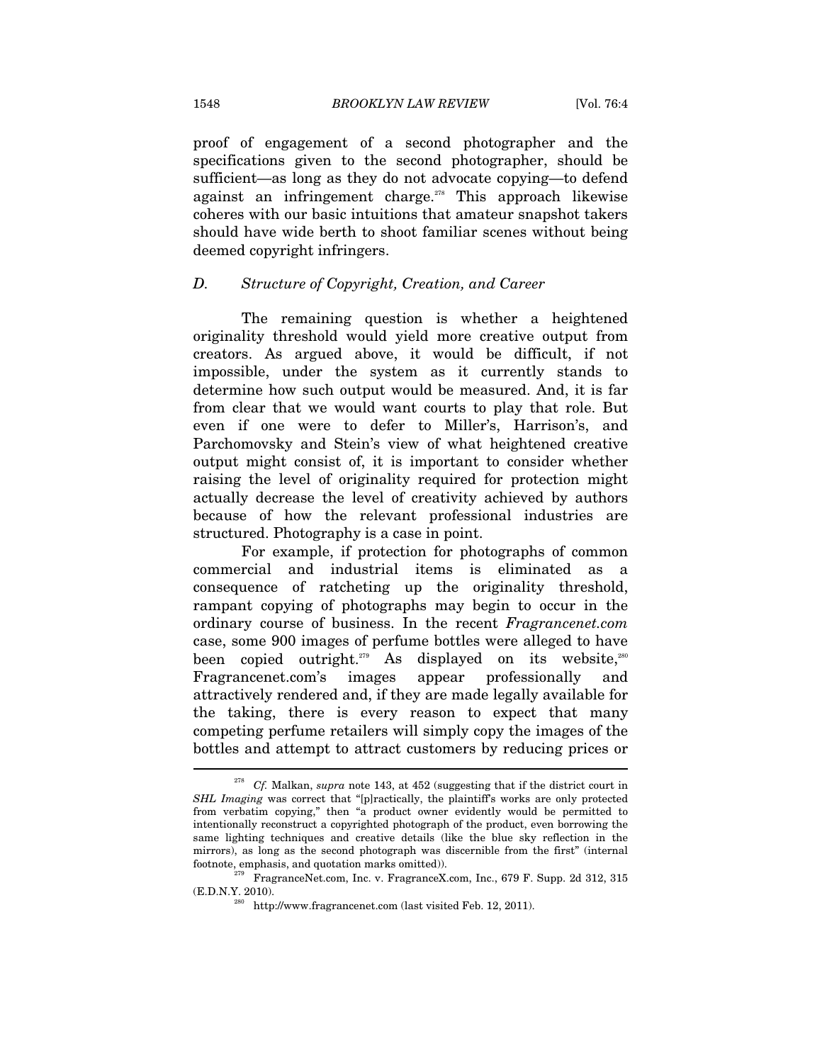proof of engagement of a second photographer and the specifications given to the second photographer, should be sufficient—as long as they do not advocate copying—to defend against an infringement charge.[278] This approach likewise coheres with our basic intuitions that amateur snapshot takers should have wide berth to shoot familiar scenes without being deemed copyright infringers.

### D. *Structure of Copyright, Creation, and Career*

The remaining question is whether a heightened originality threshold would yield more creative output from creators. As argued above, it would be difficult, if not impossible, under the system as it currently stands to determine how such output would be measured. And, it is far from clear that we would want courts to play that role. But even if one were to defer to Miller's, Harrison's, and Parchomovsky and Stein's view of what heightened creative output might consist of, it is important to consider whether raising the level of originality required for protection might actually decrease the level of creativity achieved by authors because of how the relevant professional industries are structured. Photography is a case in point.

For example, if protection for photographs of common commercial and industrial items is eliminated as a consequence of ratcheting up the originality threshold, rampant copying of photographs may begin to occur in the ordinary course of business. In the recent *Fragrancenet.com* case, some 900 images of perfume bottles were alleged to have been copied outright.[279] As displayed on its website,[280] Fragrancenet.com's images appear professionally and attractively rendered and, if they are made legally available for the taking, there is every reason to expect that many competing perfume retailers will simply copy the images of the bottles and attempt to attract customers by reducing prices or

---

[278] *Cf.* Malkan, *supra* note 143, at 452 (suggesting that if the district court in *SHL Imaging* was correct that "[p]ractically, the plaintiff's works are only protected from verbatim copying," then "a product owner evidently would be permitted to intentionally reconstruct a copyrighted photograph of the product, even borrowing the same lighting techniques and creative details (like the blue sky reflection in the mirrors), as long as the second photograph was discernible from the first" (internal footnote, emphasis, and quotation marks omitted)).

[279] FragranceNet.com, Inc. v. FragranceX.com, Inc., 679 F. Supp. 2d 312, 315 (E.D.N.Y. 2010).

[280] http://www.fragrancenet.com (last visited Feb. 12, 2011).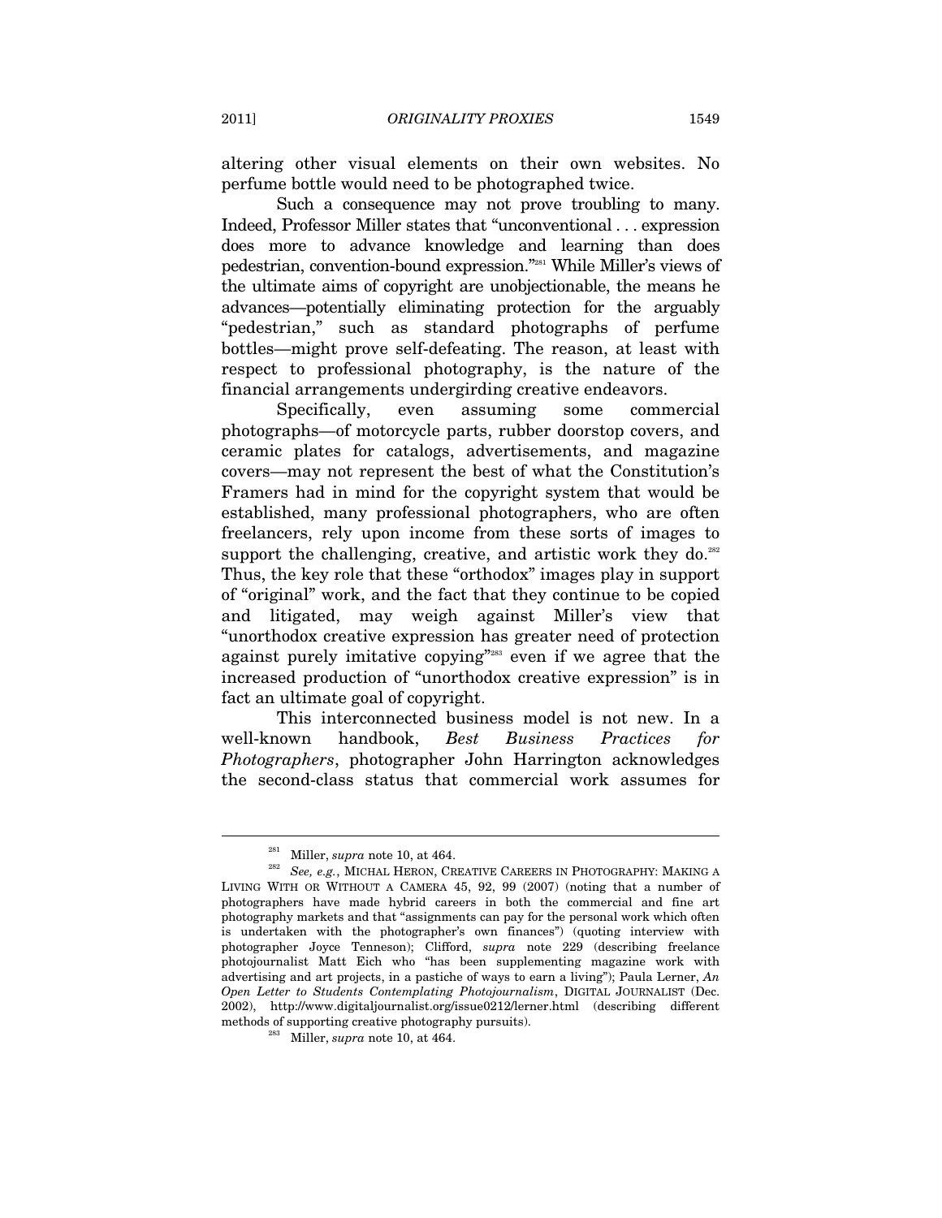altering other visual elements on their own websites. No perfume bottle would need to be photographed twice.

Such a consequence may not prove troubling to many. Indeed, Professor Miller states that "unconventional . . . expression does more to advance knowledge and learning than does pedestrian, convention-bound expression."[281] While Miller's views of the ultimate aims of copyright are unobjectionable, the means he advances—potentially eliminating protection for the arguably "pedestrian," such as standard photographs of perfume bottles—might prove self-defeating. The reason, at least with respect to professional photography, is the nature of the financial arrangements undergirding creative endeavors.

Specifically, even assuming some commercial photographs—of motorcycle parts, rubber doorstop covers, and ceramic plates for catalogs, advertisements, and magazine covers—may not represent the best of what the Constitution's Framers had in mind for the copyright system that would be established, many professional photographers, who are often freelancers, rely upon income from these sorts of images to support the challenging, creative, and artistic work they do.[282] Thus, the key role that these "orthodox" images play in support of "original" work, and the fact that they continue to be copied and litigated, may weigh against Miller's view that "unorthodox creative expression has greater need of protection against purely imitative copying"[283] even if we agree that the increased production of "unorthodox creative expression" is in fact an ultimate goal of copyright.

This interconnected business model is not new. In a well-known handbook, *Best Business Practices for Photographers*, photographer John Harrington acknowledges the second-class status that commercial work assumes for

---

[281] Miller, *supra* note 10, at 464.

[282] *See, e.g.*, MICHAL HERON, CREATIVE CAREERS IN PHOTOGRAPHY: MAKING A LIVING WITH OR WITHOUT A CAMERA 45, 92, 99 (2007) (noting that a number of photographers have made hybrid careers in both the commercial and fine art photography markets and that "assignments can pay for the personal work which often is undertaken with the photographer's own finances") (quoting interview with photographer Joyce Tenneson); Clifford, *supra* note 229 (describing freelance photojournalist Matt Eich who "has been supplementing magazine work with advertising and art projects, in a pastiche of ways to earn a living"); Paula Lerner, *An Open Letter to Students Contemplating Photojournalism*, DIGITAL JOURNALIST (Dec. 2002), http://www.digitaljournalist.org/issue0212/lerner.html (describing different methods of supporting creative photography pursuits).

[283] Miller, *supra* note 10, at 464.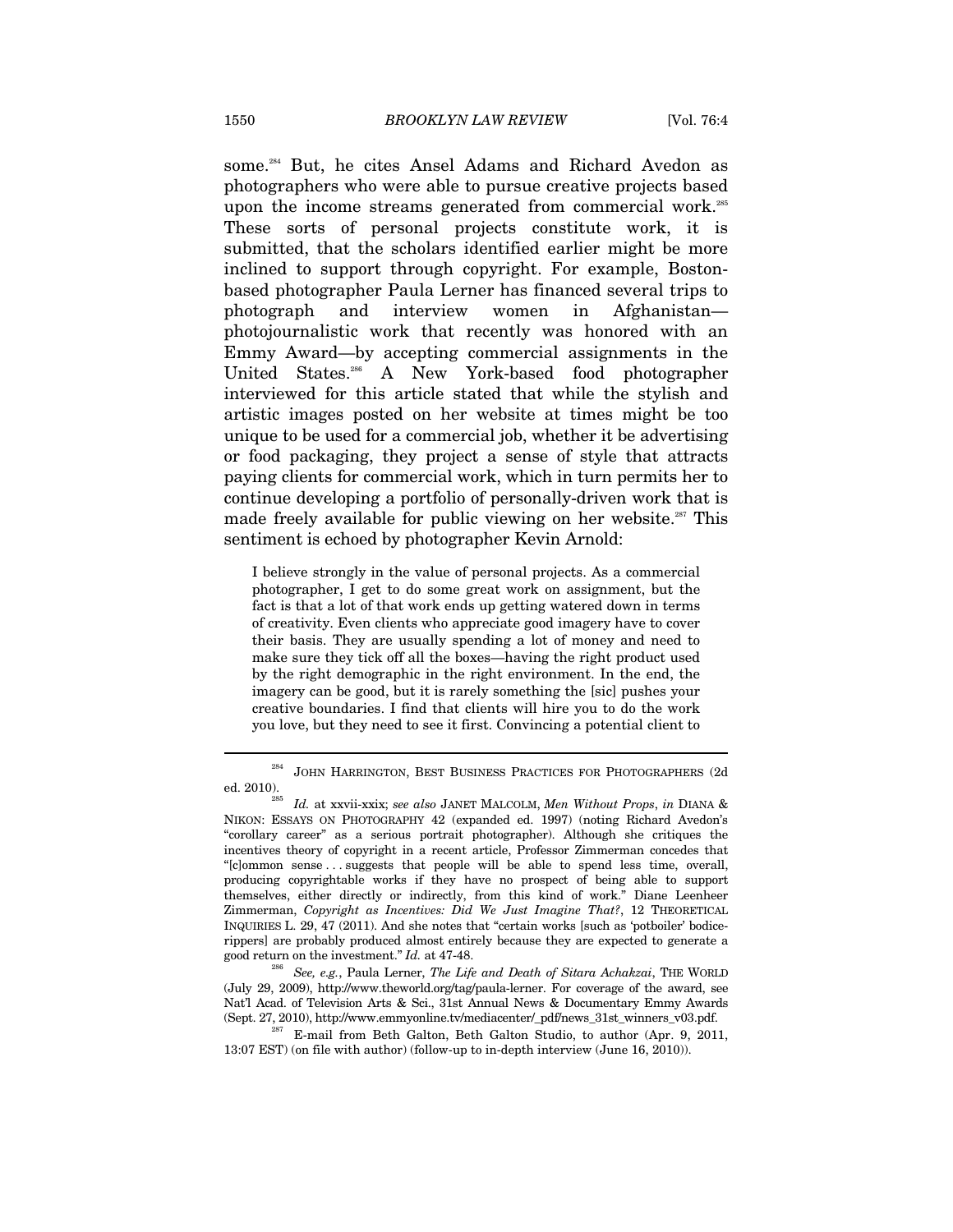some.[284] But, he cites Ansel Adams and Richard Avedon as photographers who were able to pursue creative projects based upon the income streams generated from commercial work.[285] These sorts of personal projects constitute work, it is submitted, that the scholars identified earlier might be more inclined to support through copyright. For example, Boston-based photographer Paula Lerner has financed several trips to photograph and interview women in Afghanistan—photojournalistic work that recently was honored with an Emmy Award—by accepting commercial assignments in the United States.[286] A New York-based food photographer interviewed for this article stated that while the stylish and artistic images posted on her website at times might be too unique to be used for a commercial job, whether it be advertising or food packaging, they project a sense of style that attracts paying clients for commercial work, which in turn permits her to continue developing a portfolio of personally-driven work that is made freely available for public viewing on her website.[287] This sentiment is echoed by photographer Kevin Arnold:

> I believe strongly in the value of personal projects. As a commercial photographer, I get to do some great work on assignment, but the fact is that a lot of that work ends up getting watered down in terms of creativity. Even clients who appreciate good imagery have to cover their basis. They are usually spending a lot of money and need to make sure they tick off all the boxes—having the right product used by the right demographic in the right environment. In the end, the imagery can be good, but it is rarely something the [sic] pushes your creative boundaries. I find that clients will hire you to do the work you love, but they need to see it first. Convincing a potential client to

---

[284] JOHN HARRINGTON, BEST BUSINESS PRACTICES FOR PHOTOGRAPHERS (2d ed. 2010).

[285] *Id.* at xxvii-xxix; *see also* JANET MALCOLM, *Men Without Props*, *in* DIANA & NIKON: ESSAYS ON PHOTOGRAPHY 42 (expanded ed. 1997) (noting Richard Avedon's "corollary career" as a serious portrait photographer). Although she critiques the incentives theory of copyright in a recent article, Professor Zimmerman concedes that "[c]ommon sense . . . suggests that people will be able to spend less time, overall, producing copyrightable works if they have no prospect of being able to support themselves, either directly or indirectly, from this kind of work." Diane Leenheer Zimmerman, *Copyright as Incentives: Did We Just Imagine That?*, 12 THEORETICAL INQUIRIES L. 29, 47 (2011). And she notes that "certain works [such as 'potboiler' bodice-rippers] are probably produced almost entirely because they are expected to generate a good return on the investment." *Id.* at 47-48.

[286] *See, e.g.*, Paula Lerner, *The Life and Death of Sitara Achakzai*, THE WORLD (July 29, 2009), http://www.theworld.org/tag/paula-lerner. For coverage of the award, see Nat'l Acad. of Television Arts & Sci., 31st Annual News & Documentary Emmy Awards (Sept. 27, 2010), http://www.emmyonline.tv/mediacenter/_pdf/news_31st_winners_v03.pdf.

[287] E-mail from Beth Galton, Beth Galton Studio, to author (Apr. 9, 2011, 13:07 EST) (on file with author) (follow-up to in-depth interview (June 16, 2010)).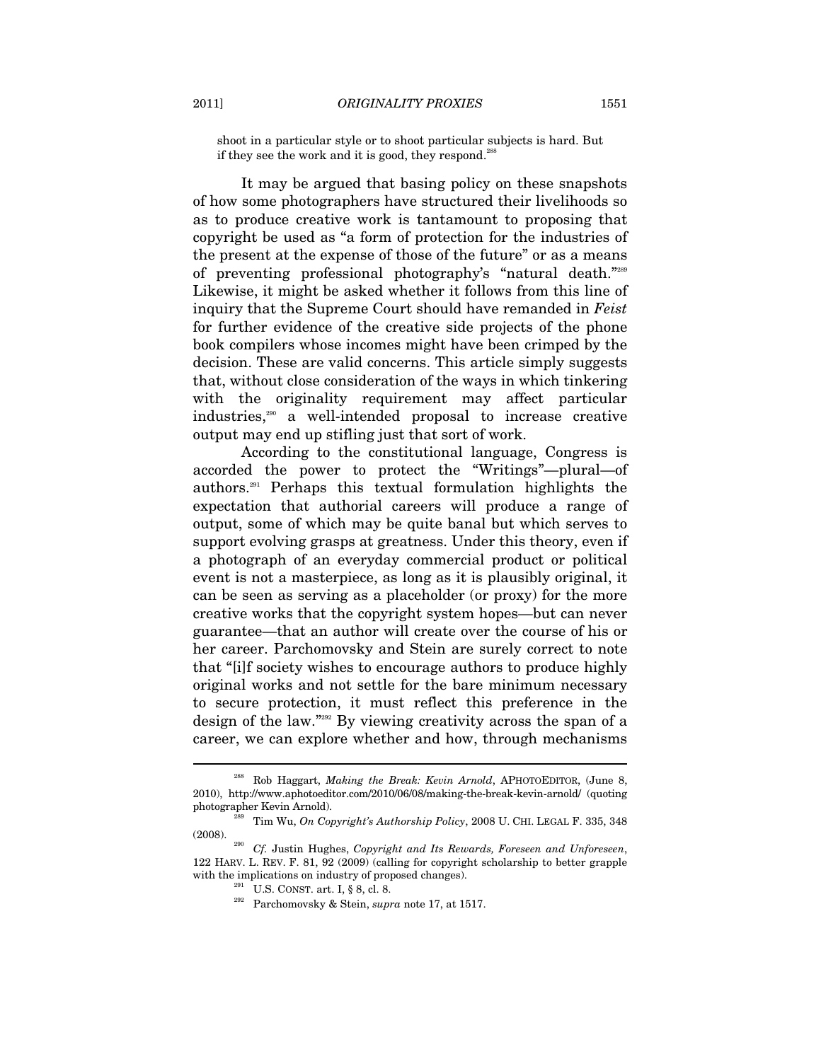shoot in a particular style or to shoot particular subjects is hard. But if they see the work and it is good, they respond.[288]

It may be argued that basing policy on these snapshots of how some photographers have structured their livelihoods so as to produce creative work is tantamount to proposing that copyright be used as "a form of protection for the industries of the present at the expense of those of the future" or as a means of preventing professional photography's "natural death."[289] Likewise, it might be asked whether it follows from this line of inquiry that the Supreme Court should have remanded in *Feist* for further evidence of the creative side projects of the phone book compilers whose incomes might have been crimped by the decision. These are valid concerns. This article simply suggests that, without close consideration of the ways in which tinkering with the originality requirement may affect particular industries,[290] a well-intended proposal to increase creative output may end up stifling just that sort of work.

According to the constitutional language, Congress is accorded the power to protect the "Writings"—plural—of authors.[291] Perhaps this textual formulation highlights the expectation that authorial careers will produce a range of output, some of which may be quite banal but which serves to support evolving grasps at greatness. Under this theory, even if a photograph of an everyday commercial product or political event is not a masterpiece, as long as it is plausibly original, it can be seen as serving as a placeholder (or proxy) for the more creative works that the copyright system hopes—but can never guarantee—that an author will create over the course of his or her career. Parchomovsky and Stein are surely correct to note that "[i]f society wishes to encourage authors to produce highly original works and not settle for the bare minimum necessary to secure protection, it must reflect this preference in the design of the law."[292] By viewing creativity across the span of a career, we can explore whether and how, through mechanisms

---

[288] Rob Haggart, *Making the Break: Kevin Arnold*, APHOTOEDITOR, (June 8, 2010), http://www.aphotoeditor.com/2010/06/08/making-the-break-kevin-arnold/ (quoting photographer Kevin Arnold).

[289] Tim Wu, *On Copyright's Authorship Policy*, 2008 U. CHI. LEGAL F. 335, 348 (2008).

[290] *Cf.* Justin Hughes, *Copyright and Its Rewards, Foreseen and Unforeseen*, 122 HARV. L. REV. F. 81, 92 (2009) (calling for copyright scholarship to better grapple with the implications on industry of proposed changes).

[291] U.S. CONST. art. I, § 8, cl. 8.

[292] Parchomovsky & Stein, *supra* note 17, at 1517.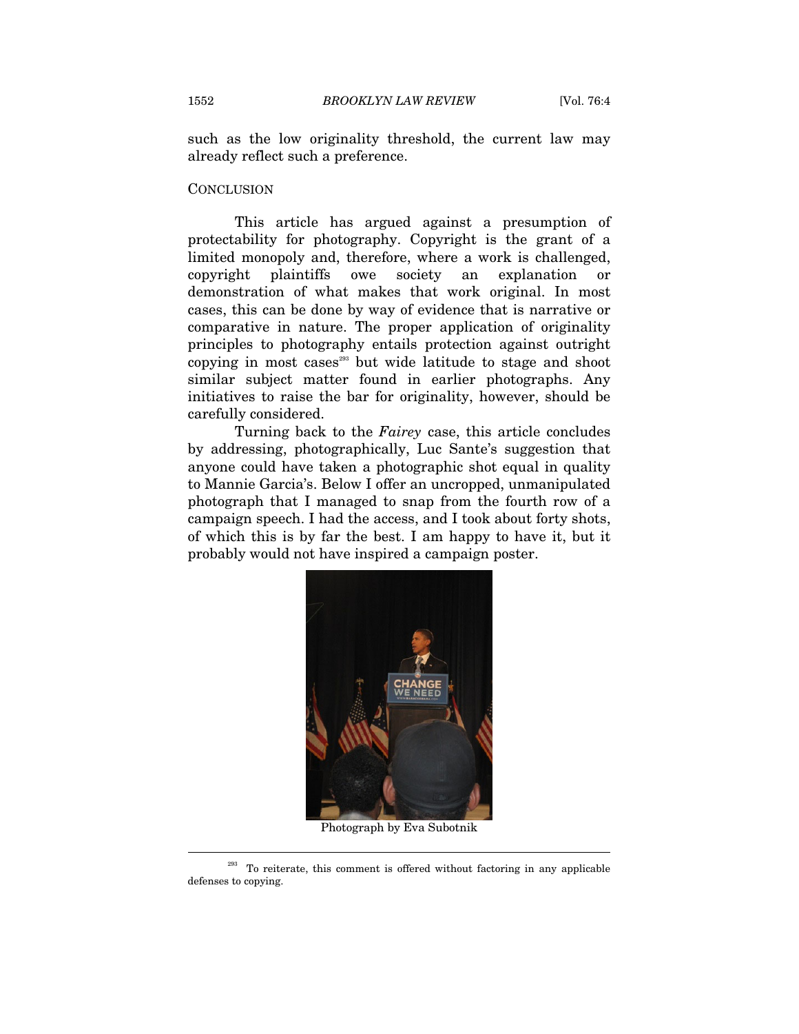such as the low originality threshold, the current law may already reflect such a preference.

## CONCLUSION

This article has argued against a presumption of protectability for photography. Copyright is the grant of a limited monopoly and, therefore, where a work is challenged, copyright plaintiffs owe society an explanation or demonstration of what makes that work original. In most cases, this can be done by way of evidence that is narrative or comparative in nature. The proper application of originality principles to photography entails protection against outright copying in most cases[293] but wide latitude to stage and shoot similar subject matter found in earlier photographs. Any initiatives to raise the bar for originality, however, should be carefully considered.

Turning back to the *Fairey* case, this article concludes by addressing, photographically, Luc Sante's suggestion that anyone could have taken a photographic shot equal in quality to Mannie Garcia's. Below I offer an uncropped, unmanipulated photograph that I managed to snap from the fourth row of a campaign speech. I had the access, and I took about forty shots, of which this is by far the best. I am happy to have it, but it probably would not have inspired a campaign poster.

Photograph by Eva Subotnik

[293] To reiterate, this comment is offered without factoring in any applicable defenses to copying.